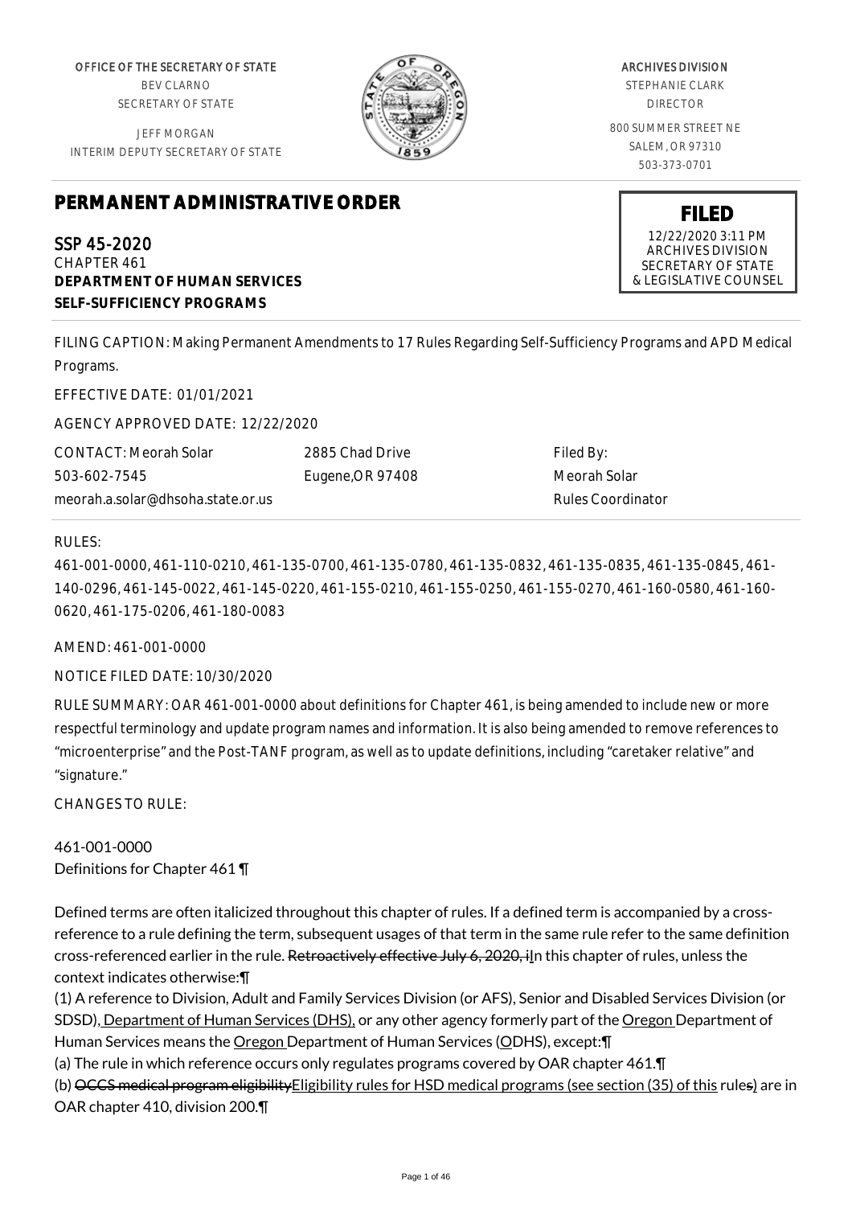OFFICE OF THE SECRETARY OF STATE
BEV CLARNO
SECRETARY OF STATE

JEFF MORGAN
INTERIM DEPUTY SECRETARY OF STATE

ARCHIVES DIVISION
STEPHANIE CLARK
DIRECTOR

800 SUMMER STREET NE
SALEM, OR 97310
503-373-0701

# PERMANENT ADMINISTRATIVE ORDER

**FILED**
12/22/2020 3:11 PM
ARCHIVES DIVISION
SECRETARY OF STATE
& LEGISLATIVE COUNSEL

SSP 45-2020
CHAPTER 461
**DEPARTMENT OF HUMAN SERVICES**
**SELF-SUFFICIENCY PROGRAMS**

FILING CAPTION: Making Permanent Amendments to 17 Rules Regarding Self-Sufficiency Programs and APD Medical Programs.

EFFECTIVE DATE: 01/01/2021

AGENCY APPROVED DATE: 12/22/2020

CONTACT: Meorah Solar
503-602-7545
meorah.a.solar@dhsoha.state.or.us

2885 Chad Drive
Eugene,OR 97408

Filed By:
Meorah Solar
Rules Coordinator

RULES:

461-001-0000, 461-110-0210, 461-135-0700, 461-135-0780, 461-135-0832, 461-135-0835, 461-135-0845, 461-140-0296, 461-145-0022, 461-145-0220, 461-155-0210, 461-155-0250, 461-155-0270, 461-160-0580, 461-160-0620, 461-175-0206, 461-180-0083

AMEND: 461-001-0000

NOTICE FILED DATE: 10/30/2020

RULE SUMMARY: OAR 461-001-0000 about definitions for Chapter 461, is being amended to include new or more respectful terminology and update program names and information. It is also being amended to remove references to "microenterprise" and the Post-TANF program, as well as to update definitions, including "caretaker relative" and "signature."

CHANGES TO RULE:

461-001-0000
Definitions for Chapter 461 ¶

Defined terms are often italicized throughout this chapter of rules. If a defined term is accompanied by a cross-reference to a rule defining the term, subsequent usages of that term in the same rule refer to the same definition cross-referenced earlier in the rule. ~~Retroactively effective July 6, 2020, i~~In this chapter of rules, unless the context indicates otherwise:¶

(1) A reference to Division, Adult and Family Services Division (or AFS), Senior and Disabled Services Division (or SDSD), Department of Human Services (DHS), or any other agency formerly part of the Oregon Department of Human Services means the Oregon Department of Human Services (ODHS), except:¶

(a) The rule in which reference occurs only regulates programs covered by OAR chapter 461.¶

(b) ~~OCCS medical program eligibility~~Eligibility rules for HSD medical programs (see section (35) of this rule~~s~~) are in OAR chapter 410, division 200.¶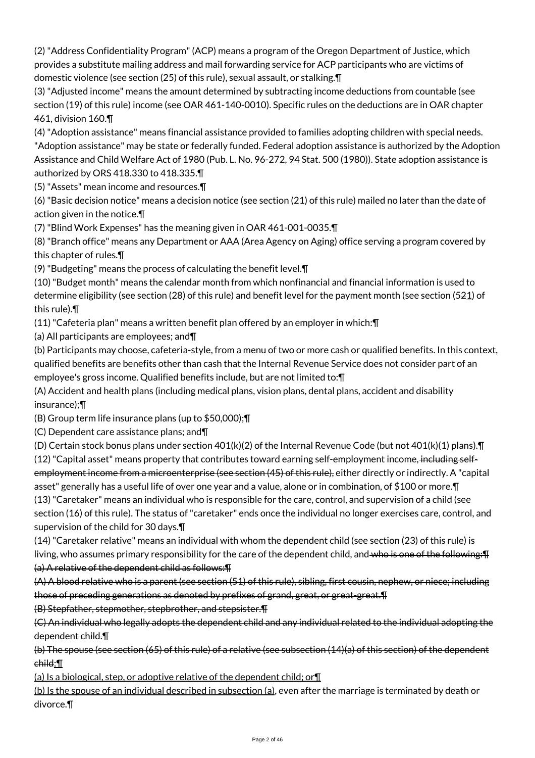(2) "Address Confidentiality Program" (ACP) means a program of the Oregon Department of Justice, which provides a substitute mailing address and mail forwarding service for ACP participants who are victims of domestic violence (see section (25) of this rule), sexual assault, or stalking.¶

(3) "Adjusted income" means the amount determined by subtracting income deductions from countable (see section (19) of this rule) income (see OAR 461-140-0010). Specific rules on the deductions are in OAR chapter 461, division 160.¶

(4) "Adoption assistance" means financial assistance provided to families adopting children with special needs. "Adoption assistance" may be state or federally funded. Federal adoption assistance is authorized by the Adoption Assistance and Child Welfare Act of 1980 (Pub. L. No. 96-272, 94 Stat. 500 (1980)). State adoption assistance is authorized by ORS 418.330 to 418.335.¶

(5) "Assets" mean income and resources.¶

(6) "Basic decision notice" means a decision notice (see section (21) of this rule) mailed no later than the date of action given in the notice.¶

(7) "Blind Work Expenses" has the meaning given in OAR 461-001-0035.¶

(8) "Branch office" means any Department or AAA (Area Agency on Aging) office serving a program covered by this chapter of rules.¶

(9) "Budgeting" means the process of calculating the benefit level.¶

(10) "Budget month" means the calendar month from which nonfinancial and financial information is used to determine eligibility (see section (28) of this rule) and benefit level for the payment month (see section (5~~2~~<u>1</u>) of this rule).¶

(11) "Cafeteria plan" means a written benefit plan offered by an employer in which:¶

(a) All participants are employees; and¶

(b) Participants may choose, cafeteria-style, from a menu of two or more cash or qualified benefits. In this context, qualified benefits are benefits other than cash that the Internal Revenue Service does not consider part of an employee's gross income. Qualified benefits include, but are not limited to:¶

(A) Accident and health plans (including medical plans, vision plans, dental plans, accident and disability insurance);¶

(B) Group term life insurance plans (up to $50,000);¶

(C) Dependent care assistance plans; and¶

(D) Certain stock bonus plans under section 401(k)(2) of the Internal Revenue Code (but not 401(k)(1) plans).¶

(12) "Capital asset" means property that contributes toward earning self-employment income~~, including self-employment income from a microenterprise (see section (45) of this rule),~~ either directly or indirectly. A "capital asset" generally has a useful life of over one year and a value, alone or in combination, of $100 or more.¶

(13) "Caretaker" means an individual who is responsible for the care, control, and supervision of a child (see section (16) of this rule). The status of "caretaker" ends once the individual no longer exercises care, control, and supervision of the child for 30 days.¶

(14) "Caretaker relative" means an individual with whom the dependent child (see section (23) of this rule) is living, who assumes primary responsibility for the care of the dependent child, and~~ who is one of the following:¶~~

~~(a) A relative of the dependent child as follows:¶~~

~~(A) A blood relative who is a parent (see section (51) of this rule), sibling, first cousin, nephew, or niece; including those of preceding generations as denoted by prefixes of grand, great, or great-great.¶~~

~~(B) Stepfather, stepmother, stepbrother, and stepsister.¶~~

~~(C) An individual who legally adopts the dependent child and any individual related to the individual adopting the dependent child.¶~~

~~(b) The spouse (see section (65) of this rule) of a relative (see subsection (14)(a) of this section) of the dependent child~~<u>:</u>¶

<u>(a) Is a biological, step, or adoptive relative of the dependent child; or</u>¶

<u>(b) Is the spouse of an individual described in subsection (a)</u>, even after the marriage is terminated by death or divorce.¶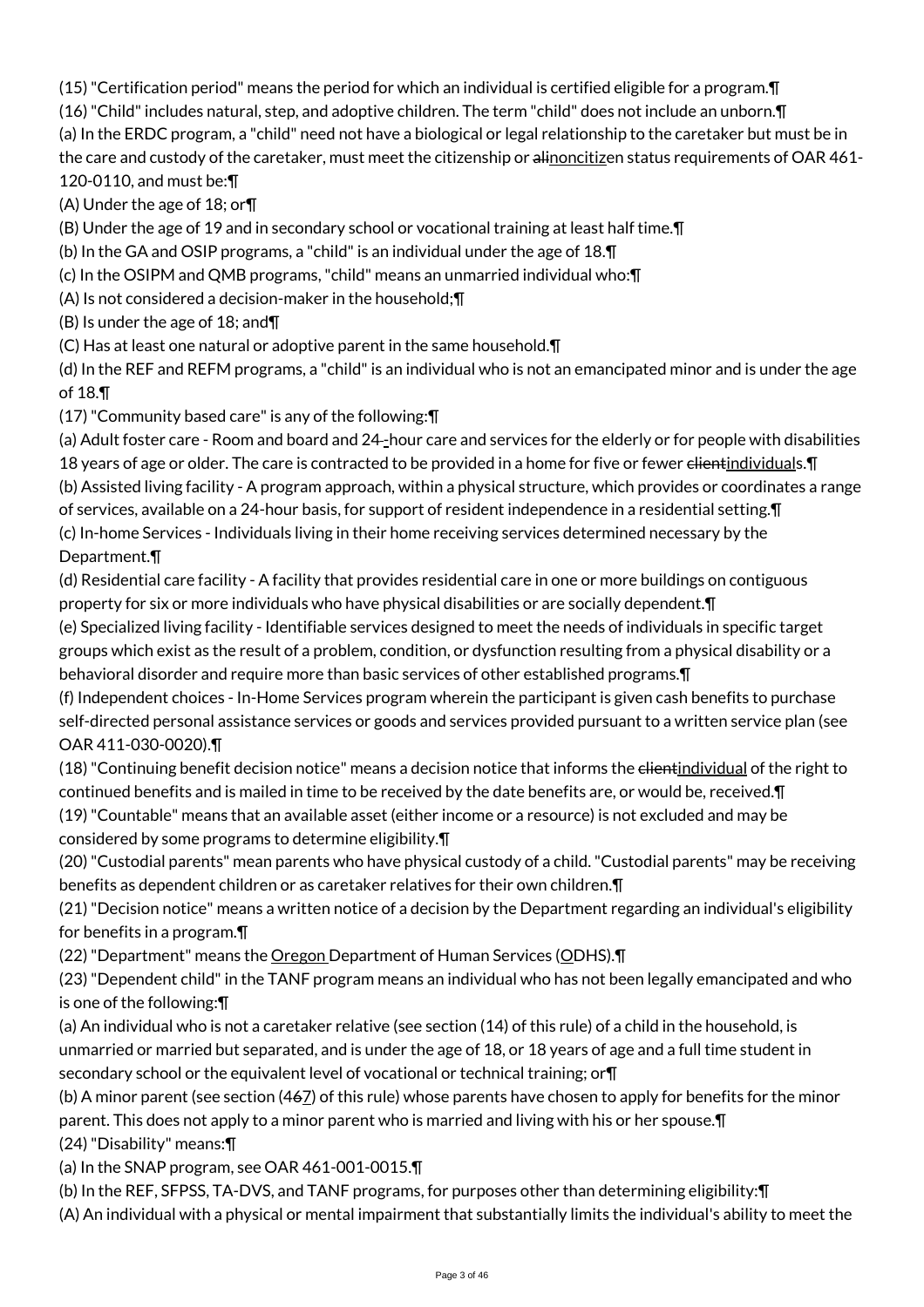(15) "Certification period" means the period for which an individual is certified eligible for a program.¶

(16) "Child" includes natural, step, and adoptive children. The term "child" does not include an unborn.¶

(a) In the ERDC program, a "child" need not have a biological or legal relationship to the caretaker but must be in the care and custody of the caretaker, must meet the citizenship or ~~ali~~noncitizen status requirements of OAR 461-120-0110, and must be:¶

(A) Under the age of 18; or¶

(B) Under the age of 19 and in secondary school or vocational training at least half time.¶

(b) In the GA and OSIP programs, a "child" is an individual under the age of 18.¶

(c) In the OSIPM and QMB programs, "child" means an unmarried individual who:¶

(A) Is not considered a decision-maker in the household;¶

(B) Is under the age of 18; and¶

(C) Has at least one natural or adoptive parent in the same household.¶

(d) In the REF and REFM programs, a "child" is an individual who is not an emancipated minor and is under the age of 18.¶

(17) "Community based care" is any of the following:¶

(a) Adult foster care - Room and board and 24-~~-~~hour care and services for the elderly or for people with disabilities 18 years of age or older. The care is contracted to be provided in a home for five or fewer ~~client~~individuals.¶

(b) Assisted living facility - A program approach, within a physical structure, which provides or coordinates a range of services, available on a 24-hour basis, for support of resident independence in a residential setting.¶

(c) In-home Services - Individuals living in their home receiving services determined necessary by the Department.¶

(d) Residential care facility - A facility that provides residential care in one or more buildings on contiguous property for six or more individuals who have physical disabilities or are socially dependent.¶

(e) Specialized living facility - Identifiable services designed to meet the needs of individuals in specific target groups which exist as the result of a problem, condition, or dysfunction resulting from a physical disability or a behavioral disorder and require more than basic services of other established programs.¶

(f) Independent choices - In-Home Services program wherein the participant is given cash benefits to purchase self-directed personal assistance services or goods and services provided pursuant to a written service plan (see OAR 411-030-0020).¶

(18) "Continuing benefit decision notice" means a decision notice that informs the ~~client~~individual of the right to continued benefits and is mailed in time to be received by the date benefits are, or would be, received.¶

(19) "Countable" means that an available asset (either income or a resource) is not excluded and may be considered by some programs to determine eligibility.¶

(20) "Custodial parents" mean parents who have physical custody of a child. "Custodial parents" may be receiving benefits as dependent children or as caretaker relatives for their own children.¶

(21) "Decision notice" means a written notice of a decision by the Department regarding an individual's eligibility for benefits in a program.¶

(22) "Department" means the Oregon Department of Human Services (ODHS).¶

(23) "Dependent child" in the TANF program means an individual who has not been legally emancipated and who is one of the following:¶

(a) An individual who is not a caretaker relative (see section (14) of this rule) of a child in the household, is unmarried or married but separated, and is under the age of 18, or 18 years of age and a full time student in secondary school or the equivalent level of vocational or technical training; or¶

(b) A minor parent (see section (4~~6~~7) of this rule) whose parents have chosen to apply for benefits for the minor parent. This does not apply to a minor parent who is married and living with his or her spouse.¶

(24) "Disability" means:¶

(a) In the SNAP program, see OAR 461-001-0015.¶

(b) In the REF, SFPSS, TA-DVS, and TANF programs, for purposes other than determining eligibility:¶

(A) An individual with a physical or mental impairment that substantially limits the individual's ability to meet the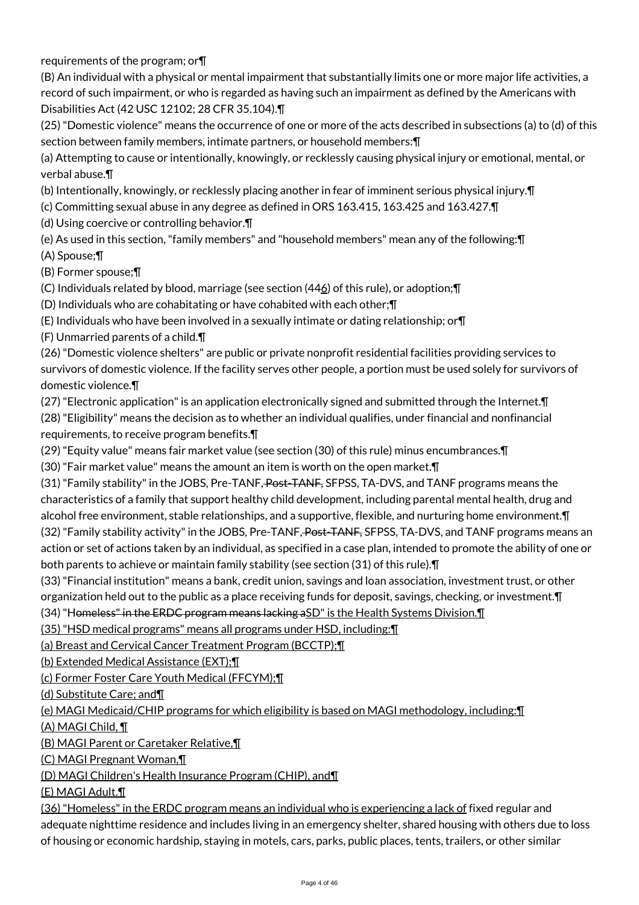requirements of the program; or¶

(B) An individual with a physical or mental impairment that substantially limits one or more major life activities, a record of such impairment, or who is regarded as having such an impairment as defined by the Americans with Disabilities Act (42 USC 12102; 28 CFR 35.104).¶

(25) "Domestic violence" means the occurrence of one or more of the acts described in subsections (a) to (d) of this section between family members, intimate partners, or household members:¶

(a) Attempting to cause or intentionally, knowingly, or recklessly causing physical injury or emotional, mental, or verbal abuse.¶

(b) Intentionally, knowingly, or recklessly placing another in fear of imminent serious physical injury.¶

(c) Committing sexual abuse in any degree as defined in ORS 163.415, 163.425 and 163.427.¶

(d) Using coercive or controlling behavior.¶

(e) As used in this section, "family members" and "household members" mean any of the following:¶

(A) Spouse;¶

(B) Former spouse;¶

(C) Individuals related by blood, marriage (see section (446) of this rule), or adoption;¶

(D) Individuals who are cohabitating or have cohabited with each other;¶

(E) Individuals who have been involved in a sexually intimate or dating relationship; or¶

(F) Unmarried parents of a child.¶

(26) "Domestic violence shelters" are public or private nonprofit residential facilities providing services to survivors of domestic violence. If the facility serves other people, a portion must be used solely for survivors of domestic violence.¶

(27) "Electronic application" is an application electronically signed and submitted through the Internet.¶

(28) "Eligibility" means the decision as to whether an individual qualifies, under financial and nonfinancial requirements, to receive program benefits.¶

(29) "Equity value" means fair market value (see section (30) of this rule) minus encumbrances.¶

(30) "Fair market value" means the amount an item is worth on the open market.¶

(31) "Family stability" in the JOBS, Pre-TANF, ~~Post-TANF,~~ SFPSS, TA-DVS, and TANF programs means the characteristics of a family that support healthy child development, including parental mental health, drug and alcohol free environment, stable relationships, and a supportive, flexible, and nurturing home environment.¶

(32) "Family stability activity" in the JOBS, Pre-TANF, ~~Post-TANF,~~ SFPSS, TA-DVS, and TANF programs means an action or set of actions taken by an individual, as specified in a case plan, intended to promote the ability of one or both parents to achieve or maintain family stability (see section (31) of this rule).¶

(33) "Financial institution" means a bank, credit union, savings and loan association, investment trust, or other organization held out to the public as a place receiving funds for deposit, savings, checking, or investment.¶

(34) "H~~omeless" in the ERDC program means lacking a~~SD" is the Health Systems Division.¶

(35) "HSD medical programs" means all programs under HSD, including:¶

(a) Breast and Cervical Cancer Treatment Program (BCCTP);¶

(b) Extended Medical Assistance (EXT);¶

(c) Former Foster Care Youth Medical (FFCYM);¶

(d) Substitute Care; and¶

(e) MAGI Medicaid/CHIP programs for which eligibility is based on MAGI methodology, including:¶

(A) MAGI Child, ¶

(B) MAGI Parent or Caretaker Relative,¶

(C) MAGI Pregnant Woman,¶

(D) MAGI Children's Health Insurance Program (CHIP), and¶

(E) MAGI Adult.¶

(36) "Homeless" in the ERDC program means an individual who is experiencing a lack of fixed regular and adequate nighttime residence and includes living in an emergency shelter, shared housing with others due to loss of housing or economic hardship, staying in motels, cars, parks, public places, tents, trailers, or other similar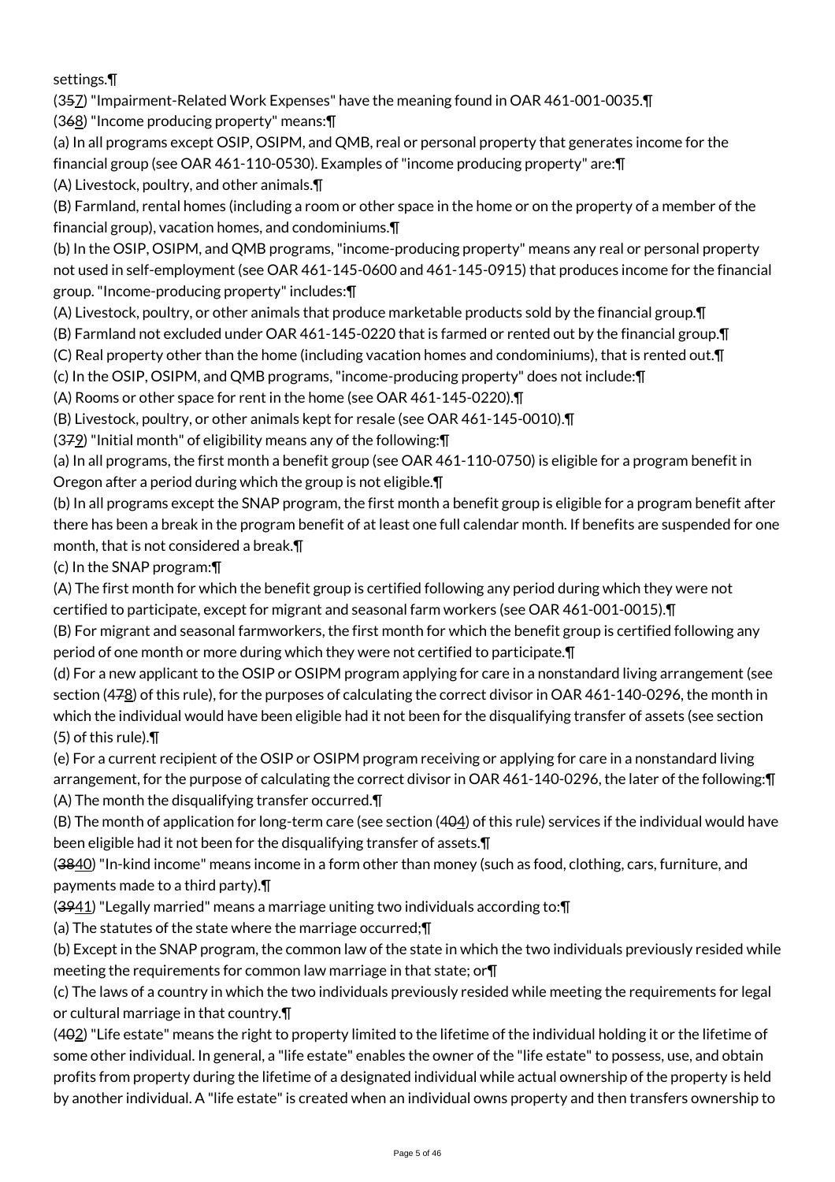settings.¶

(357) "Impairment-Related Work Expenses" have the meaning found in OAR 461-001-0035.¶

(368) "Income producing property" means:¶

(a) In all programs except OSIP, OSIPM, and QMB, real or personal property that generates income for the financial group (see OAR 461-110-0530). Examples of "income producing property" are:¶

(A) Livestock, poultry, and other animals.¶

(B) Farmland, rental homes (including a room or other space in the home or on the property of a member of the financial group), vacation homes, and condominiums.¶

(b) In the OSIP, OSIPM, and QMB programs, "income-producing property" means any real or personal property not used in self-employment (see OAR 461-145-0600 and 461-145-0915) that produces income for the financial group. "Income-producing property" includes:¶

(A) Livestock, poultry, or other animals that produce marketable products sold by the financial group.¶

(B) Farmland not excluded under OAR 461-145-0220 that is farmed or rented out by the financial group.¶

(C) Real property other than the home (including vacation homes and condominiums), that is rented out.¶

(c) In the OSIP, OSIPM, and QMB programs, "income-producing property" does not include:¶

(A) Rooms or other space for rent in the home (see OAR 461-145-0220).¶

(B) Livestock, poultry, or other animals kept for resale (see OAR 461-145-0010).¶

(379) "Initial month" of eligibility means any of the following:¶

(a) In all programs, the first month a benefit group (see OAR 461-110-0750) is eligible for a program benefit in Oregon after a period during which the group is not eligible.¶

(b) In all programs except the SNAP program, the first month a benefit group is eligible for a program benefit after there has been a break in the program benefit of at least one full calendar month. If benefits are suspended for one month, that is not considered a break.¶

(c) In the SNAP program:¶

(A) The first month for which the benefit group is certified following any period during which they were not certified to participate, except for migrant and seasonal farm workers (see OAR 461-001-0015).¶

(B) For migrant and seasonal farmworkers, the first month for which the benefit group is certified following any period of one month or more during which they were not certified to participate.¶

(d) For a new applicant to the OSIP or OSIPM program applying for care in a nonstandard living arrangement (see section (478) of this rule), for the purposes of calculating the correct divisor in OAR 461-140-0296, the month in which the individual would have been eligible had it not been for the disqualifying transfer of assets (see section (5) of this rule).¶

(e) For a current recipient of the OSIP or OSIPM program receiving or applying for care in a nonstandard living arrangement, for the purpose of calculating the correct divisor in OAR 461-140-0296, the later of the following:¶

(A) The month the disqualifying transfer occurred.¶

(B) The month of application for long-term care (see section (404) of this rule) services if the individual would have been eligible had it not been for the disqualifying transfer of assets.¶

(3840) "In-kind income" means income in a form other than money (such as food, clothing, cars, furniture, and payments made to a third party).¶

(3941) "Legally married" means a marriage uniting two individuals according to:¶

(a) The statutes of the state where the marriage occurred;¶

(b) Except in the SNAP program, the common law of the state in which the two individuals previously resided while meeting the requirements for common law marriage in that state; or¶

(c) The laws of a country in which the two individuals previously resided while meeting the requirements for legal or cultural marriage in that country.¶

(402) "Life estate" means the right to property limited to the lifetime of the individual holding it or the lifetime of some other individual. In general, a "life estate" enables the owner of the "life estate" to possess, use, and obtain profits from property during the lifetime of a designated individual while actual ownership of the property is held by another individual. A "life estate" is created when an individual owns property and then transfers ownership to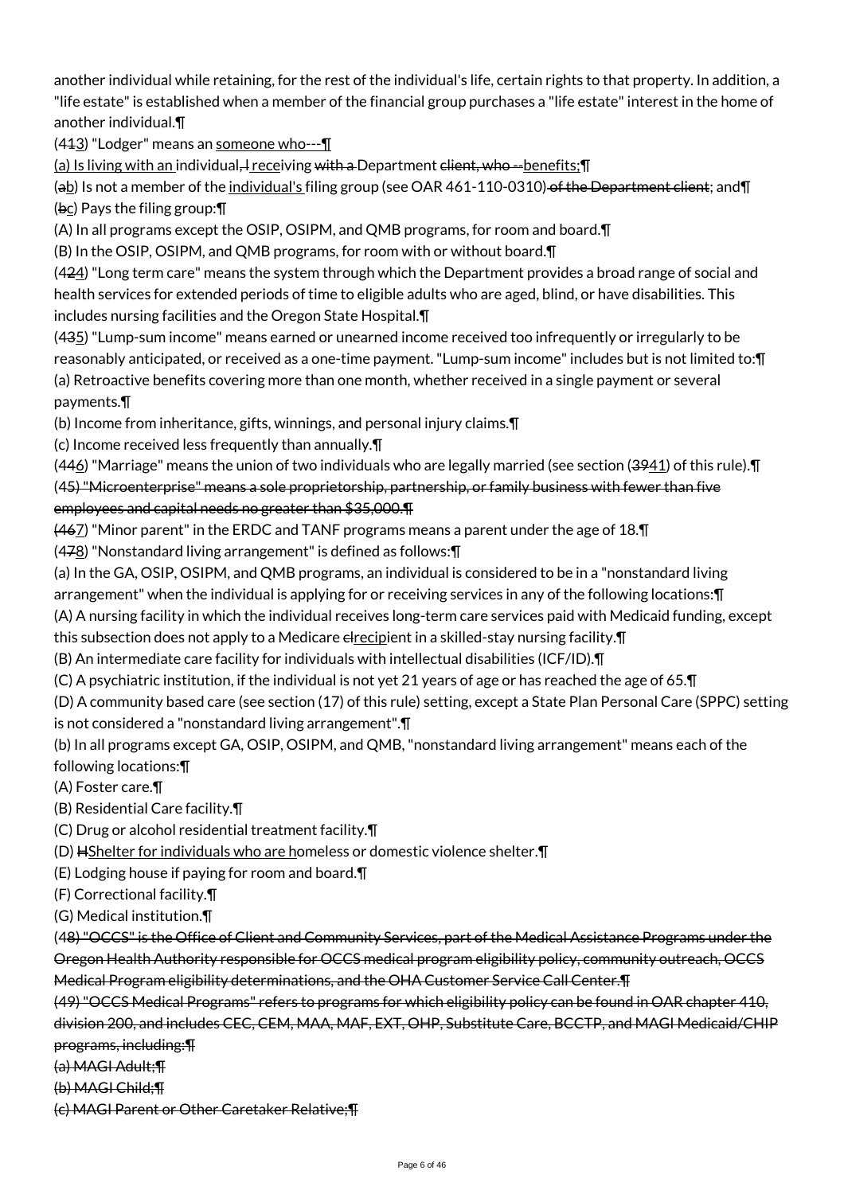another individual while retaining, for the rest of the individual's life, certain rights to that property. In addition, a "life estate" is established when a member of the financial group purchases a "life estate" interest in the home of another individual.¶

(4~~1~~<u>3</u>) "Lodger" means an <u>someone who---¶</u>

<u>(a) Is living with an </u>individual~~, I~~ <u>rece</u>iving ~~with a~~ Department ~~client, who --~~<u>benefits;</u>¶

(~~a~~<u>b</u>) Is not a member of the <u>individual's</u> filing group (see OAR 461-110-0310)~~ of the Department client~~; and¶

(~~b~~<u>c</u>) Pays the filing group:¶

(A) In all programs except the OSIP, OSIPM, and QMB programs, for room and board.¶

(B) In the OSIP, OSIPM, and QMB programs, for room with or without board.¶

(4~~2~~<u>4</u>) "Long term care" means the system through which the Department provides a broad range of social and health services for extended periods of time to eligible adults who are aged, blind, or have disabilities. This includes nursing facilities and the Oregon State Hospital.¶

(4~~3~~<u>5</u>) "Lump-sum income" means earned or unearned income received too infrequently or irregularly to be reasonably anticipated, or received as a one-time payment. "Lump-sum income" includes but is not limited to:¶

(a) Retroactive benefits covering more than one month, whether received in a single payment or several payments.¶

(b) Income from inheritance, gifts, winnings, and personal injury claims.¶

(c) Income received less frequently than annually.¶

(4~~4~~<u>6</u>) "Marriage" means the union of two individuals who are legally married (see section (~~39~~<u>41</u>) of this rule).¶

(4~~5) "Microenterprise" means a sole proprietorship, partnership, or family business with fewer than five employees and capital needs no greater than $35,000.¶~~

~~(46~~<u>7</u>) "Minor parent" in the ERDC and TANF programs means a parent under the age of 18.¶

(4~~7~~<u>8</u>) "Nonstandard living arrangement" is defined as follows:¶

(a) In the GA, OSIP, OSIPM, and QMB programs, an individual is considered to be in a "nonstandard living arrangement" when the individual is applying for or receiving services in any of the following locations:¶

(A) A nursing facility in which the individual receives long-term care services paid with Medicaid funding, except this subsection does not apply to a Medicare ~~cl~~<u>recip</u>ient in a skilled-stay nursing facility.¶

(B) An intermediate care facility for individuals with intellectual disabilities (ICF/ID).¶

(C) A psychiatric institution, if the individual is not yet 21 years of age or has reached the age of 65.¶

(D) A community based care (see section (17) of this rule) setting, except a State Plan Personal Care (SPPC) setting is not considered a "nonstandard living arrangement".¶

(b) In all programs except GA, OSIP, OSIPM, and QMB, "nonstandard living arrangement" means each of the following locations:¶

(A) Foster care.¶

(B) Residential Care facility.¶

(C) Drug or alcohol residential treatment facility.¶

(D) ~~H~~<u>Shelter for individuals who are h</u>omeless or domestic violence shelter.¶

(E) Lodging house if paying for room and board.¶

(F) Correctional facility.¶

(G) Medical institution.¶

(4~~8) "OCCS" is the Office of Client and Community Services, part of the Medical Assistance Programs under the Oregon Health Authority responsible for OCCS medical program eligibility policy, community outreach, OCCS Medical Program eligibility determinations, and the OHA Customer Service Call Center.¶~~

~~(49) "OCCS Medical Programs" refers to programs for which eligibility policy can be found in OAR chapter 410, division 200, and includes CEC, CEM, MAA, MAF, EXT, OHP, Substitute Care, BCCTP, and MAGI Medicaid/CHIP programs, including:¶~~

~~(a) MAGI Adult;¶~~

~~(b) MAGI Child;¶~~

~~(c) MAGI Parent or Other Caretaker Relative;¶~~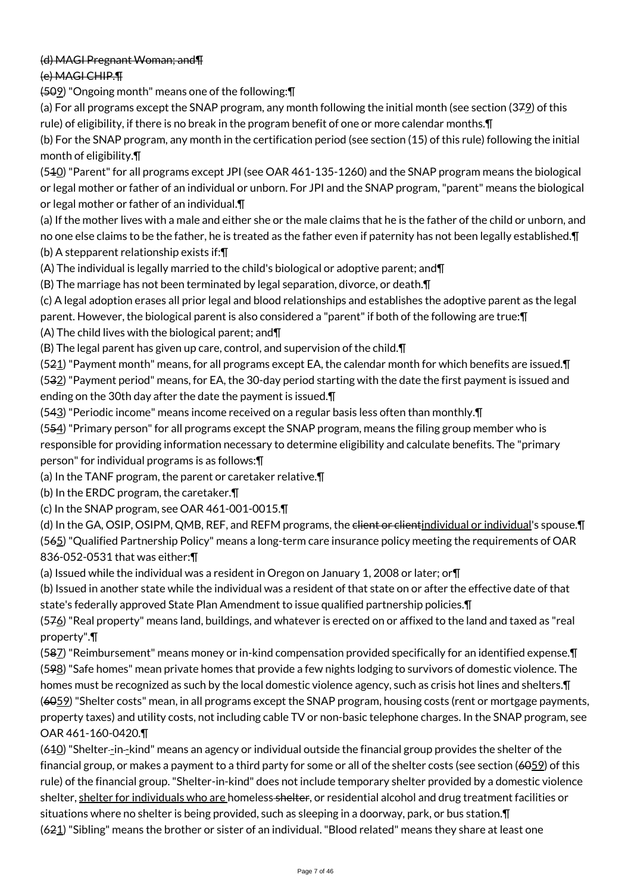~~(d) MAGI Pregnant Woman; and~~¶

~~(e) MAGI CHIP.~~¶

(5~~0~~9) "Ongoing month" means one of the following:¶

(a) For all programs except the SNAP program, any month following the initial month (see section (3~~7~~9) of this rule) of eligibility, if there is no break in the program benefit of one or more calendar months.¶

(b) For the SNAP program, any month in the certification period (see section (15) of this rule) following the initial month of eligibility.¶

(5~~1~~0) "Parent" for all programs except JPI (see OAR 461-135-1260) and the SNAP program means the biological or legal mother or father of an individual or unborn. For JPI and the SNAP program, "parent" means the biological or legal mother or father of an individual.¶

(a) If the mother lives with a male and either she or the male claims that he is the father of the child or unborn, and no one else claims to be the father, he is treated as the father even if paternity has not been legally established.¶

(b) A stepparent relationship exists if:¶

(A) The individual is legally married to the child's biological or adoptive parent; and¶

(B) The marriage has not been terminated by legal separation, divorce, or death.¶

(c) A legal adoption erases all prior legal and blood relationships and establishes the adoptive parent as the legal parent. However, the biological parent is also considered a "parent" if both of the following are true:¶

(A) The child lives with the biological parent; and¶

(B) The legal parent has given up care, control, and supervision of the child.¶

(5~~2~~1) "Payment month" means, for all programs except EA, the calendar month for which benefits are issued.¶

(5~~3~~2) "Payment period" means, for EA, the 30-day period starting with the date the first payment is issued and ending on the 30th day after the date the payment is issued.¶

(5~~4~~3) "Periodic income" means income received on a regular basis less often than monthly.¶

(5~~5~~4) "Primary person" for all programs except the SNAP program, means the filing group member who is responsible for providing information necessary to determine eligibility and calculate benefits. The "primary person" for individual programs is as follows:¶

(a) In the TANF program, the parent or caretaker relative.¶

(b) In the ERDC program, the caretaker.¶

(c) In the SNAP program, see OAR 461-001-0015.¶

(d) In the GA, OSIP, OSIPM, QMB, REF, and REFM programs, the ~~client or client~~individual or individual's spouse.¶

(5~~6~~5) "Qualified Partnership Policy" means a long-term care insurance policy meeting the requirements of OAR 836-052-0531 that was either:¶

(a) Issued while the individual was a resident in Oregon on January 1, 2008 or later; or¶

(b) Issued in another state while the individual was a resident of that state on or after the effective date of that state's federally approved State Plan Amendment to issue qualified partnership policies.¶

(5~~7~~6) "Real property" means land, buildings, and whatever is erected on or affixed to the land and taxed as "real property".¶

(5~~8~~7) "Reimbursement" means money or in-kind compensation provided specifically for an identified expense.¶

(5~~9~~8) "Safe homes" mean private homes that provide a few nights lodging to survivors of domestic violence. The homes must be recognized as such by the local domestic violence agency, such as crisis hot lines and shelters.¶

(~~60~~59) "Shelter costs" mean, in all programs except the SNAP program, housing costs (rent or mortgage payments, property taxes) and utility costs, not including cable TV or non-basic telephone charges. In the SNAP program, see OAR 461-160-0420.¶

(6~~1~~0) "Shelter-~~-~~in-~~-~~kind" means an agency or individual outside the financial group provides the shelter of the financial group, or makes a payment to a third party for some or all of the shelter costs (see section (~~60~~59) of this rule) of the financial group. "Shelter-in-kind" does not include temporary shelter provided by a domestic violence shelter, shelter for individuals who are homeless~~ shelter~~, or residential alcohol and drug treatment facilities or situations where no shelter is being provided, such as sleeping in a doorway, park, or bus station.¶

(6~~2~~1) "Sibling" means the brother or sister of an individual. "Blood related" means they share at least one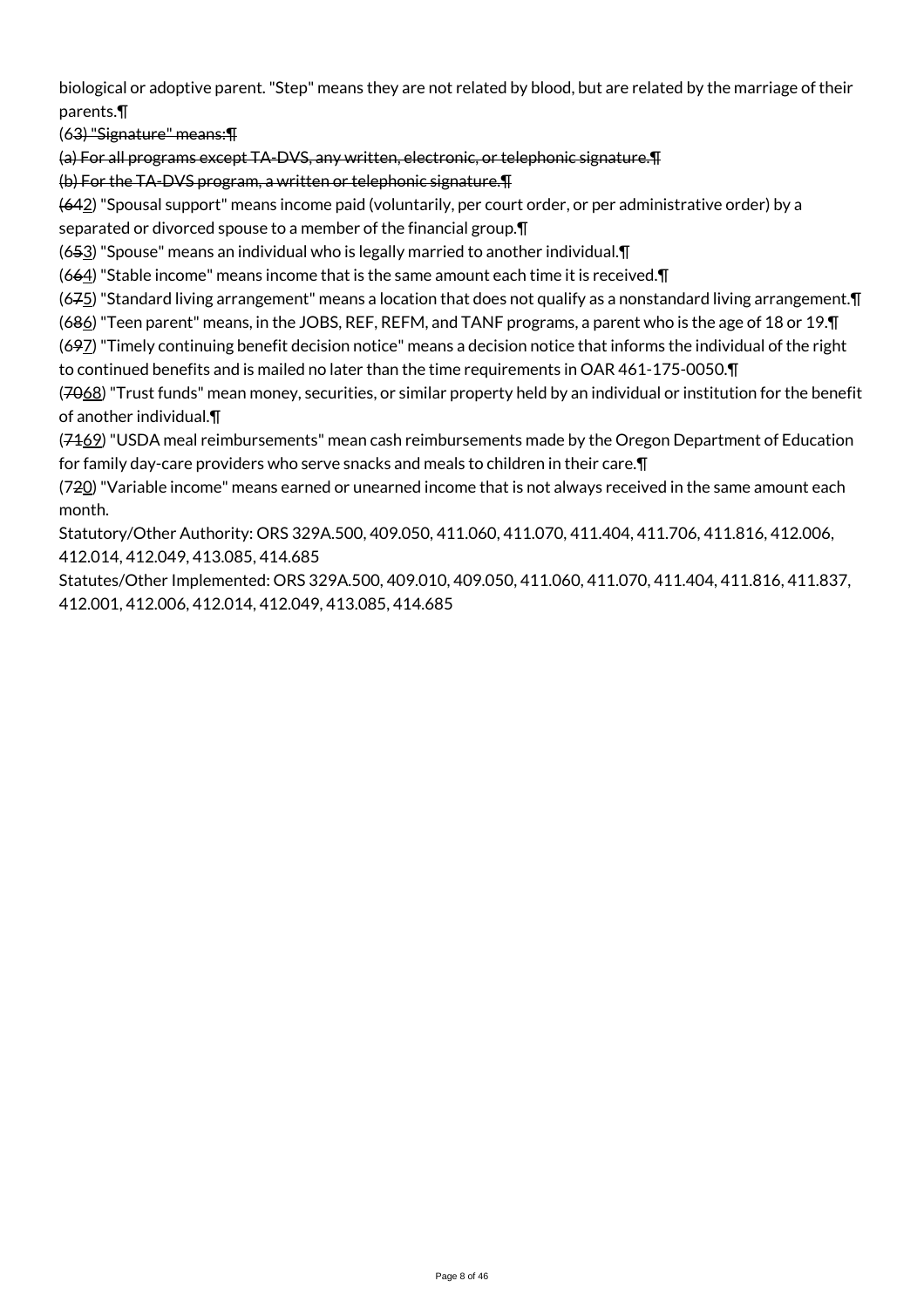biological or adoptive parent. "Step" means they are not related by blood, but are related by the marriage of their parents.¶

(63) "Signature" means:¶

(a) For all programs except TA-DVS, any written, electronic, or telephonic signature.¶

(b) For the TA-DVS program, a written or telephonic signature.¶

(642) "Spousal support" means income paid (voluntarily, per court order, or per administrative order) by a separated or divorced spouse to a member of the financial group.¶

(653) "Spouse" means an individual who is legally married to another individual.¶

(664) "Stable income" means income that is the same amount each time it is received.¶

(675) "Standard living arrangement" means a location that does not qualify as a nonstandard living arrangement.¶

(686) "Teen parent" means, in the JOBS, REF, REFM, and TANF programs, a parent who is the age of 18 or 19.¶

(697) "Timely continuing benefit decision notice" means a decision notice that informs the individual of the right to continued benefits and is mailed no later than the time requirements in OAR 461-175-0050.¶

(7068) "Trust funds" mean money, securities, or similar property held by an individual or institution for the benefit of another individual.¶

(7169) "USDA meal reimbursements" mean cash reimbursements made by the Oregon Department of Education for family day-care providers who serve snacks and meals to children in their care.¶

(720) "Variable income" means earned or unearned income that is not always received in the same amount each month.

Statutory/Other Authority: ORS 329A.500, 409.050, 411.060, 411.070, 411.404, 411.706, 411.816, 412.006, 412.014, 412.049, 413.085, 414.685

Statutes/Other Implemented: ORS 329A.500, 409.010, 409.050, 411.060, 411.070, 411.404, 411.816, 411.837, 412.001, 412.006, 412.014, 412.049, 413.085, 414.685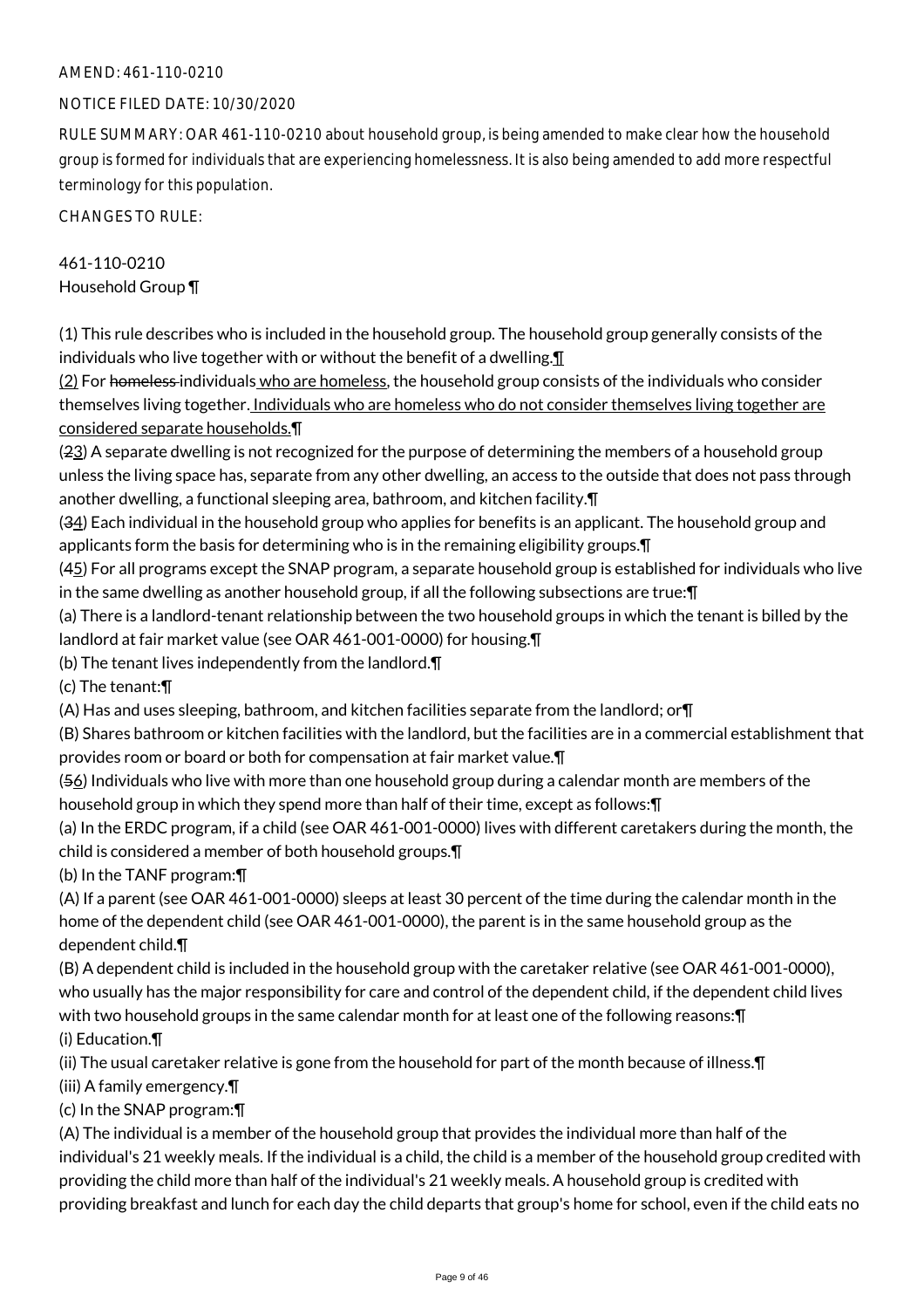AMEND: 461-110-0210

NOTICE FILED DATE: 10/30/2020

RULE SUMMARY: OAR 461-110-0210 about household group, is being amended to make clear how the household group is formed for individuals that are experiencing homelessness. It is also being amended to add more respectful terminology for this population.

CHANGES TO RULE:

461-110-0210
Household Group ¶

(1) This rule describes who is included in the household group. The household group generally consists of the individuals who live together with or without the benefit of a dwelling.¶
(2) For homeless individuals who are homeless, the household group consists of the individuals who consider themselves living together. Individuals who are homeless who do not consider themselves living together are considered separate households.¶
(23) A separate dwelling is not recognized for the purpose of determining the members of a household group unless the living space has, separate from any other dwelling, an access to the outside that does not pass through another dwelling, a functional sleeping area, bathroom, and kitchen facility.¶
(34) Each individual in the household group who applies for benefits is an applicant. The household group and applicants form the basis for determining who is in the remaining eligibility groups.¶
(45) For all programs except the SNAP program, a separate household group is established for individuals who live in the same dwelling as another household group, if all the following subsections are true:¶
(a) There is a landlord-tenant relationship between the two household groups in which the tenant is billed by the landlord at fair market value (see OAR 461-001-0000) for housing.¶
(b) The tenant lives independently from the landlord.¶
(c) The tenant:¶
(A) Has and uses sleeping, bathroom, and kitchen facilities separate from the landlord; or¶
(B) Shares bathroom or kitchen facilities with the landlord, but the facilities are in a commercial establishment that provides room or board or both for compensation at fair market value.¶
(56) Individuals who live with more than one household group during a calendar month are members of the household group in which they spend more than half of their time, except as follows:¶
(a) In the ERDC program, if a child (see OAR 461-001-0000) lives with different caretakers during the month, the child is considered a member of both household groups.¶
(b) In the TANF program:¶
(A) If a parent (see OAR 461-001-0000) sleeps at least 30 percent of the time during the calendar month in the home of the dependent child (see OAR 461-001-0000), the parent is in the same household group as the dependent child.¶
(B) A dependent child is included in the household group with the caretaker relative (see OAR 461-001-0000), who usually has the major responsibility for care and control of the dependent child, if the dependent child lives with two household groups in the same calendar month for at least one of the following reasons:¶
(i) Education.¶
(ii) The usual caretaker relative is gone from the household for part of the month because of illness.¶
(iii) A family emergency.¶
(c) In the SNAP program:¶
(A) The individual is a member of the household group that provides the individual more than half of the individual's 21 weekly meals. If the individual is a child, the child is a member of the household group credited with providing the child more than half of the individual's 21 weekly meals. A household group is credited with providing breakfast and lunch for each day the child departs that group's home for school, even if the child eats no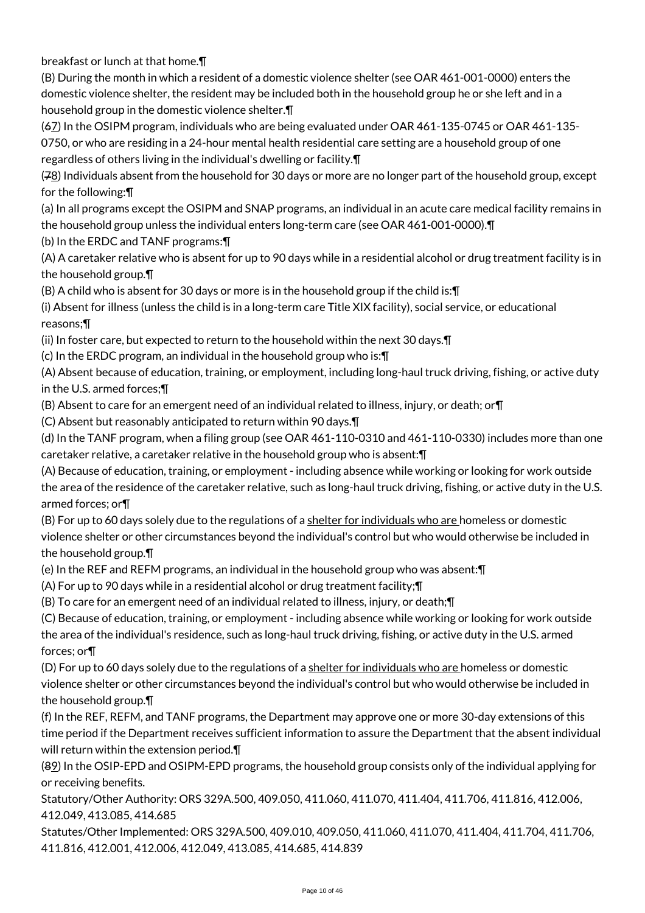breakfast or lunch at that home.¶

(B) During the month in which a resident of a domestic violence shelter (see OAR 461-001-0000) enters the domestic violence shelter, the resident may be included both in the household group he or she left and in a household group in the domestic violence shelter.¶

(~~6~~7) In the OSIPM program, individuals who are being evaluated under OAR 461-135-0745 or OAR 461-135-0750, or who are residing in a 24-hour mental health residential care setting are a household group of one regardless of others living in the individual's dwelling or facility.¶

(~~7~~8) Individuals absent from the household for 30 days or more are no longer part of the household group, except for the following:¶

(a) In all programs except the OSIPM and SNAP programs, an individual in an acute care medical facility remains in the household group unless the individual enters long-term care (see OAR 461-001-0000).¶

(b) In the ERDC and TANF programs:¶

(A) A caretaker relative who is absent for up to 90 days while in a residential alcohol or drug treatment facility is in the household group.¶

(B) A child who is absent for 30 days or more is in the household group if the child is:¶

(i) Absent for illness (unless the child is in a long-term care Title XIX facility), social service, or educational reasons;¶

(ii) In foster care, but expected to return to the household within the next 30 days.¶

(c) In the ERDC program, an individual in the household group who is:¶

(A) Absent because of education, training, or employment, including long-haul truck driving, fishing, or active duty in the U.S. armed forces;¶

(B) Absent to care for an emergent need of an individual related to illness, injury, or death; or¶

(C) Absent but reasonably anticipated to return within 90 days.¶

(d) In the TANF program, when a filing group (see OAR 461-110-0310 and 461-110-0330) includes more than one caretaker relative, a caretaker relative in the household group who is absent:¶

(A) Because of education, training, or employment - including absence while working or looking for work outside the area of the residence of the caretaker relative, such as long-haul truck driving, fishing, or active duty in the U.S. armed forces; or¶

(B) For up to 60 days solely due to the regulations of a <u>shelter for individuals who are </u>homeless or domestic violence shelter or other circumstances beyond the individual's control but who would otherwise be included in the household group.¶

(e) In the REF and REFM programs, an individual in the household group who was absent:¶

(A) For up to 90 days while in a residential alcohol or drug treatment facility;¶

(B) To care for an emergent need of an individual related to illness, injury, or death;¶

(C) Because of education, training, or employment - including absence while working or looking for work outside the area of the individual's residence, such as long-haul truck driving, fishing, or active duty in the U.S. armed forces; or¶

(D) For up to 60 days solely due to the regulations of a <u>shelter for individuals who are </u>homeless or domestic violence shelter or other circumstances beyond the individual's control but who would otherwise be included in the household group.¶

(f) In the REF, REFM, and TANF programs, the Department may approve one or more 30-day extensions of this time period if the Department receives sufficient information to assure the Department that the absent individual will return within the extension period.¶

(~~8~~9) In the OSIP-EPD and OSIPM-EPD programs, the household group consists only of the individual applying for or receiving benefits.

Statutory/Other Authority: ORS 329A.500, 409.050, 411.060, 411.070, 411.404, 411.706, 411.816, 412.006, 412.049, 413.085, 414.685

Statutes/Other Implemented: ORS 329A.500, 409.010, 409.050, 411.060, 411.070, 411.404, 411.704, 411.706, 411.816, 412.001, 412.006, 412.049, 413.085, 414.685, 414.839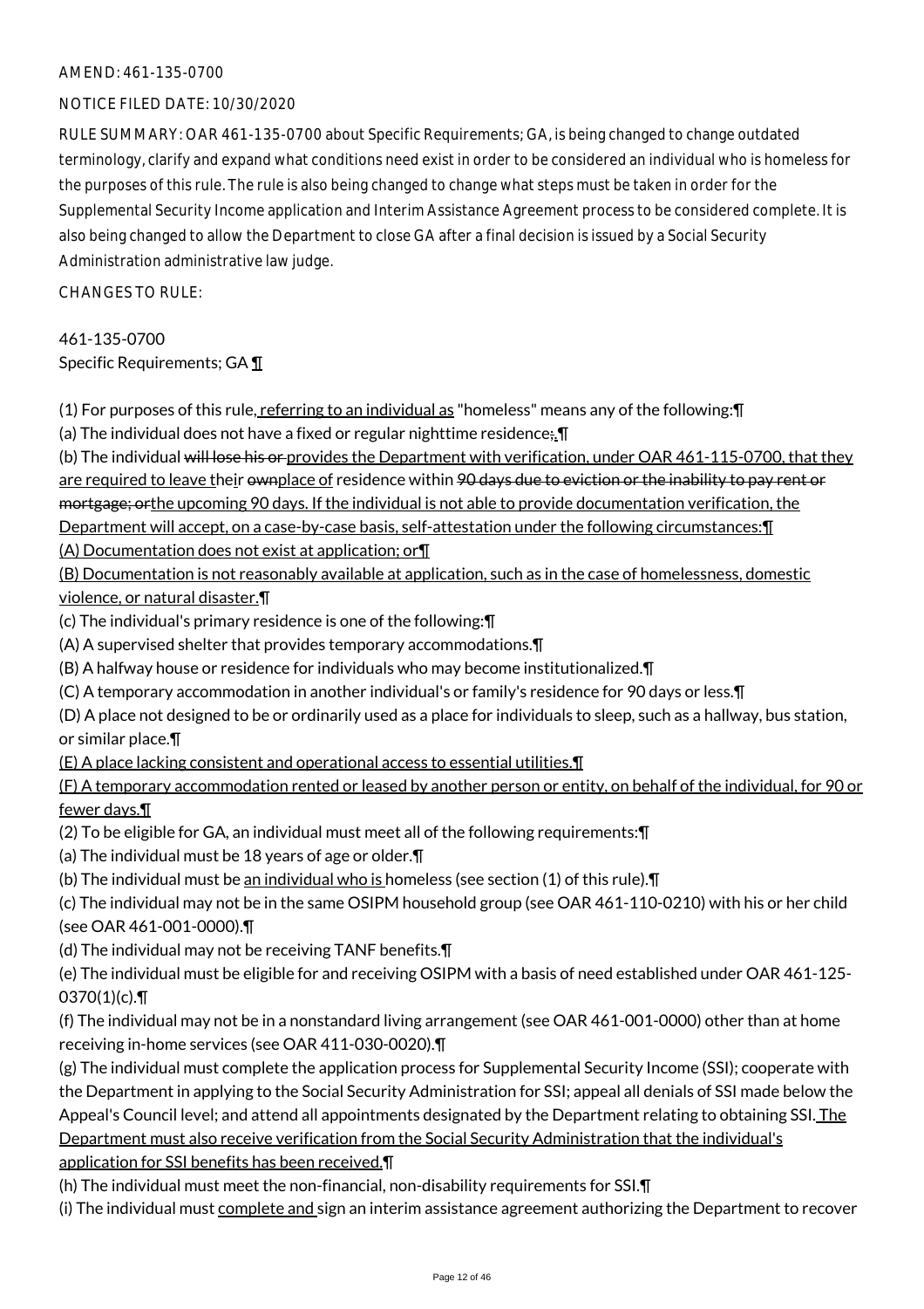AMEND: 461-135-0700

NOTICE FILED DATE: 10/30/2020

RULE SUMMARY: OAR 461-135-0700 about Specific Requirements; GA, is being changed to change outdated terminology, clarify and expand what conditions need exist in order to be considered an individual who is homeless for the purposes of this rule. The rule is also being changed to change what steps must be taken in order for the Supplemental Security Income application and Interim Assistance Agreement process to be considered complete. It is also being changed to allow the Department to close GA after a final decision is issued by a Social Security Administration administrative law judge.

CHANGES TO RULE:

461-135-0700
Specific Requirements; GA ¶

(1) For purposes of this rule, referring to an individual as "homeless" means any of the following:¶
(a) The individual does not have a fixed or regular nighttime residence;.¶
(b) The individual will lose his or provides the Department with verification, under OAR 461-115-0700, that they are required to leave their ownplace of residence within 90 days due to eviction or the inability to pay rent or mortgage; orthe upcoming 90 days. If the individual is not able to provide documentation verification, the Department will accept, on a case-by-case basis, self-attestation under the following circumstances:¶
(A) Documentation does not exist at application; or¶
(B) Documentation is not reasonably available at application, such as in the case of homelessness, domestic violence, or natural disaster.¶
(c) The individual's primary residence is one of the following:¶
(A) A supervised shelter that provides temporary accommodations.¶
(B) A halfway house or residence for individuals who may become institutionalized.¶
(C) A temporary accommodation in another individual's or family's residence for 90 days or less.¶
(D) A place not designed to be or ordinarily used as a place for individuals to sleep, such as a hallway, bus station, or similar place.¶
(E) A place lacking consistent and operational access to essential utilities.¶
(F) A temporary accommodation rented or leased by another person or entity, on behalf of the individual, for 90 or fewer days.¶
(2) To be eligible for GA, an individual must meet all of the following requirements:¶
(a) The individual must be 18 years of age or older.¶
(b) The individual must be an individual who is homeless (see section (1) of this rule).¶
(c) The individual may not be in the same OSIPM household group (see OAR 461-110-0210) with his or her child (see OAR 461-001-0000).¶
(d) The individual may not be receiving TANF benefits.¶
(e) The individual must be eligible for and receiving OSIPM with a basis of need established under OAR 461-125-0370(1)(c).¶
(f) The individual may not be in a nonstandard living arrangement (see OAR 461-001-0000) other than at home receiving in-home services (see OAR 411-030-0020).¶
(g) The individual must complete the application process for Supplemental Security Income (SSI); cooperate with the Department in applying to the Social Security Administration for SSI; appeal all denials of SSI made below the Appeal's Council level; and attend all appointments designated by the Department relating to obtaining SSI. The Department must also receive verification from the Social Security Administration that the individual's application for SSI benefits has been received.¶
(h) The individual must meet the non-financial, non-disability requirements for SSI.¶
(i) The individual must complete and sign an interim assistance agreement authorizing the Department to recover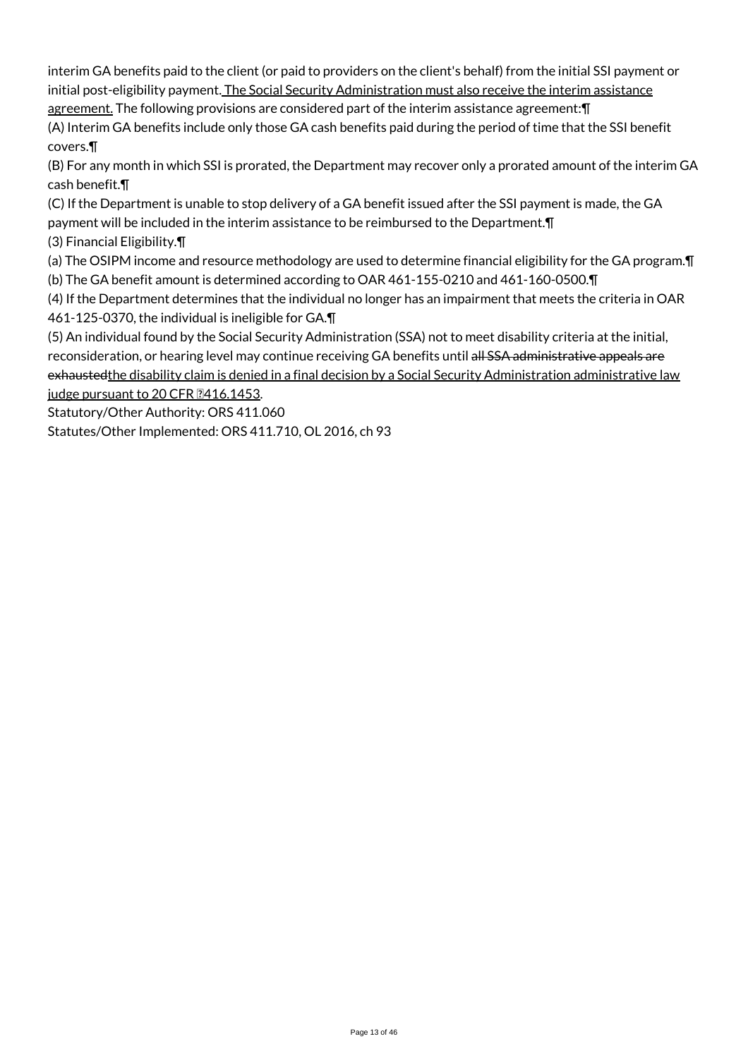interim GA benefits paid to the client (or paid to providers on the client's behalf) from the initial SSI payment or initial post-eligibility payment. <u>The Social Security Administration must also receive the interim assistance agreement.</u> The following provisions are considered part of the interim assistance agreement:¶

(A) Interim GA benefits include only those GA cash benefits paid during the period of time that the SSI benefit covers.¶

(B) For any month in which SSI is prorated, the Department may recover only a prorated amount of the interim GA cash benefit.¶

(C) If the Department is unable to stop delivery of a GA benefit issued after the SSI payment is made, the GA payment will be included in the interim assistance to be reimbursed to the Department.¶

(3) Financial Eligibility.¶

(a) The OSIPM income and resource methodology are used to determine financial eligibility for the GA program.¶

(b) The GA benefit amount is determined according to OAR 461-155-0210 and 461-160-0500.¶

(4) If the Department determines that the individual no longer has an impairment that meets the criteria in OAR 461-125-0370, the individual is ineligible for GA.¶

(5) An individual found by the Social Security Administration (SSA) not to meet disability criteria at the initial, reconsideration, or hearing level may continue receiving GA benefits until ~~all SSA administrative appeals are exhausted~~<u>the disability claim is denied in a final decision by a Social Security Administration administrative law judge pursuant to 20 CFR §416.1453</u>.

Statutory/Other Authority: ORS 411.060

Statutes/Other Implemented: ORS 411.710, OL 2016, ch 93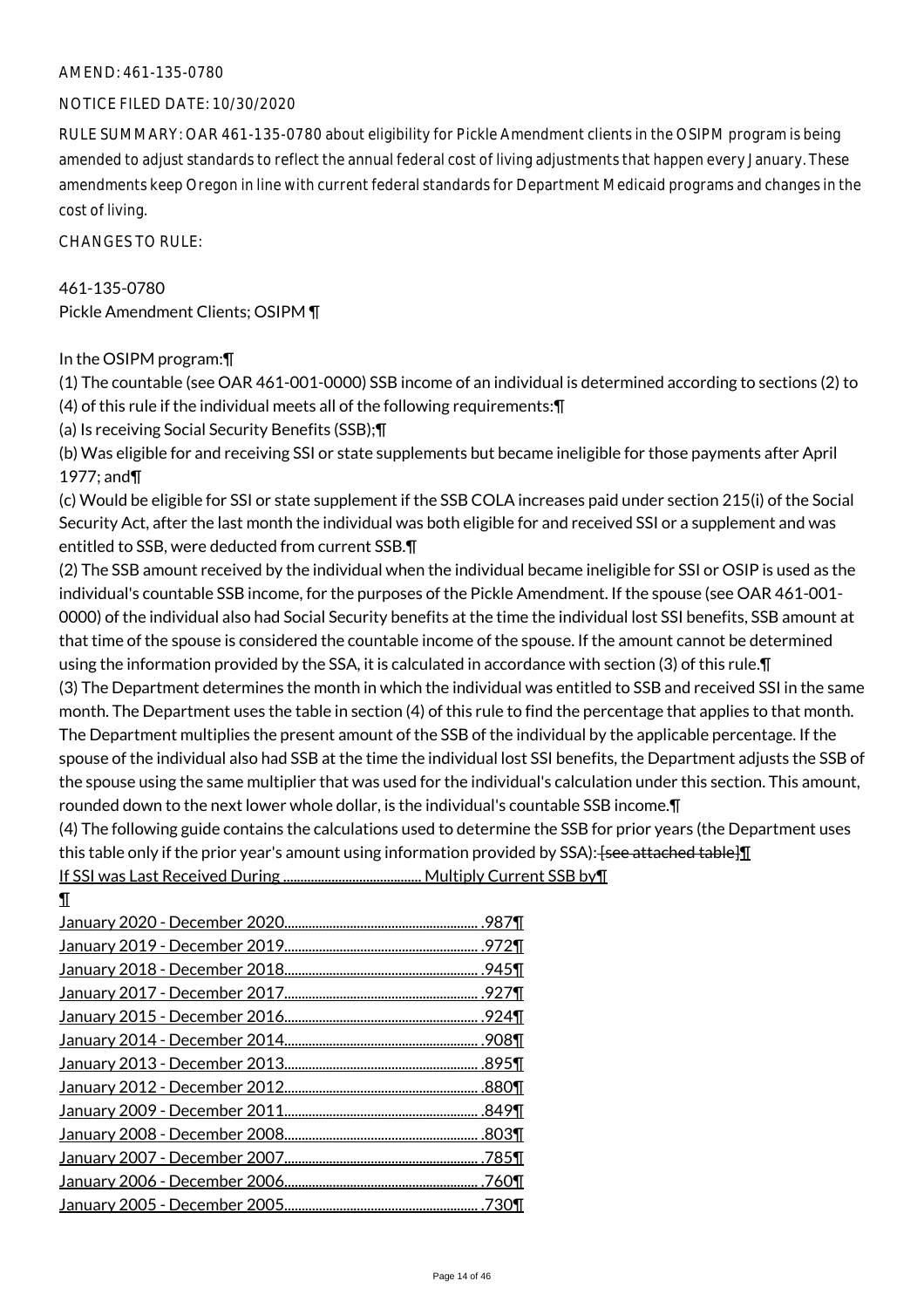AMEND: 461-135-0780

NOTICE FILED DATE: 10/30/2020

RULE SUMMARY: OAR 461-135-0780 about eligibility for Pickle Amendment clients in the OSIPM program is being amended to adjust standards to reflect the annual federal cost of living adjustments that happen every January. These amendments keep Oregon in line with current federal standards for Department Medicaid programs and changes in the cost of living.

CHANGES TO RULE:

461-135-0780
Pickle Amendment Clients; OSIPM ¶

In the OSIPM program:¶

(1) The countable (see OAR 461-001-0000) SSB income of an individual is determined according to sections (2) to (4) of this rule if the individual meets all of the following requirements:¶

(a) Is receiving Social Security Benefits (SSB);¶

(b) Was eligible for and receiving SSI or state supplements but became ineligible for those payments after April 1977; and¶

(c) Would be eligible for SSI or state supplement if the SSB COLA increases paid under section 215(i) of the Social Security Act, after the last month the individual was both eligible for and received SSI or a supplement and was entitled to SSB, were deducted from current SSB.¶

(2) The SSB amount received by the individual when the individual became ineligible for SSI or OSIP is used as the individual's countable SSB income, for the purposes of the Pickle Amendment. If the spouse (see OAR 461-001-0000) of the individual also had Social Security benefits at the time the individual lost SSI benefits, SSB amount at that time of the spouse is considered the countable income of the spouse. If the amount cannot be determined using the information provided by the SSA, it is calculated in accordance with section (3) of this rule.¶

(3) The Department determines the month in which the individual was entitled to SSB and received SSI in the same month. The Department uses the table in section (4) of this rule to find the percentage that applies to that month. The Department multiplies the present amount of the SSB of the individual by the applicable percentage. If the spouse of the individual also had SSB at the time the individual lost SSI benefits, the Department adjusts the SSB of the spouse using the same multiplier that was used for the individual's calculation under this section. This amount, rounded down to the next lower whole dollar, is the individual's countable SSB income.¶

(4) The following guide contains the calculations used to determine the SSB for prior years (the Department uses this table only if the prior year's amount using information provided by SSA): ~~[see attached table]~~¶

If SSI was Last Received During ........................................ Multiply Current SSB by¶

¶

January 2020 - December 2020.......................................................... .987¶
January 2019 - December 2019.......................................................... .972¶
January 2018 - December 2018.......................................................... .945¶
January 2017 - December 2017.......................................................... .927¶
January 2015 - December 2016.......................................................... .924¶
January 2014 - December 2014.......................................................... .908¶
January 2013 - December 2013.......................................................... .895¶
January 2012 - December 2012.......................................................... .880¶
January 2009 - December 2011.......................................................... .849¶
January 2008 - December 2008.......................................................... .803¶
January 2007 - December 2007.......................................................... .785¶
January 2006 - December 2006.......................................................... .760¶
January 2005 - December 2005.......................................................... .730¶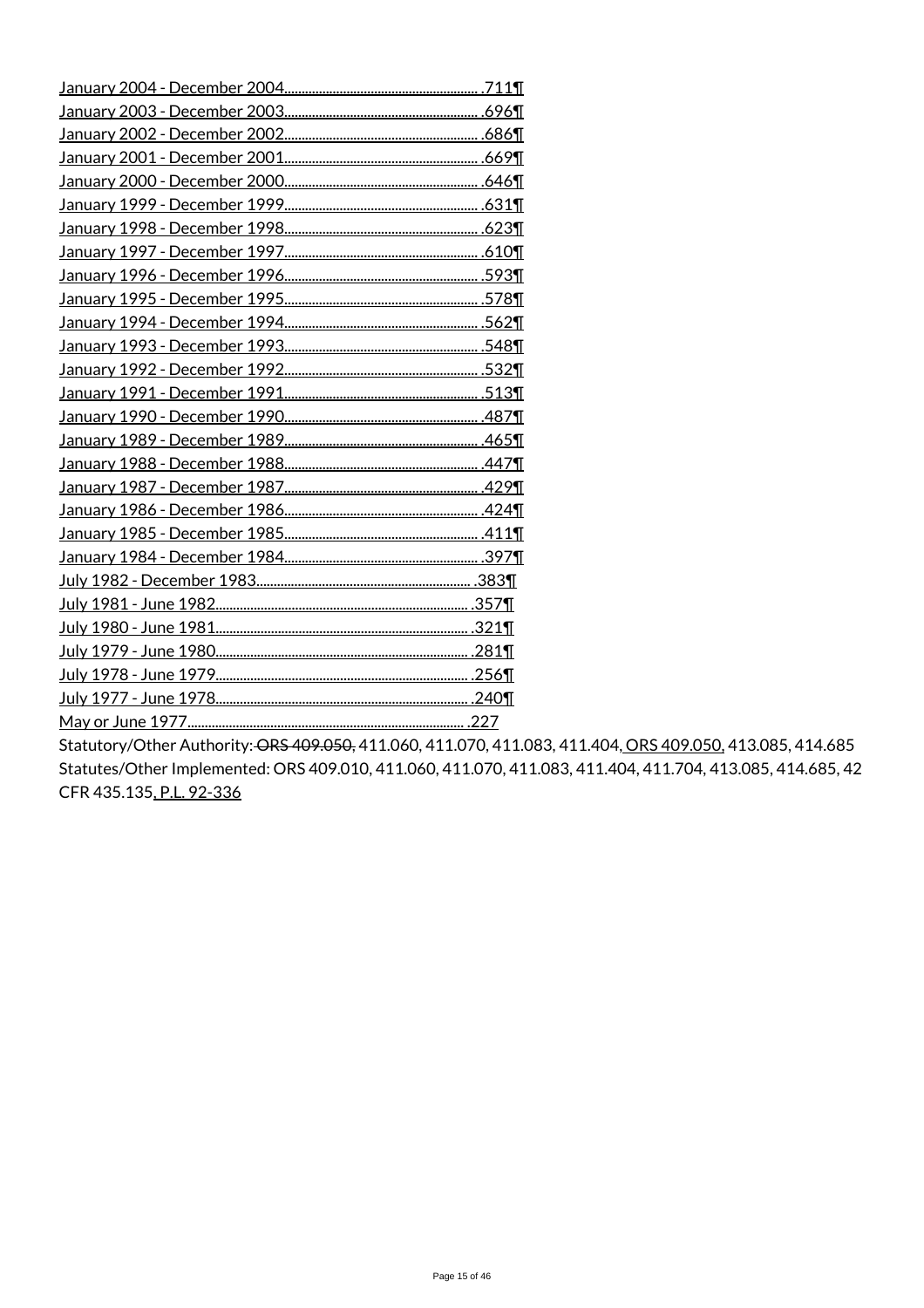January 2004 - December 2004........................................................ .711¶
January 2003 - December 2003........................................................ .696¶
January 2002 - December 2002........................................................ .686¶
January 2001 - December 2001........................................................ .669¶
January 2000 - December 2000........................................................ .646¶
January 1999 - December 1999........................................................ .631¶
January 1998 - December 1998........................................................ .623¶
January 1997 - December 1997........................................................ .610¶
January 1996 - December 1996........................................................ .593¶
January 1995 - December 1995........................................................ .578¶
January 1994 - December 1994........................................................ .562¶
January 1993 - December 1993........................................................ .548¶
January 1992 - December 1992........................................................ .532¶
January 1991 - December 1991........................................................ .513¶
January 1990 - December 1990........................................................ .487¶
January 1989 - December 1989........................................................ .465¶
January 1988 - December 1988........................................................ .447¶
January 1987 - December 1987........................................................ .429¶
January 1986 - December 1986........................................................ .424¶
January 1985 - December 1985........................................................ .411¶
January 1984 - December 1984........................................................ .397¶
July 1982 - December 1983.............................................................. .383¶
July 1981 - June 1982........................................................................ .357¶
July 1980 - June 1981........................................................................ .321¶
July 1979 - June 1980........................................................................ .281¶
July 1978 - June 1979........................................................................ .256¶
July 1977 - June 1978........................................................................ .240¶
May or June 1977............................................................................... .227

Statutory/Other Authority: ~~ORS 409.050,~~ 411.060, 411.070, 411.083, 411.404, ORS 409.050, 413.085, 414.685
Statutes/Other Implemented: ORS 409.010, 411.060, 411.070, 411.083, 411.404, 411.704, 413.085, 414.685, 42 CFR 435.135, P.L. 92-336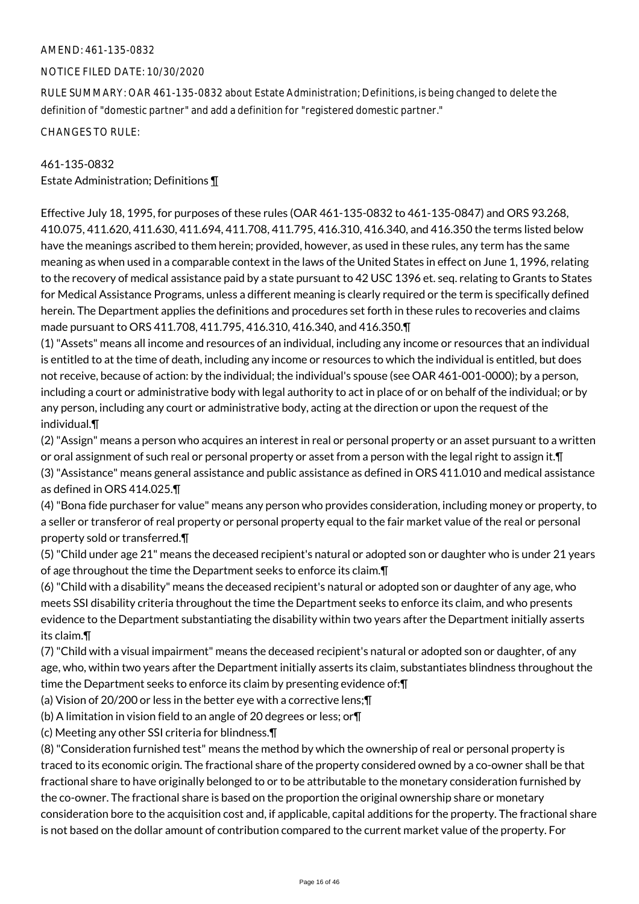AMEND: 461-135-0832

NOTICE FILED DATE: 10/30/2020

RULE SUMMARY: OAR 461-135-0832 about Estate Administration; Definitions, is being changed to delete the definition of "domestic partner" and add a definition for "registered domestic partner."

CHANGES TO RULE:

461-135-0832
Estate Administration; Definitions ¶

Effective July 18, 1995, for purposes of these rules (OAR 461-135-0832 to 461-135-0847) and ORS 93.268, 410.075, 411.620, 411.630, 411.694, 411.708, 411.795, 416.310, 416.340, and 416.350 the terms listed below have the meanings ascribed to them herein; provided, however, as used in these rules, any term has the same meaning as when used in a comparable context in the laws of the United States in effect on June 1, 1996, relating to the recovery of medical assistance paid by a state pursuant to 42 USC 1396 et. seq. relating to Grants to States for Medical Assistance Programs, unless a different meaning is clearly required or the term is specifically defined herein. The Department applies the definitions and procedures set forth in these rules to recoveries and claims made pursuant to ORS 411.708, 411.795, 416.310, 416.340, and 416.350.¶

(1) "Assets" means all income and resources of an individual, including any income or resources that an individual is entitled to at the time of death, including any income or resources to which the individual is entitled, but does not receive, because of action: by the individual; the individual's spouse (see OAR 461-001-0000); by a person, including a court or administrative body with legal authority to act in place of or on behalf of the individual; or by any person, including any court or administrative body, acting at the direction or upon the request of the individual.¶

(2) "Assign" means a person who acquires an interest in real or personal property or an asset pursuant to a written or oral assignment of such real or personal property or asset from a person with the legal right to assign it.¶

(3) "Assistance" means general assistance and public assistance as defined in ORS 411.010 and medical assistance as defined in ORS 414.025.¶

(4) "Bona fide purchaser for value" means any person who provides consideration, including money or property, to a seller or transferor of real property or personal property equal to the fair market value of the real or personal property sold or transferred.¶

(5) "Child under age 21" means the deceased recipient's natural or adopted son or daughter who is under 21 years of age throughout the time the Department seeks to enforce its claim.¶

(6) "Child with a disability" means the deceased recipient's natural or adopted son or daughter of any age, who meets SSI disability criteria throughout the time the Department seeks to enforce its claim, and who presents evidence to the Department substantiating the disability within two years after the Department initially asserts its claim.¶

(7) "Child with a visual impairment" means the deceased recipient's natural or adopted son or daughter, of any age, who, within two years after the Department initially asserts its claim, substantiates blindness throughout the time the Department seeks to enforce its claim by presenting evidence of:¶

(a) Vision of 20/200 or less in the better eye with a corrective lens;¶

(b) A limitation in vision field to an angle of 20 degrees or less; or¶

(c) Meeting any other SSI criteria for blindness.¶

(8) "Consideration furnished test" means the method by which the ownership of real or personal property is traced to its economic origin. The fractional share of the property considered owned by a co-owner shall be that fractional share to have originally belonged to or to be attributable to the monetary consideration furnished by the co-owner. The fractional share is based on the proportion the original ownership share or monetary consideration bore to the acquisition cost and, if applicable, capital additions for the property. The fractional share is not based on the dollar amount of contribution compared to the current market value of the property. For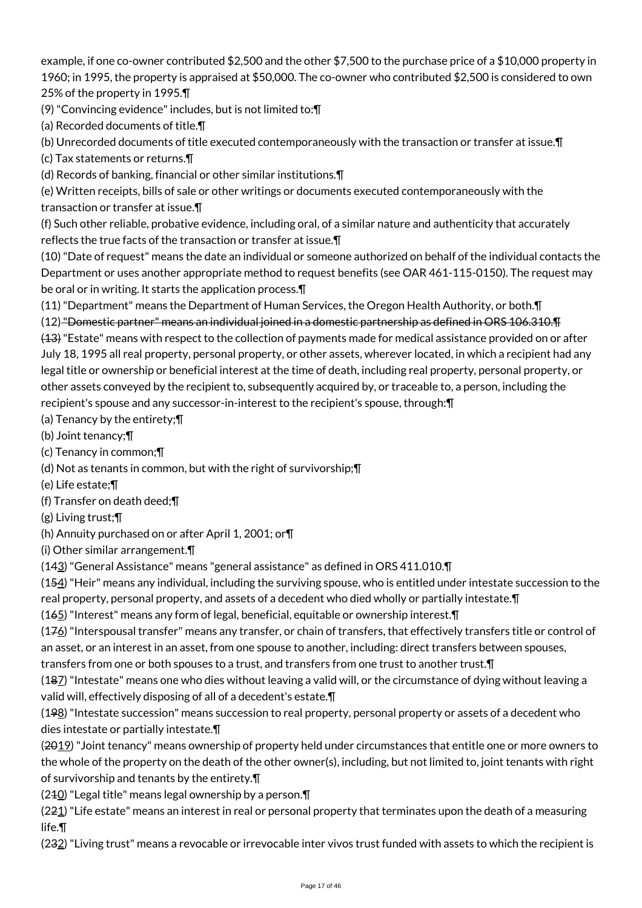example, if one co-owner contributed $2,500 and the other $7,500 to the purchase price of a $10,000 property in 1960; in 1995, the property is appraised at $50,000. The co-owner who contributed $2,500 is considered to own 25% of the property in 1995.¶

(9) "Convincing evidence" includes, but is not limited to:¶

(a) Recorded documents of title.¶

(b) Unrecorded documents of title executed contemporaneously with the transaction or transfer at issue.¶

(c) Tax statements or returns.¶

(d) Records of banking, financial or other similar institutions.¶

(e) Written receipts, bills of sale or other writings or documents executed contemporaneously with the transaction or transfer at issue.¶

(f) Such other reliable, probative evidence, including oral, of a similar nature and authenticity that accurately reflects the true facts of the transaction or transfer at issue.¶

(10) "Date of request" means the date an individual or someone authorized on behalf of the individual contacts the Department or uses another appropriate method to request benefits (see OAR 461-115-0150). The request may be oral or in writing. It starts the application process.¶

(11) "Department" means the Department of Human Services, the Oregon Health Authority, or both.¶

(12) ~~"Domestic partner" means an individual joined in a domestic partnership as defined in ORS 106.310.¶~~

~~(13)~~ "Estate" means with respect to the collection of payments made for medical assistance provided on or after July 18, 1995 all real property, personal property, or other assets, wherever located, in which a recipient had any legal title or ownership or beneficial interest at the time of death, including real property, personal property, or other assets conveyed by the recipient to, subsequently acquired by, or traceable to, a person, including the recipient's spouse and any successor-in-interest to the recipient's spouse, through:¶

(a) Tenancy by the entirety;¶

(b) Joint tenancy;¶

(c) Tenancy in common;¶

(d) Not as tenants in common, but with the right of survivorship;¶

(e) Life estate;¶

(f) Transfer on death deed;¶

(g) Living trust;¶

(h) Annuity purchased on or after April 1, 2001; or¶

(i) Other similar arrangement.¶

(1~~4~~3) "General Assistance" means "general assistance" as defined in ORS 411.010.¶

(1~~5~~4) "Heir" means any individual, including the surviving spouse, who is entitled under intestate succession to the real property, personal property, and assets of a decedent who died wholly or partially intestate.¶

(1~~6~~5) "Interest" means any form of legal, beneficial, equitable or ownership interest.¶

(1~~7~~6) "Interspousal transfer" means any transfer, or chain of transfers, that effectively transfers title or control of an asset, or an interest in an asset, from one spouse to another, including: direct transfers between spouses, transfers from one or both spouses to a trust, and transfers from one trust to another trust.¶

(1~~8~~7) "Intestate" means one who dies without leaving a valid will, or the circumstance of dying without leaving a valid will, effectively disposing of all of a decedent's estate.¶

(1~~9~~8) "Intestate succession" means succession to real property, personal property or assets of a decedent who dies intestate or partially intestate.¶

(~~20~~19) "Joint tenancy" means ownership of property held under circumstances that entitle one or more owners to the whole of the property on the death of the other owner(s), including, but not limited to, joint tenants with right of survivorship and tenants by the entirety.¶

(2~~1~~0) "Legal title" means legal ownership by a person.¶

(2~~2~~1) "Life estate" means an interest in real or personal property that terminates upon the death of a measuring life.¶

(2~~3~~2) "Living trust" means a revocable or irrevocable inter vivos trust funded with assets to which the recipient is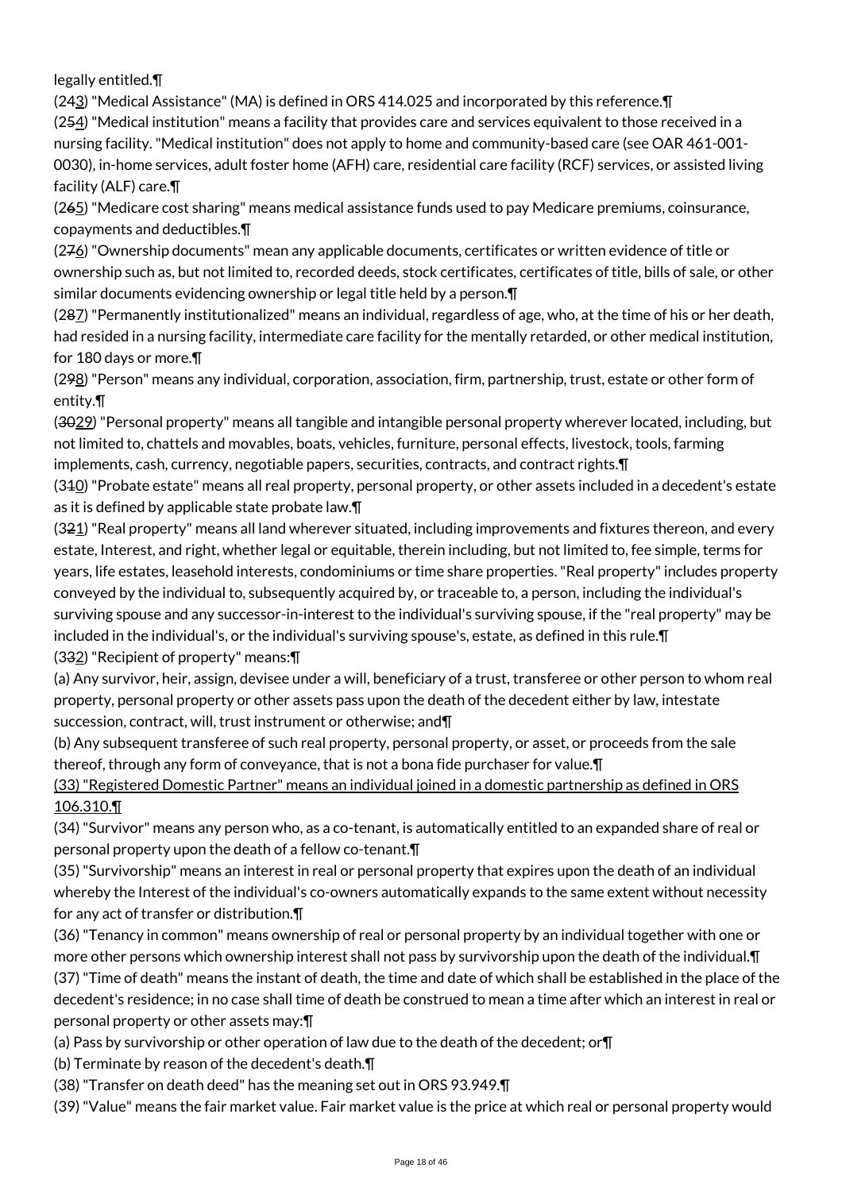legally entitled.¶

(243) "Medical Assistance" (MA) is defined in ORS 414.025 and incorporated by this reference.¶

(254) "Medical institution" means a facility that provides care and services equivalent to those received in a nursing facility. "Medical institution" does not apply to home and community-based care (see OAR 461-001-0030), in-home services, adult foster home (AFH) care, residential care facility (RCF) services, or assisted living facility (ALF) care.¶

(265) "Medicare cost sharing" means medical assistance funds used to pay Medicare premiums, coinsurance, copayments and deductibles.¶

(276) "Ownership documents" mean any applicable documents, certificates or written evidence of title or ownership such as, but not limited to, recorded deeds, stock certificates, certificates of title, bills of sale, or other similar documents evidencing ownership or legal title held by a person.¶

(287) "Permanently institutionalized" means an individual, regardless of age, who, at the time of his or her death, had resided in a nursing facility, intermediate care facility for the mentally retarded, or other medical institution, for 180 days or more.¶

(298) "Person" means any individual, corporation, association, firm, partnership, trust, estate or other form of entity.¶

(3029) "Personal property" means all tangible and intangible personal property wherever located, including, but not limited to, chattels and movables, boats, vehicles, furniture, personal effects, livestock, tools, farming implements, cash, currency, negotiable papers, securities, contracts, and contract rights.¶

(310) "Probate estate" means all real property, personal property, or other assets included in a decedent's estate as it is defined by applicable state probate law.¶

(321) "Real property" means all land wherever situated, including improvements and fixtures thereon, and every estate, Interest, and right, whether legal or equitable, therein including, but not limited to, fee simple, terms for years, life estates, leasehold interests, condominiums or time share properties. "Real property" includes property conveyed by the individual to, subsequently acquired by, or traceable to, a person, including the individual's surviving spouse and any successor-in-interest to the individual's surviving spouse, if the "real property" may be included in the individual's, or the individual's surviving spouse's, estate, as defined in this rule.¶

(332) "Recipient of property" means:¶

(a) Any survivor, heir, assign, devisee under a will, beneficiary of a trust, transferee or other person to whom real property, personal property or other assets pass upon the death of the decedent either by law, intestate succession, contract, will, trust instrument or otherwise; and¶

(b) Any subsequent transferee of such real property, personal property, or asset, or proceeds from the sale thereof, through any form of conveyance, that is not a bona fide purchaser for value.¶

(33) "Registered Domestic Partner" means an individual joined in a domestic partnership as defined in ORS 106.310.¶

(34) "Survivor" means any person who, as a co-tenant, is automatically entitled to an expanded share of real or personal property upon the death of a fellow co-tenant.¶

(35) "Survivorship" means an interest in real or personal property that expires upon the death of an individual whereby the Interest of the individual's co-owners automatically expands to the same extent without necessity for any act of transfer or distribution.¶

(36) "Tenancy in common" means ownership of real or personal property by an individual together with one or more other persons which ownership interest shall not pass by survivorship upon the death of the individual.¶

(37) "Time of death" means the instant of death, the time and date of which shall be established in the place of the decedent's residence; in no case shall time of death be construed to mean a time after which an interest in real or personal property or other assets may:¶

(a) Pass by survivorship or other operation of law due to the death of the decedent; or¶

(b) Terminate by reason of the decedent's death.¶

(38) "Transfer on death deed" has the meaning set out in ORS 93.949.¶

(39) "Value" means the fair market value. Fair market value is the price at which real or personal property would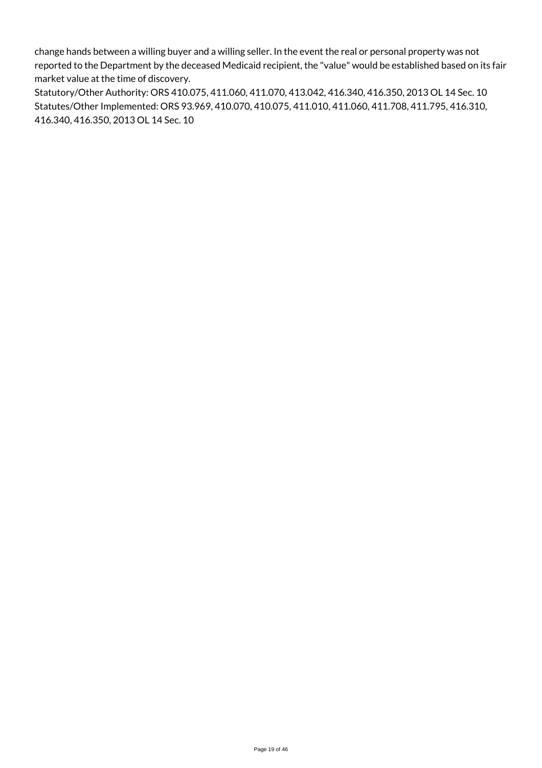change hands between a willing buyer and a willing seller. In the event the real or personal property was not reported to the Department by the deceased Medicaid recipient, the "value" would be established based on its fair market value at the time of discovery.

Statutory/Other Authority: ORS 410.075, 411.060, 411.070, 413.042, 416.340, 416.350, 2013 OL 14 Sec. 10
Statutes/Other Implemented: ORS 93.969, 410.070, 410.075, 411.010, 411.060, 411.708, 411.795, 416.310, 416.340, 416.350, 2013 OL 14 Sec. 10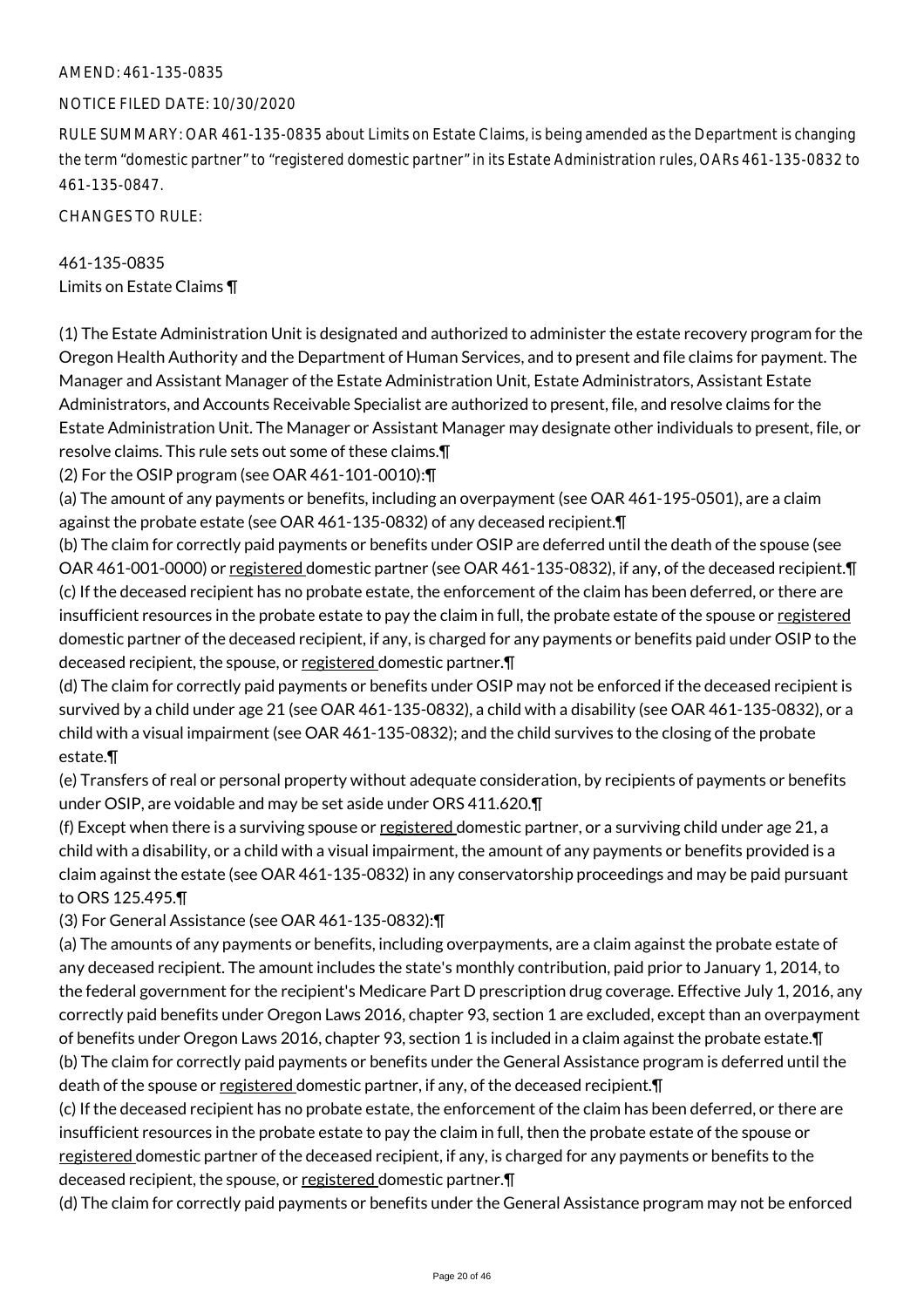AMEND: 461-135-0835

NOTICE FILED DATE: 10/30/2020

RULE SUMMARY: OAR 461-135-0835 about Limits on Estate Claims, is being amended as the Department is changing the term "domestic partner" to "registered domestic partner" in its Estate Administration rules, OARs 461-135-0832 to 461-135-0847.

CHANGES TO RULE:

461-135-0835
Limits on Estate Claims ¶

(1) The Estate Administration Unit is designated and authorized to administer the estate recovery program for the Oregon Health Authority and the Department of Human Services, and to present and file claims for payment. The Manager and Assistant Manager of the Estate Administration Unit, Estate Administrators, Assistant Estate Administrators, and Accounts Receivable Specialist are authorized to present, file, and resolve claims for the Estate Administration Unit. The Manager or Assistant Manager may designate other individuals to present, file, or resolve claims. This rule sets out some of these claims.¶

(2) For the OSIP program (see OAR 461-101-0010):¶

(a) The amount of any payments or benefits, including an overpayment (see OAR 461-195-0501), are a claim against the probate estate (see OAR 461-135-0832) of any deceased recipient.¶

(b) The claim for correctly paid payments or benefits under OSIP are deferred until the death of the spouse (see OAR 461-001-0000) or registered domestic partner (see OAR 461-135-0832), if any, of the deceased recipient.¶

(c) If the deceased recipient has no probate estate, the enforcement of the claim has been deferred, or there are insufficient resources in the probate estate to pay the claim in full, the probate estate of the spouse or registered domestic partner of the deceased recipient, if any, is charged for any payments or benefits paid under OSIP to the deceased recipient, the spouse, or registered domestic partner.¶

(d) The claim for correctly paid payments or benefits under OSIP may not be enforced if the deceased recipient is survived by a child under age 21 (see OAR 461-135-0832), a child with a disability (see OAR 461-135-0832), or a child with a visual impairment (see OAR 461-135-0832); and the child survives to the closing of the probate estate.¶

(e) Transfers of real or personal property without adequate consideration, by recipients of payments or benefits under OSIP, are voidable and may be set aside under ORS 411.620.¶

(f) Except when there is a surviving spouse or registered domestic partner, or a surviving child under age 21, a child with a disability, or a child with a visual impairment, the amount of any payments or benefits provided is a claim against the estate (see OAR 461-135-0832) in any conservatorship proceedings and may be paid pursuant to ORS 125.495.¶

(3) For General Assistance (see OAR 461-135-0832):¶

(a) The amounts of any payments or benefits, including overpayments, are a claim against the probate estate of any deceased recipient. The amount includes the state's monthly contribution, paid prior to January 1, 2014, to the federal government for the recipient's Medicare Part D prescription drug coverage. Effective July 1, 2016, any correctly paid benefits under Oregon Laws 2016, chapter 93, section 1 are excluded, except than an overpayment of benefits under Oregon Laws 2016, chapter 93, section 1 is included in a claim against the probate estate.¶

(b) The claim for correctly paid payments or benefits under the General Assistance program is deferred until the death of the spouse or registered domestic partner, if any, of the deceased recipient.¶

(c) If the deceased recipient has no probate estate, the enforcement of the claim has been deferred, or there are insufficient resources in the probate estate to pay the claim in full, then the probate estate of the spouse or registered domestic partner of the deceased recipient, if any, is charged for any payments or benefits to the deceased recipient, the spouse, or registered domestic partner.¶

(d) The claim for correctly paid payments or benefits under the General Assistance program may not be enforced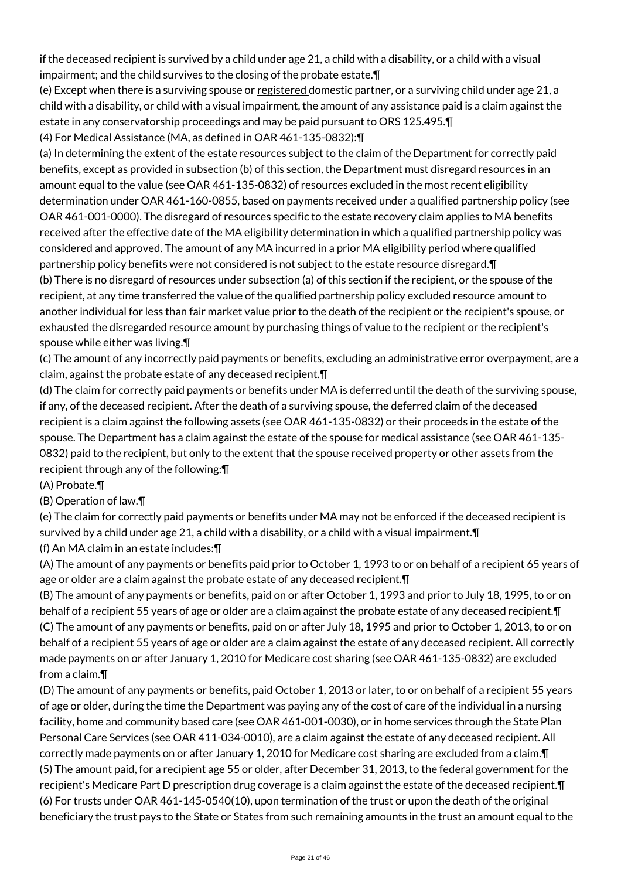if the deceased recipient is survived by a child under age 21, a child with a disability, or a child with a visual impairment; and the child survives to the closing of the probate estate.¶

(e) Except when there is a surviving spouse or registered domestic partner, or a surviving child under age 21, a child with a disability, or child with a visual impairment, the amount of any assistance paid is a claim against the estate in any conservatorship proceedings and may be paid pursuant to ORS 125.495.¶

(4) For Medical Assistance (MA, as defined in OAR 461-135-0832):¶

(a) In determining the extent of the estate resources subject to the claim of the Department for correctly paid benefits, except as provided in subsection (b) of this section, the Department must disregard resources in an amount equal to the value (see OAR 461-135-0832) of resources excluded in the most recent eligibility determination under OAR 461-160-0855, based on payments received under a qualified partnership policy (see OAR 461-001-0000). The disregard of resources specific to the estate recovery claim applies to MA benefits received after the effective date of the MA eligibility determination in which a qualified partnership policy was considered and approved. The amount of any MA incurred in a prior MA eligibility period where qualified partnership policy benefits were not considered is not subject to the estate resource disregard.¶

(b) There is no disregard of resources under subsection (a) of this section if the recipient, or the spouse of the recipient, at any time transferred the value of the qualified partnership policy excluded resource amount to another individual for less than fair market value prior to the death of the recipient or the recipient's spouse, or exhausted the disregarded resource amount by purchasing things of value to the recipient or the recipient's spouse while either was living.¶

(c) The amount of any incorrectly paid payments or benefits, excluding an administrative error overpayment, are a claim, against the probate estate of any deceased recipient.¶

(d) The claim for correctly paid payments or benefits under MA is deferred until the death of the surviving spouse, if any, of the deceased recipient. After the death of a surviving spouse, the deferred claim of the deceased recipient is a claim against the following assets (see OAR 461-135-0832) or their proceeds in the estate of the spouse. The Department has a claim against the estate of the spouse for medical assistance (see OAR 461-135-0832) paid to the recipient, but only to the extent that the spouse received property or other assets from the recipient through any of the following:¶

(A) Probate.¶

(B) Operation of law.¶

(e) The claim for correctly paid payments or benefits under MA may not be enforced if the deceased recipient is survived by a child under age 21, a child with a disability, or a child with a visual impairment.¶

(f) An MA claim in an estate includes:¶

(A) The amount of any payments or benefits paid prior to October 1, 1993 to or on behalf of a recipient 65 years of age or older are a claim against the probate estate of any deceased recipient.¶

(B) The amount of any payments or benefits, paid on or after October 1, 1993 and prior to July 18, 1995, to or on behalf of a recipient 55 years of age or older are a claim against the probate estate of any deceased recipient.¶

(C) The amount of any payments or benefits, paid on or after July 18, 1995 and prior to October 1, 2013, to or on behalf of a recipient 55 years of age or older are a claim against the estate of any deceased recipient. All correctly made payments on or after January 1, 2010 for Medicare cost sharing (see OAR 461-135-0832) are excluded from a claim.¶

(D) The amount of any payments or benefits, paid October 1, 2013 or later, to or on behalf of a recipient 55 years of age or older, during the time the Department was paying any of the cost of care of the individual in a nursing facility, home and community based care (see OAR 461-001-0030), or in home services through the State Plan Personal Care Services (see OAR 411-034-0010), are a claim against the estate of any deceased recipient. All correctly made payments on or after January 1, 2010 for Medicare cost sharing are excluded from a claim.¶

(5) The amount paid, for a recipient age 55 or older, after December 31, 2013, to the federal government for the recipient's Medicare Part D prescription drug coverage is a claim against the estate of the deceased recipient.¶

(6) For trusts under OAR 461-145-0540(10), upon termination of the trust or upon the death of the original beneficiary the trust pays to the State or States from such remaining amounts in the trust an amount equal to the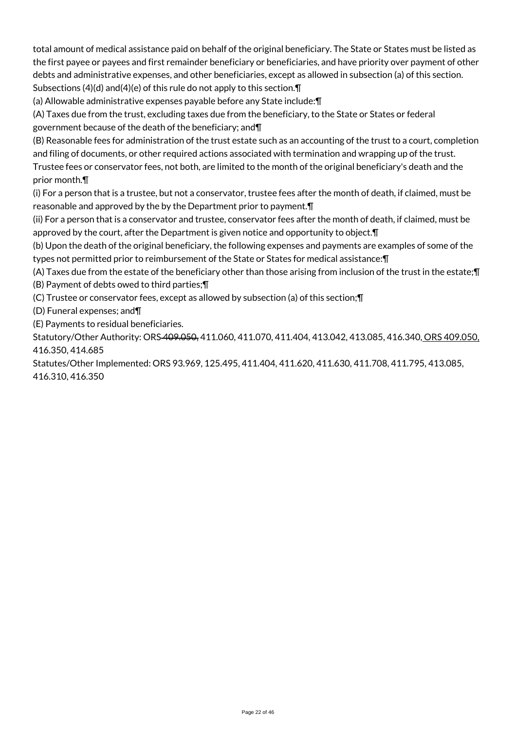total amount of medical assistance paid on behalf of the original beneficiary. The State or States must be listed as the first payee or payees and first remainder beneficiary or beneficiaries, and have priority over payment of other debts and administrative expenses, and other beneficiaries, except as allowed in subsection (a) of this section. Subsections (4)(d) and(4)(e) of this rule do not apply to this section.¶

(a) Allowable administrative expenses payable before any State include:¶

(A) Taxes due from the trust, excluding taxes due from the beneficiary, to the State or States or federal government because of the death of the beneficiary; and¶

(B) Reasonable fees for administration of the trust estate such as an accounting of the trust to a court, completion and filing of documents, or other required actions associated with termination and wrapping up of the trust. Trustee fees or conservator fees, not both, are limited to the month of the original beneficiary's death and the prior month.¶

(i) For a person that is a trustee, but not a conservator, trustee fees after the month of death, if claimed, must be reasonable and approved by the by the Department prior to payment.¶

(ii) For a person that is a conservator and trustee, conservator fees after the month of death, if claimed, must be approved by the court, after the Department is given notice and opportunity to object.¶

(b) Upon the death of the original beneficiary, the following expenses and payments are examples of some of the types not permitted prior to reimbursement of the State or States for medical assistance:¶

(A) Taxes due from the estate of the beneficiary other than those arising from inclusion of the trust in the estate;¶

(B) Payment of debts owed to third parties;¶

(C) Trustee or conservator fees, except as allowed by subsection (a) of this section;¶

(D) Funeral expenses; and¶

(E) Payments to residual beneficiaries.

Statutory/Other Authority: ORS ~~409.050,~~ 411.060, 411.070, 411.404, 413.042, 413.085, 416.340, ORS 409.050, 416.350, 414.685

Statutes/Other Implemented: ORS 93.969, 125.495, 411.404, 411.620, 411.630, 411.708, 411.795, 413.085, 416.310, 416.350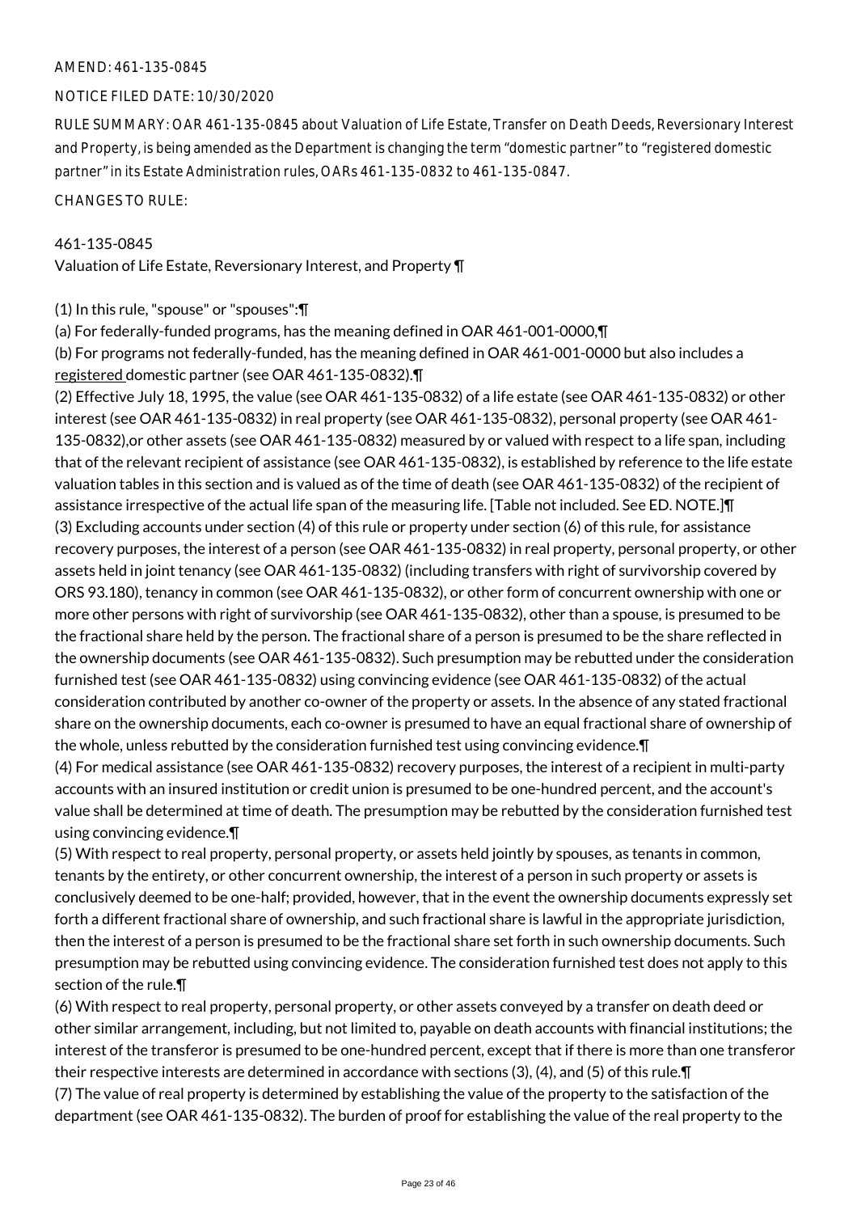AMEND: 461-135-0845

NOTICE FILED DATE: 10/30/2020

RULE SUMMARY: OAR 461-135-0845 about Valuation of Life Estate, Transfer on Death Deeds, Reversionary Interest and Property, is being amended as the Department is changing the term "domestic partner" to "registered domestic partner" in its Estate Administration rules, OARs 461-135-0832 to 461-135-0847.

CHANGES TO RULE:

461-135-0845
Valuation of Life Estate, Reversionary Interest, and Property ¶

(1) In this rule, "spouse" or "spouses":¶
(a) For federally-funded programs, has the meaning defined in OAR 461-001-0000,¶
(b) For programs not federally-funded, has the meaning defined in OAR 461-001-0000 but also includes a registered domestic partner (see OAR 461-135-0832).¶
(2) Effective July 18, 1995, the value (see OAR 461-135-0832) of a life estate (see OAR 461-135-0832) or other interest (see OAR 461-135-0832) in real property (see OAR 461-135-0832), personal property (see OAR 461-135-0832),or other assets (see OAR 461-135-0832) measured by or valued with respect to a life span, including that of the relevant recipient of assistance (see OAR 461-135-0832), is established by reference to the life estate valuation tables in this section and is valued as of the time of death (see OAR 461-135-0832) of the recipient of assistance irrespective of the actual life span of the measuring life. [Table not included. See ED. NOTE.]¶
(3) Excluding accounts under section (4) of this rule or property under section (6) of this rule, for assistance recovery purposes, the interest of a person (see OAR 461-135-0832) in real property, personal property, or other assets held in joint tenancy (see OAR 461-135-0832) (including transfers with right of survivorship covered by ORS 93.180), tenancy in common (see OAR 461-135-0832), or other form of concurrent ownership with one or more other persons with right of survivorship (see OAR 461-135-0832), other than a spouse, is presumed to be the fractional share held by the person. The fractional share of a person is presumed to be the share reflected in the ownership documents (see OAR 461-135-0832). Such presumption may be rebutted under the consideration furnished test (see OAR 461-135-0832) using convincing evidence (see OAR 461-135-0832) of the actual consideration contributed by another co-owner of the property or assets. In the absence of any stated fractional share on the ownership documents, each co-owner is presumed to have an equal fractional share of ownership of the whole, unless rebutted by the consideration furnished test using convincing evidence.¶
(4) For medical assistance (see OAR 461-135-0832) recovery purposes, the interest of a recipient in multi-party accounts with an insured institution or credit union is presumed to be one-hundred percent, and the account's value shall be determined at time of death. The presumption may be rebutted by the consideration furnished test using convincing evidence.¶
(5) With respect to real property, personal property, or assets held jointly by spouses, as tenants in common, tenants by the entirety, or other concurrent ownership, the interest of a person in such property or assets is conclusively deemed to be one-half; provided, however, that in the event the ownership documents expressly set forth a different fractional share of ownership, and such fractional share is lawful in the appropriate jurisdiction, then the interest of a person is presumed to be the fractional share set forth in such ownership documents. Such presumption may be rebutted using convincing evidence. The consideration furnished test does not apply to this section of the rule.¶
(6) With respect to real property, personal property, or other assets conveyed by a transfer on death deed or other similar arrangement, including, but not limited to, payable on death accounts with financial institutions; the interest of the transferor is presumed to be one-hundred percent, except that if there is more than one transferor their respective interests are determined in accordance with sections (3), (4), and (5) of this rule.¶
(7) The value of real property is determined by establishing the value of the property to the satisfaction of the department (see OAR 461-135-0832). The burden of proof for establishing the value of the real property to the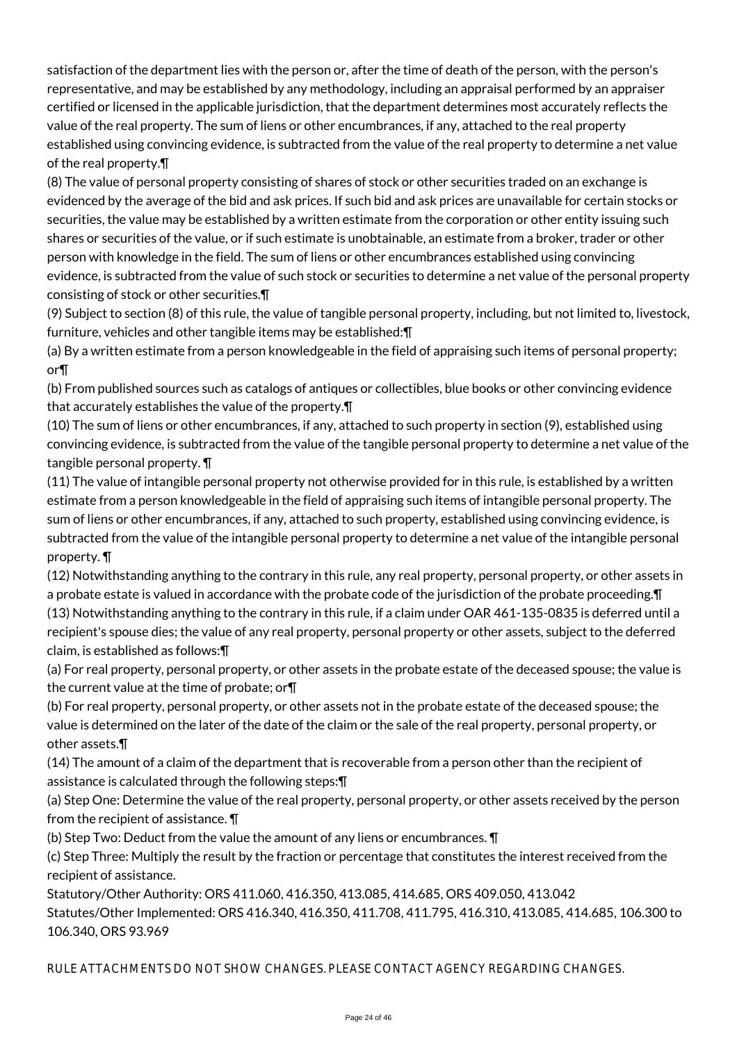satisfaction of the department lies with the person or, after the time of death of the person, with the person's representative, and may be established by any methodology, including an appraisal performed by an appraiser certified or licensed in the applicable jurisdiction, that the department determines most accurately reflects the value of the real property. The sum of liens or other encumbrances, if any, attached to the real property established using convincing evidence, is subtracted from the value of the real property to determine a net value of the real property.¶

(8) The value of personal property consisting of shares of stock or other securities traded on an exchange is evidenced by the average of the bid and ask prices. If such bid and ask prices are unavailable for certain stocks or securities, the value may be established by a written estimate from the corporation or other entity issuing such shares or securities of the value, or if such estimate is unobtainable, an estimate from a broker, trader or other person with knowledge in the field. The sum of liens or other encumbrances established using convincing evidence, is subtracted from the value of such stock or securities to determine a net value of the personal property consisting of stock or other securities.¶

(9) Subject to section (8) of this rule, the value of tangible personal property, including, but not limited to, livestock, furniture, vehicles and other tangible items may be established:¶

(a) By a written estimate from a person knowledgeable in the field of appraising such items of personal property; or¶

(b) From published sources such as catalogs of antiques or collectibles, blue books or other convincing evidence that accurately establishes the value of the property.¶

(10) The sum of liens or other encumbrances, if any, attached to such property in section (9), established using convincing evidence, is subtracted from the value of the tangible personal property to determine a net value of the tangible personal property. ¶

(11) The value of intangible personal property not otherwise provided for in this rule, is established by a written estimate from a person knowledgeable in the field of appraising such items of intangible personal property. The sum of liens or other encumbrances, if any, attached to such property, established using convincing evidence, is subtracted from the value of the intangible personal property to determine a net value of the intangible personal property. ¶

(12) Notwithstanding anything to the contrary in this rule, any real property, personal property, or other assets in a probate estate is valued in accordance with the probate code of the jurisdiction of the probate proceeding.¶

(13) Notwithstanding anything to the contrary in this rule, if a claim under OAR 461-135-0835 is deferred until a recipient's spouse dies; the value of any real property, personal property or other assets, subject to the deferred claim, is established as follows:¶

(a) For real property, personal property, or other assets in the probate estate of the deceased spouse; the value is the current value at the time of probate; or¶

(b) For real property, personal property, or other assets not in the probate estate of the deceased spouse; the value is determined on the later of the date of the claim or the sale of the real property, personal property, or other assets.¶

(14) The amount of a claim of the department that is recoverable from a person other than the recipient of assistance is calculated through the following steps:¶

(a) Step One: Determine the value of the real property, personal property, or other assets received by the person from the recipient of assistance. ¶

(b) Step Two: Deduct from the value the amount of any liens or encumbrances. ¶

(c) Step Three: Multiply the result by the fraction or percentage that constitutes the interest received from the recipient of assistance.

Statutory/Other Authority: ORS 411.060, 416.350, 413.085, 414.685, ORS 409.050, 413.042
Statutes/Other Implemented: ORS 416.340, 416.350, 411.708, 411.795, 416.310, 413.085, 414.685, 106.300 to 106.340, ORS 93.969

RULE ATTACHMENTS DO NOT SHOW CHANGES. PLEASE CONTACT AGENCY REGARDING CHANGES.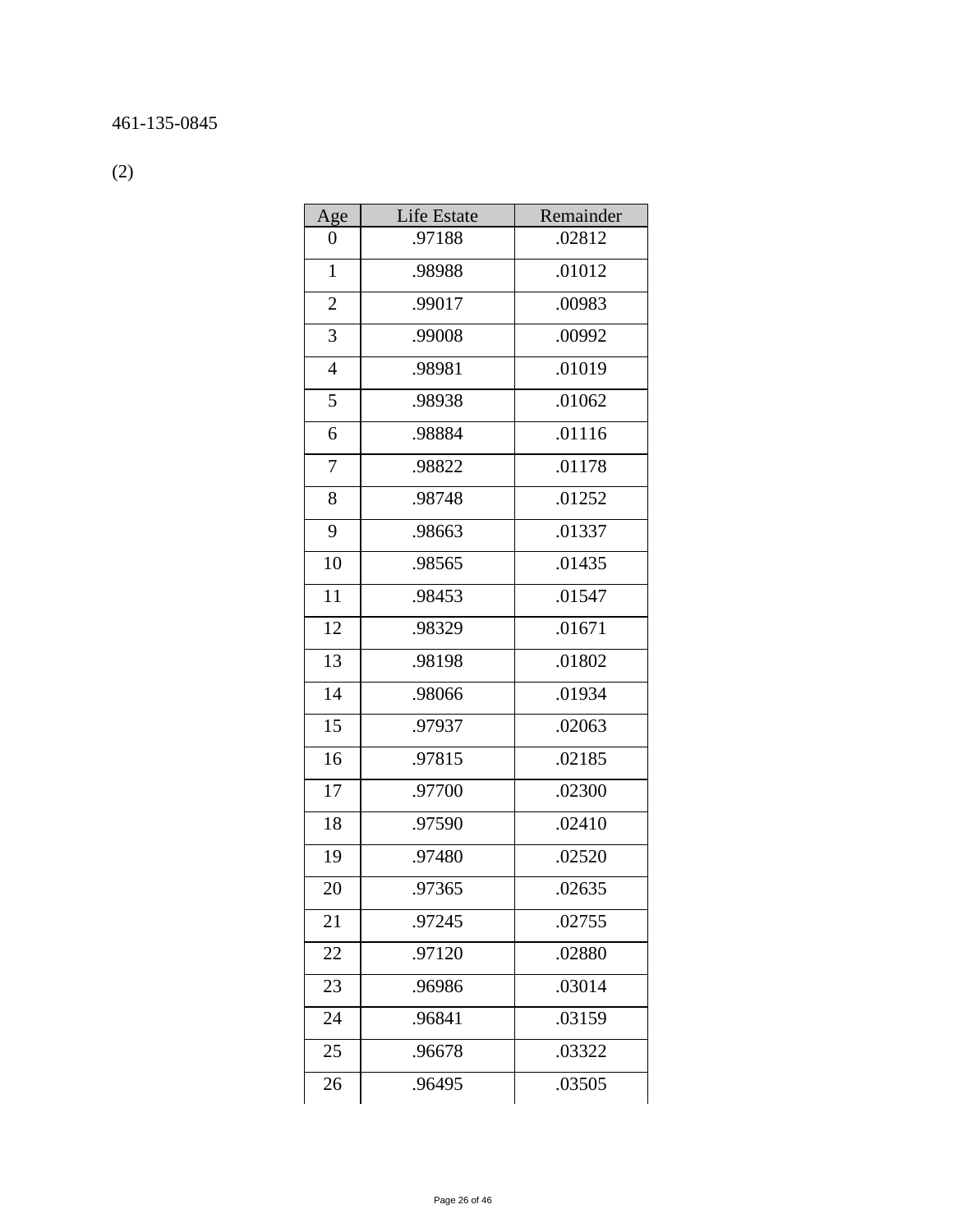461-135-0845

(2)

| Age | Life Estate | Remainder |
|---|---|---|
| 0 | .97188 | .02812 |
| 1 | .98988 | .01012 |
| 2 | .99017 | .00983 |
| 3 | .99008 | .00992 |
| 4 | .98981 | .01019 |
| 5 | .98938 | .01062 |
| 6 | .98884 | .01116 |
| 7 | .98822 | .01178 |
| 8 | .98748 | .01252 |
| 9 | .98663 | .01337 |
| 10 | .98565 | .01435 |
| 11 | .98453 | .01547 |
| 12 | .98329 | .01671 |
| 13 | .98198 | .01802 |
| 14 | .98066 | .01934 |
| 15 | .97937 | .02063 |
| 16 | .97815 | .02185 |
| 17 | .97700 | .02300 |
| 18 | .97590 | .02410 |
| 19 | .97480 | .02520 |
| 20 | .97365 | .02635 |
| 21 | .97245 | .02755 |
| 22 | .97120 | .02880 |
| 23 | .96986 | .03014 |
| 24 | .96841 | .03159 |
| 25 | .96678 | .03322 |
| 26 | .96495 | .03505 |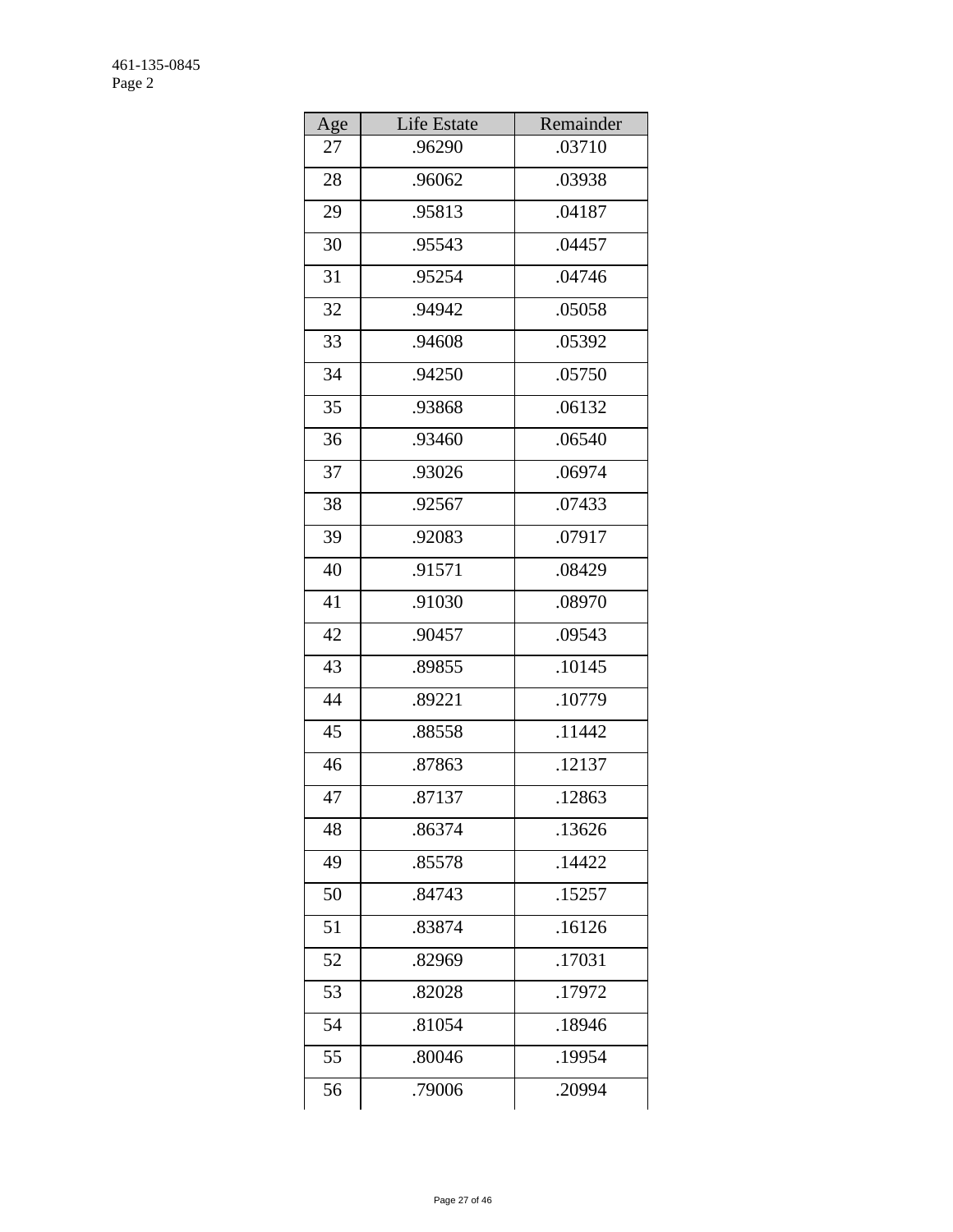461-135-0845
Page 2

| Age | Life Estate | Remainder |
|---|---|---|
| 27 | .96290 | .03710 |
| 28 | .96062 | .03938 |
| 29 | .95813 | .04187 |
| 30 | .95543 | .04457 |
| 31 | .95254 | .04746 |
| 32 | .94942 | .05058 |
| 33 | .94608 | .05392 |
| 34 | .94250 | .05750 |
| 35 | .93868 | .06132 |
| 36 | .93460 | .06540 |
| 37 | .93026 | .06974 |
| 38 | .92567 | .07433 |
| 39 | .92083 | .07917 |
| 40 | .91571 | .08429 |
| 41 | .91030 | .08970 |
| 42 | .90457 | .09543 |
| 43 | .89855 | .10145 |
| 44 | .89221 | .10779 |
| 45 | .88558 | .11442 |
| 46 | .87863 | .12137 |
| 47 | .87137 | .12863 |
| 48 | .86374 | .13626 |
| 49 | .85578 | .14422 |
| 50 | .84743 | .15257 |
| 51 | .83874 | .16126 |
| 52 | .82969 | .17031 |
| 53 | .82028 | .17972 |
| 54 | .81054 | .18946 |
| 55 | .80046 | .19954 |
| 56 | .79006 | .20994 |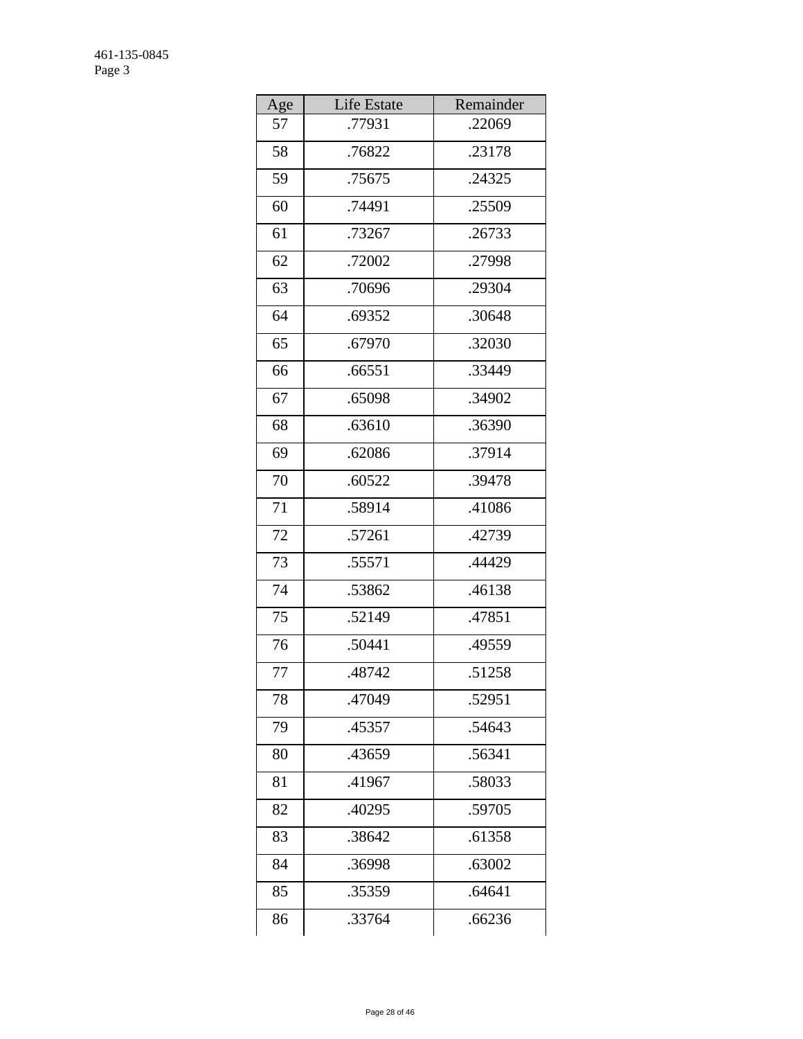| Age | Life Estate | Remainder |
|---|---|---|
| 57 | .77931 | .22069 |
| 58 | .76822 | .23178 |
| 59 | .75675 | .24325 |
| 60 | .74491 | .25509 |
| 61 | .73267 | .26733 |
| 62 | .72002 | .27998 |
| 63 | .70696 | .29304 |
| 64 | .69352 | .30648 |
| 65 | .67970 | .32030 |
| 66 | .66551 | .33449 |
| 67 | .65098 | .34902 |
| 68 | .63610 | .36390 |
| 69 | .62086 | .37914 |
| 70 | .60522 | .39478 |
| 71 | .58914 | .41086 |
| 72 | .57261 | .42739 |
| 73 | .55571 | .44429 |
| 74 | .53862 | .46138 |
| 75 | .52149 | .47851 |
| 76 | .50441 | .49559 |
| 77 | .48742 | .51258 |
| 78 | .47049 | .52951 |
| 79 | .45357 | .54643 |
| 80 | .43659 | .56341 |
| 81 | .41967 | .58033 |
| 82 | .40295 | .59705 |
| 83 | .38642 | .61358 |
| 84 | .36998 | .63002 |
| 85 | .35359 | .64641 |
| 86 | .33764 | .66236 |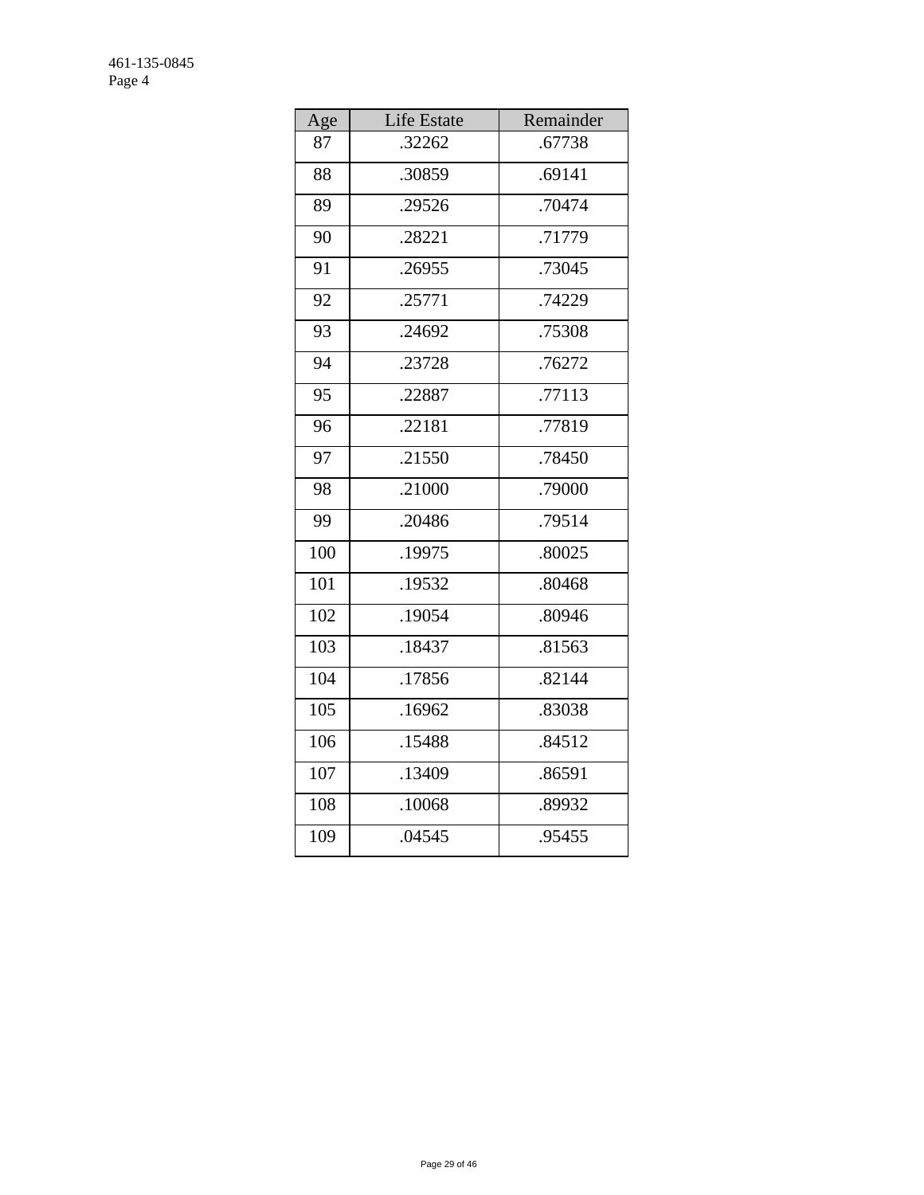| Age | Life Estate | Remainder |
|---|---|---|
| 87 | .32262 | .67738 |
| 88 | .30859 | .69141 |
| 89 | .29526 | .70474 |
| 90 | .28221 | .71779 |
| 91 | .26955 | .73045 |
| 92 | .25771 | .74229 |
| 93 | .24692 | .75308 |
| 94 | .23728 | .76272 |
| 95 | .22887 | .77113 |
| 96 | .22181 | .77819 |
| 97 | .21550 | .78450 |
| 98 | .21000 | .79000 |
| 99 | .20486 | .79514 |
| 100 | .19975 | .80025 |
| 101 | .19532 | .80468 |
| 102 | .19054 | .80946 |
| 103 | .18437 | .81563 |
| 104 | .17856 | .82144 |
| 105 | .16962 | .83038 |
| 106 | .15488 | .84512 |
| 107 | .13409 | .86591 |
| 108 | .10068 | .89932 |
| 109 | .04545 | .95455 |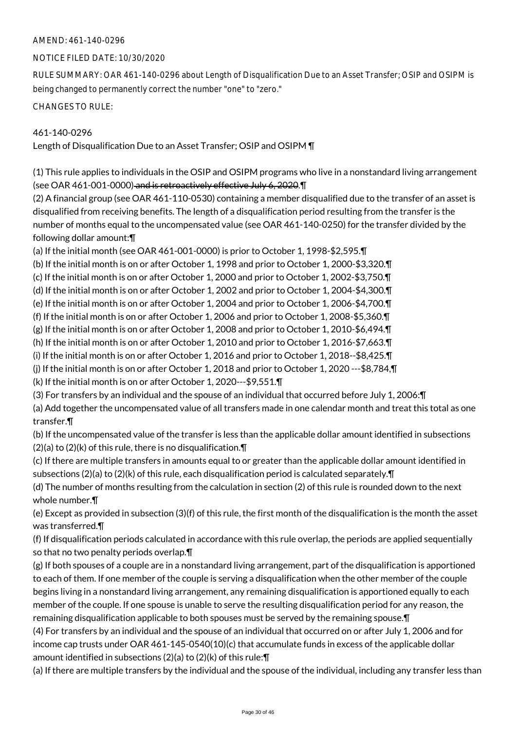AMEND: 461-140-0296

NOTICE FILED DATE: 10/30/2020

RULE SUMMARY: OAR 461-140-0296 about Length of Disqualification Due to an Asset Transfer; OSIP and OSIPM is being changed to permanently correct the number "one" to "zero."

CHANGES TO RULE:

461-140-0296

Length of Disqualification Due to an Asset Transfer; OSIP and OSIPM ¶

(1) This rule applies to individuals in the OSIP and OSIPM programs who live in a nonstandard living arrangement (see OAR 461-001-0000) ~~and is retroactively effective July 6, 2020~~.¶

(2) A financial group (see OAR 461-110-0530) containing a member disqualified due to the transfer of an asset is disqualified from receiving benefits. The length of a disqualification period resulting from the transfer is the number of months equal to the uncompensated value (see OAR 461-140-0250) for the transfer divided by the following dollar amount:¶

(a) If the initial month (see OAR 461-001-0000) is prior to October 1, 1998-$2,595.¶

(b) If the initial month is on or after October 1, 1998 and prior to October 1, 2000-$3,320.¶

(c) If the initial month is on or after October 1, 2000 and prior to October 1, 2002-$3,750.¶

(d) If the initial month is on or after October 1, 2002 and prior to October 1, 2004-$4,300.¶

(e) If the initial month is on or after October 1, 2004 and prior to October 1, 2006-$4,700.¶

(f) If the initial month is on or after October 1, 2006 and prior to October 1, 2008-$5,360.¶

(g) If the initial month is on or after October 1, 2008 and prior to October 1, 2010-$6,494.¶

(h) If the initial month is on or after October 1, 2010 and prior to October 1, 2016-$7,663.¶

(i) If the initial month is on or after October 1, 2016 and prior to October 1, 2018--$8,425.¶

(j) If the initial month is on or after October 1, 2018 and prior to October 1, 2020 ---$8,784,¶

(k) If the initial month is on or after October 1, 2020---$9,551.¶

(3) For transfers by an individual and the spouse of an individual that occurred before July 1, 2006:¶

(a) Add together the uncompensated value of all transfers made in one calendar month and treat this total as one transfer.¶

(b) If the uncompensated value of the transfer is less than the applicable dollar amount identified in subsections (2)(a) to (2)(k) of this rule, there is no disqualification.¶

(c) If there are multiple transfers in amounts equal to or greater than the applicable dollar amount identified in subsections (2)(a) to (2)(k) of this rule, each disqualification period is calculated separately.¶

(d) The number of months resulting from the calculation in section (2) of this rule is rounded down to the next whole number.¶

(e) Except as provided in subsection (3)(f) of this rule, the first month of the disqualification is the month the asset was transferred.¶

(f) If disqualification periods calculated in accordance with this rule overlap, the periods are applied sequentially so that no two penalty periods overlap.¶

(g) If both spouses of a couple are in a nonstandard living arrangement, part of the disqualification is apportioned to each of them. If one member of the couple is serving a disqualification when the other member of the couple begins living in a nonstandard living arrangement, any remaining disqualification is apportioned equally to each member of the couple. If one spouse is unable to serve the resulting disqualification period for any reason, the remaining disqualification applicable to both spouses must be served by the remaining spouse.¶

(4) For transfers by an individual and the spouse of an individual that occurred on or after July 1, 2006 and for income cap trusts under OAR 461-145-0540(10)(c) that accumulate funds in excess of the applicable dollar amount identified in subsections (2)(a) to (2)(k) of this rule:¶

(a) If there are multiple transfers by the individual and the spouse of the individual, including any transfer less than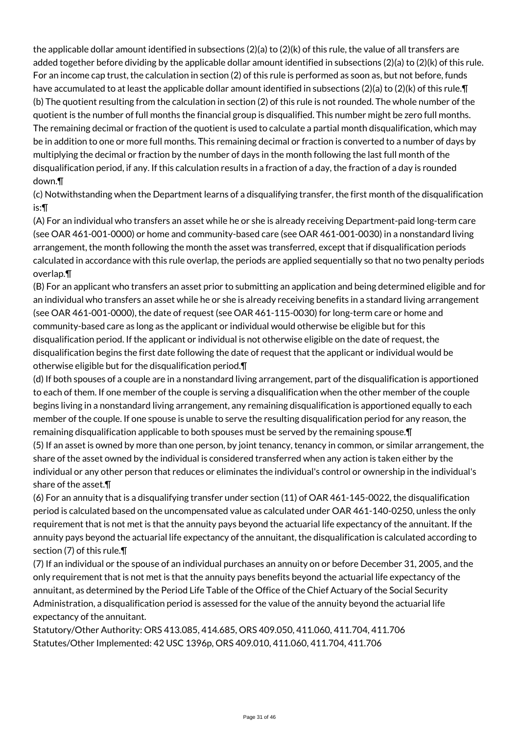the applicable dollar amount identified in subsections (2)(a) to (2)(k) of this rule, the value of all transfers are added together before dividing by the applicable dollar amount identified in subsections (2)(a) to (2)(k) of this rule. For an income cap trust, the calculation in section (2) of this rule is performed as soon as, but not before, funds have accumulated to at least the applicable dollar amount identified in subsections (2)(a) to (2)(k) of this rule.¶

(b) The quotient resulting from the calculation in section (2) of this rule is not rounded. The whole number of the quotient is the number of full months the financial group is disqualified. This number might be zero full months. The remaining decimal or fraction of the quotient is used to calculate a partial month disqualification, which may be in addition to one or more full months. This remaining decimal or fraction is converted to a number of days by multiplying the decimal or fraction by the number of days in the month following the last full month of the disqualification period, if any. If this calculation results in a fraction of a day, the fraction of a day is rounded down.¶

(c) Notwithstanding when the Department learns of a disqualifying transfer, the first month of the disqualification is:¶

(A) For an individual who transfers an asset while he or she is already receiving Department-paid long-term care (see OAR 461-001-0000) or home and community-based care (see OAR 461-001-0030) in a nonstandard living arrangement, the month following the month the asset was transferred, except that if disqualification periods calculated in accordance with this rule overlap, the periods are applied sequentially so that no two penalty periods overlap.¶

(B) For an applicant who transfers an asset prior to submitting an application and being determined eligible and for an individual who transfers an asset while he or she is already receiving benefits in a standard living arrangement (see OAR 461-001-0000), the date of request (see OAR 461-115-0030) for long-term care or home and community-based care as long as the applicant or individual would otherwise be eligible but for this disqualification period. If the applicant or individual is not otherwise eligible on the date of request, the disqualification begins the first date following the date of request that the applicant or individual would be otherwise eligible but for the disqualification period.¶

(d) If both spouses of a couple are in a nonstandard living arrangement, part of the disqualification is apportioned to each of them. If one member of the couple is serving a disqualification when the other member of the couple begins living in a nonstandard living arrangement, any remaining disqualification is apportioned equally to each member of the couple. If one spouse is unable to serve the resulting disqualification period for any reason, the remaining disqualification applicable to both spouses must be served by the remaining spouse.¶

(5) If an asset is owned by more than one person, by joint tenancy, tenancy in common, or similar arrangement, the share of the asset owned by the individual is considered transferred when any action is taken either by the individual or any other person that reduces or eliminates the individual's control or ownership in the individual's share of the asset.¶

(6) For an annuity that is a disqualifying transfer under section (11) of OAR 461-145-0022, the disqualification period is calculated based on the uncompensated value as calculated under OAR 461-140-0250, unless the only requirement that is not met is that the annuity pays beyond the actuarial life expectancy of the annuitant. If the annuity pays beyond the actuarial life expectancy of the annuitant, the disqualification is calculated according to section (7) of this rule.¶

(7) If an individual or the spouse of an individual purchases an annuity on or before December 31, 2005, and the only requirement that is not met is that the annuity pays benefits beyond the actuarial life expectancy of the annuitant, as determined by the Period Life Table of the Office of the Chief Actuary of the Social Security Administration, a disqualification period is assessed for the value of the annuity beyond the actuarial life expectancy of the annuitant.

Statutory/Other Authority: ORS 413.085, 414.685, ORS 409.050, 411.060, 411.704, 411.706
Statutes/Other Implemented: 42 USC 1396p, ORS 409.010, 411.060, 411.704, 411.706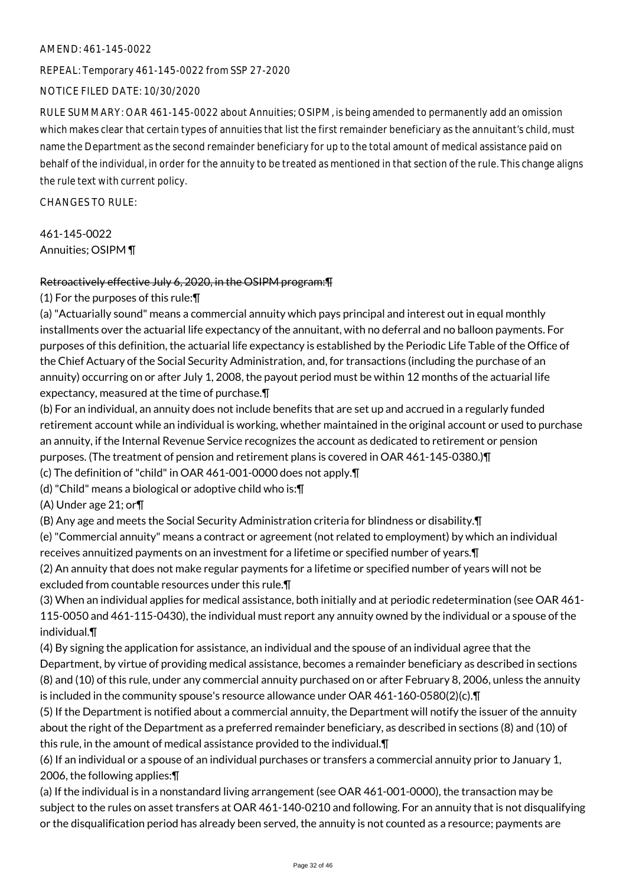AMEND: 461-145-0022

REPEAL: Temporary 461-145-0022 from SSP 27-2020

NOTICE FILED DATE: 10/30/2020

RULE SUMMARY: OAR 461-145-0022 about Annuities; OSIPM, is being amended to permanently add an omission which makes clear that certain types of annuities that list the first remainder beneficiary as the annuitant's child, must name the Department as the second remainder beneficiary for up to the total amount of medical assistance paid on behalf of the individual, in order for the annuity to be treated as mentioned in that section of the rule. This change aligns the rule text with current policy.

CHANGES TO RULE:

461-145-0022
Annuities; OSIPM ¶

~~Retroactively effective July 6, 2020, in the OSIPM program:¶~~
(1) For the purposes of this rule:¶
(a) "Actuarially sound" means a commercial annuity which pays principal and interest out in equal monthly installments over the actuarial life expectancy of the annuitant, with no deferral and no balloon payments. For purposes of this definition, the actuarial life expectancy is established by the Periodic Life Table of the Office of the Chief Actuary of the Social Security Administration, and, for transactions (including the purchase of an annuity) occurring on or after July 1, 2008, the payout period must be within 12 months of the actuarial life expectancy, measured at the time of purchase.¶
(b) For an individual, an annuity does not include benefits that are set up and accrued in a regularly funded retirement account while an individual is working, whether maintained in the original account or used to purchase an annuity, if the Internal Revenue Service recognizes the account as dedicated to retirement or pension purposes. (The treatment of pension and retirement plans is covered in OAR 461-145-0380.)¶
(c) The definition of "child" in OAR 461-001-0000 does not apply.¶
(d) "Child" means a biological or adoptive child who is:¶
(A) Under age 21; or¶
(B) Any age and meets the Social Security Administration criteria for blindness or disability.¶
(e) "Commercial annuity" means a contract or agreement (not related to employment) by which an individual receives annuitized payments on an investment for a lifetime or specified number of years.¶
(2) An annuity that does not make regular payments for a lifetime or specified number of years will not be excluded from countable resources under this rule.¶
(3) When an individual applies for medical assistance, both initially and at periodic redetermination (see OAR 461-115-0050 and 461-115-0430), the individual must report any annuity owned by the individual or a spouse of the individual.¶
(4) By signing the application for assistance, an individual and the spouse of an individual agree that the Department, by virtue of providing medical assistance, becomes a remainder beneficiary as described in sections (8) and (10) of this rule, under any commercial annuity purchased on or after February 8, 2006, unless the annuity is included in the community spouse's resource allowance under OAR 461-160-0580(2)(c).¶
(5) If the Department is notified about a commercial annuity, the Department will notify the issuer of the annuity about the right of the Department as a preferred remainder beneficiary, as described in sections (8) and (10) of this rule, in the amount of medical assistance provided to the individual.¶
(6) If an individual or a spouse of an individual purchases or transfers a commercial annuity prior to January 1, 2006, the following applies:¶
(a) If the individual is in a nonstandard living arrangement (see OAR 461-001-0000), the transaction may be subject to the rules on asset transfers at OAR 461-140-0210 and following. For an annuity that is not disqualifying or the disqualification period has already been served, the annuity is not counted as a resource; payments are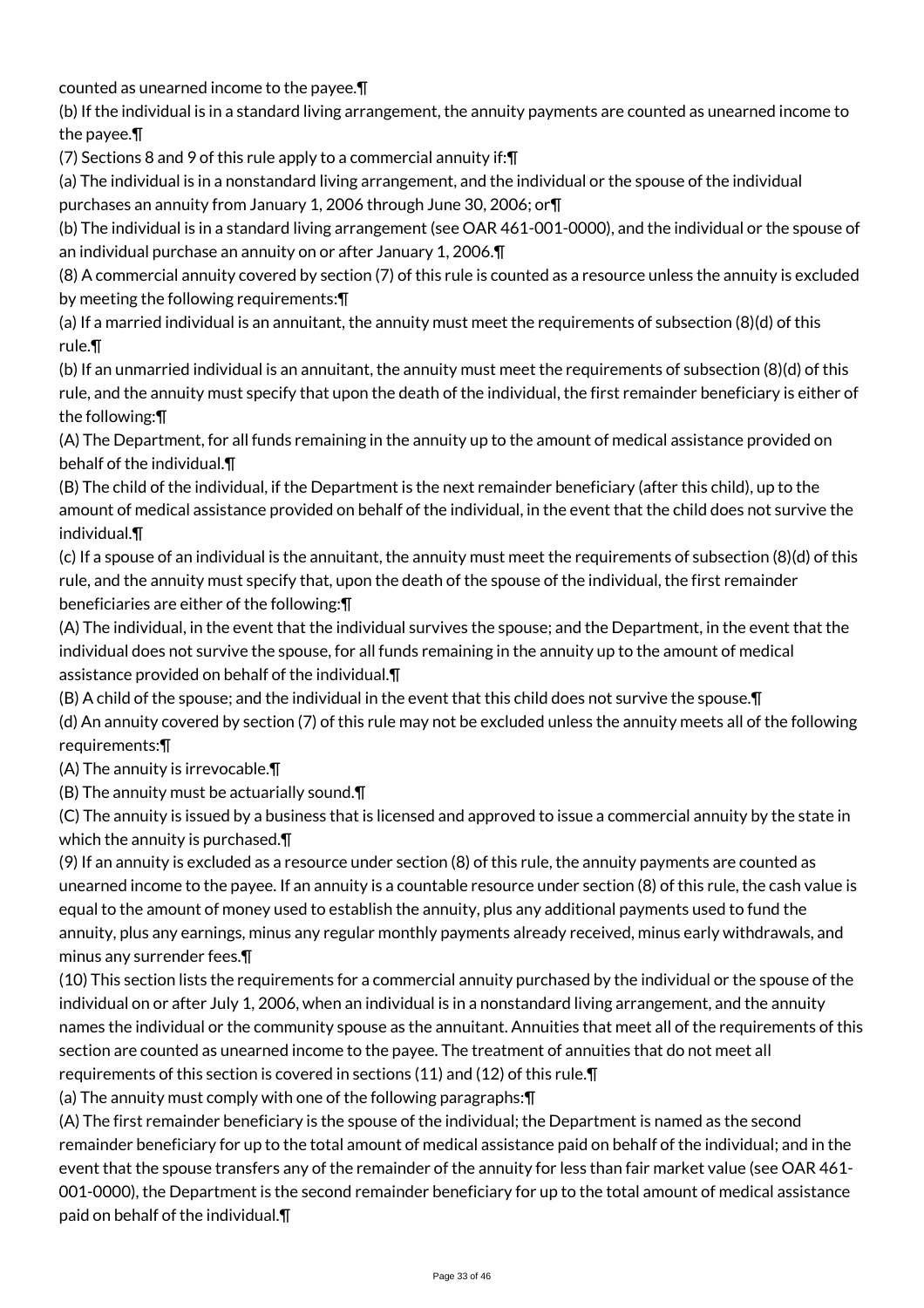counted as unearned income to the payee.¶

(b) If the individual is in a standard living arrangement, the annuity payments are counted as unearned income to the payee.¶

(7) Sections 8 and 9 of this rule apply to a commercial annuity if:¶

(a) The individual is in a nonstandard living arrangement, and the individual or the spouse of the individual purchases an annuity from January 1, 2006 through June 30, 2006; or¶

(b) The individual is in a standard living arrangement (see OAR 461-001-0000), and the individual or the spouse of an individual purchase an annuity on or after January 1, 2006.¶

(8) A commercial annuity covered by section (7) of this rule is counted as a resource unless the annuity is excluded by meeting the following requirements:¶

(a) If a married individual is an annuitant, the annuity must meet the requirements of subsection (8)(d) of this rule.¶

(b) If an unmarried individual is an annuitant, the annuity must meet the requirements of subsection (8)(d) of this rule, and the annuity must specify that upon the death of the individual, the first remainder beneficiary is either of the following:¶

(A) The Department, for all funds remaining in the annuity up to the amount of medical assistance provided on behalf of the individual.¶

(B) The child of the individual, if the Department is the next remainder beneficiary (after this child), up to the amount of medical assistance provided on behalf of the individual, in the event that the child does not survive the individual.¶

(c) If a spouse of an individual is the annuitant, the annuity must meet the requirements of subsection (8)(d) of this rule, and the annuity must specify that, upon the death of the spouse of the individual, the first remainder beneficiaries are either of the following:¶

(A) The individual, in the event that the individual survives the spouse; and the Department, in the event that the individual does not survive the spouse, for all funds remaining in the annuity up to the amount of medical assistance provided on behalf of the individual.¶

(B) A child of the spouse; and the individual in the event that this child does not survive the spouse.¶

(d) An annuity covered by section (7) of this rule may not be excluded unless the annuity meets all of the following requirements:¶

(A) The annuity is irrevocable.¶

(B) The annuity must be actuarially sound.¶

(C) The annuity is issued by a business that is licensed and approved to issue a commercial annuity by the state in which the annuity is purchased.¶

(9) If an annuity is excluded as a resource under section (8) of this rule, the annuity payments are counted as unearned income to the payee. If an annuity is a countable resource under section (8) of this rule, the cash value is equal to the amount of money used to establish the annuity, plus any additional payments used to fund the annuity, plus any earnings, minus any regular monthly payments already received, minus early withdrawals, and minus any surrender fees.¶

(10) This section lists the requirements for a commercial annuity purchased by the individual or the spouse of the individual on or after July 1, 2006, when an individual is in a nonstandard living arrangement, and the annuity names the individual or the community spouse as the annuitant. Annuities that meet all of the requirements of this section are counted as unearned income to the payee. The treatment of annuities that do not meet all requirements of this section is covered in sections (11) and (12) of this rule.¶

(a) The annuity must comply with one of the following paragraphs:¶

(A) The first remainder beneficiary is the spouse of the individual; the Department is named as the second remainder beneficiary for up to the total amount of medical assistance paid on behalf of the individual; and in the event that the spouse transfers any of the remainder of the annuity for less than fair market value (see OAR 461-001-0000), the Department is the second remainder beneficiary for up to the total amount of medical assistance paid on behalf of the individual.¶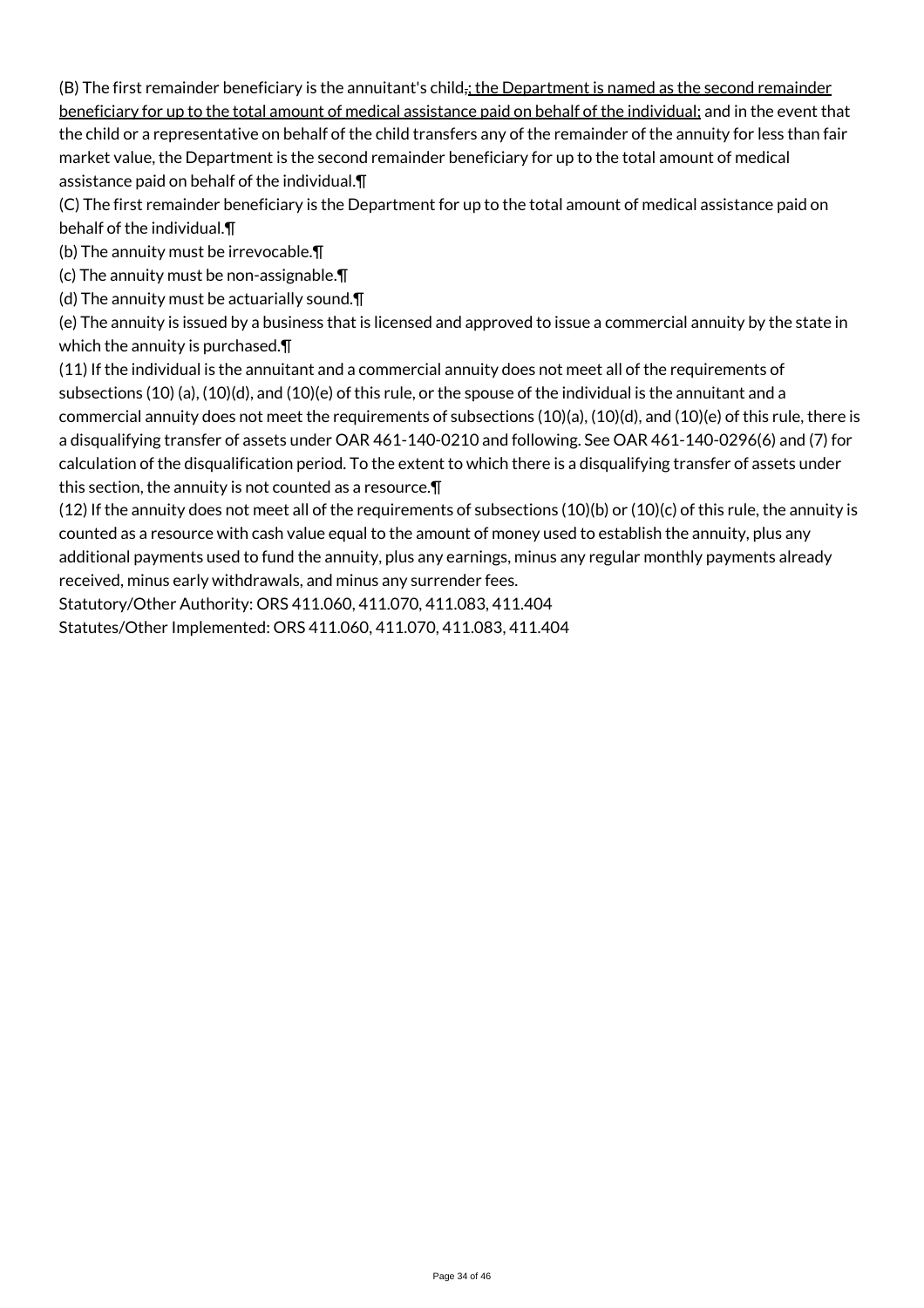(B) The first remainder beneficiary is the annuitant's child,; the Department is named as the second remainder beneficiary for up to the total amount of medical assistance paid on behalf of the individual; and in the event that the child or a representative on behalf of the child transfers any of the remainder of the annuity for less than fair market value, the Department is the second remainder beneficiary for up to the total amount of medical assistance paid on behalf of the individual.¶

(C) The first remainder beneficiary is the Department for up to the total amount of medical assistance paid on behalf of the individual.¶

(b) The annuity must be irrevocable.¶

(c) The annuity must be non-assignable.¶

(d) The annuity must be actuarially sound.¶

(e) The annuity is issued by a business that is licensed and approved to issue a commercial annuity by the state in which the annuity is purchased.¶

(11) If the individual is the annuitant and a commercial annuity does not meet all of the requirements of subsections (10) (a), (10)(d), and (10)(e) of this rule, or the spouse of the individual is the annuitant and a commercial annuity does not meet the requirements of subsections (10)(a), (10)(d), and (10)(e) of this rule, there is a disqualifying transfer of assets under OAR 461-140-0210 and following. See OAR 461-140-0296(6) and (7) for calculation of the disqualification period. To the extent to which there is a disqualifying transfer of assets under this section, the annuity is not counted as a resource.¶

(12) If the annuity does not meet all of the requirements of subsections (10)(b) or (10)(c) of this rule, the annuity is counted as a resource with cash value equal to the amount of money used to establish the annuity, plus any additional payments used to fund the annuity, plus any earnings, minus any regular monthly payments already received, minus early withdrawals, and minus any surrender fees.

Statutory/Other Authority: ORS 411.060, 411.070, 411.083, 411.404

Statutes/Other Implemented: ORS 411.060, 411.070, 411.083, 411.404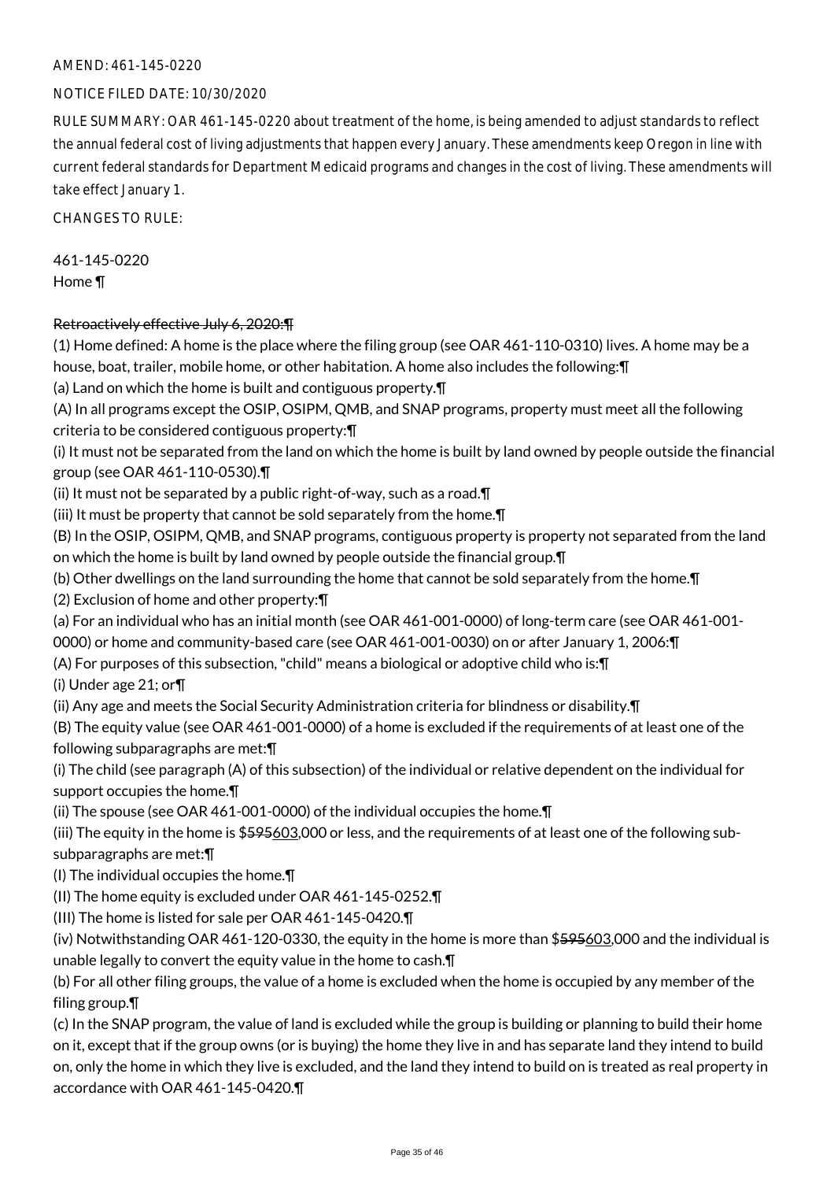AMEND: 461-145-0220

NOTICE FILED DATE: 10/30/2020

RULE SUMMARY: OAR 461-145-0220 about treatment of the home, is being amended to adjust standards to reflect the annual federal cost of living adjustments that happen every January. These amendments keep Oregon in line with current federal standards for Department Medicaid programs and changes in the cost of living. These amendments will take effect January 1.

CHANGES TO RULE:

461-145-0220
Home ¶

~~Retroactively effective July 6, 2020:¶~~
(1) Home defined: A home is the place where the filing group (see OAR 461-110-0310) lives. A home may be a house, boat, trailer, mobile home, or other habitation. A home also includes the following:¶
(a) Land on which the home is built and contiguous property.¶
(A) In all programs except the OSIP, OSIPM, QMB, and SNAP programs, property must meet all the following criteria to be considered contiguous property:¶
(i) It must not be separated from the land on which the home is built by land owned by people outside the financial group (see OAR 461-110-0530).¶
(ii) It must not be separated by a public right-of-way, such as a road.¶
(iii) It must be property that cannot be sold separately from the home.¶
(B) In the OSIP, OSIPM, QMB, and SNAP programs, contiguous property is property not separated from the land on which the home is built by land owned by people outside the financial group.¶
(b) Other dwellings on the land surrounding the home that cannot be sold separately from the home.¶
(2) Exclusion of home and other property:¶
(a) For an individual who has an initial month (see OAR 461-001-0000) of long-term care (see OAR 461-001-0000) or home and community-based care (see OAR 461-001-0030) on or after January 1, 2006:¶
(A) For purposes of this subsection, "child" means a biological or adoptive child who is:¶
(i) Under age 21; or¶
(ii) Any age and meets the Social Security Administration criteria for blindness or disability.¶
(B) The equity value (see OAR 461-001-0000) of a home is excluded if the requirements of at least one of the following subparagraphs are met:¶
(i) The child (see paragraph (A) of this subsection) of the individual or relative dependent on the individual for support occupies the home.¶
(ii) The spouse (see OAR 461-001-0000) of the individual occupies the home.¶
(iii) The equity in the home is $~~595~~603,000 or less, and the requirements of at least one of the following sub-subparagraphs are met:¶
(I) The individual occupies the home.¶
(II) The home equity is excluded under OAR 461-145-0252.¶
(III) The home is listed for sale per OAR 461-145-0420.¶
(iv) Notwithstanding OAR 461-120-0330, the equity in the home is more than $~~595~~603,000 and the individual is unable legally to convert the equity value in the home to cash.¶
(b) For all other filing groups, the value of a home is excluded when the home is occupied by any member of the filing group.¶
(c) In the SNAP program, the value of land is excluded while the group is building or planning to build their home on it, except that if the group owns (or is buying) the home they live in and has separate land they intend to build on, only the home in which they live is excluded, and the land they intend to build on is treated as real property in accordance with OAR 461-145-0420.¶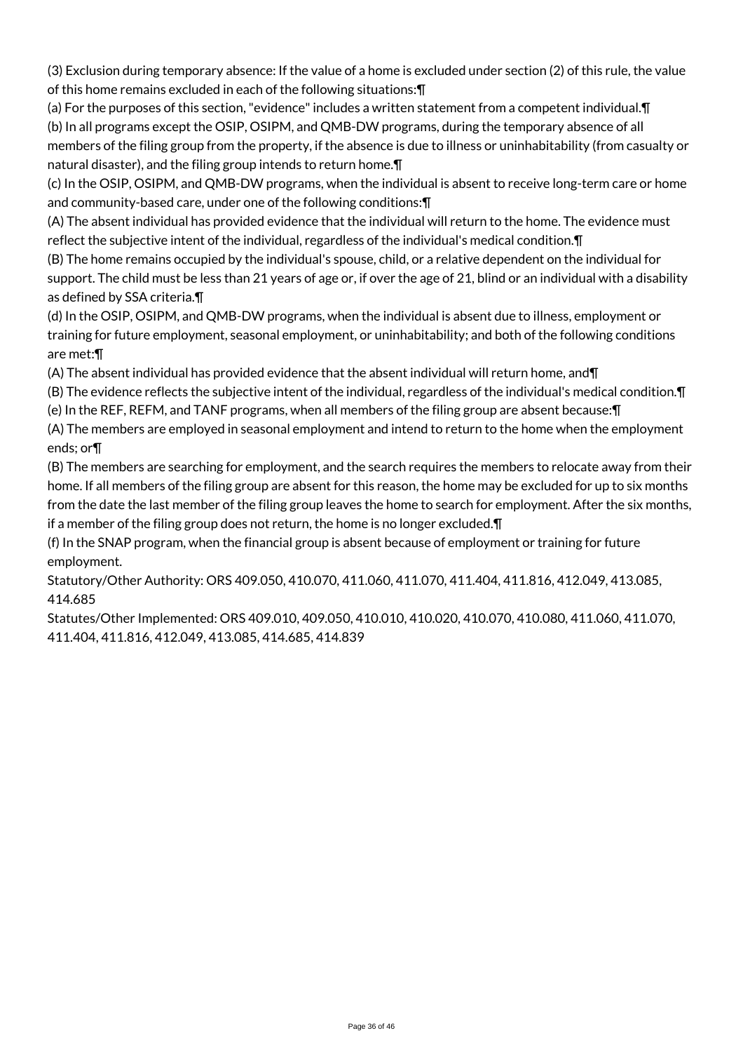(3) Exclusion during temporary absence: If the value of a home is excluded under section (2) of this rule, the value of this home remains excluded in each of the following situations:¶

(a) For the purposes of this section, "evidence" includes a written statement from a competent individual.¶

(b) In all programs except the OSIP, OSIPM, and QMB-DW programs, during the temporary absence of all members of the filing group from the property, if the absence is due to illness or uninhabitability (from casualty or natural disaster), and the filing group intends to return home.¶

(c) In the OSIP, OSIPM, and QMB-DW programs, when the individual is absent to receive long-term care or home and community-based care, under one of the following conditions:¶

(A) The absent individual has provided evidence that the individual will return to the home. The evidence must reflect the subjective intent of the individual, regardless of the individual's medical condition.¶

(B) The home remains occupied by the individual's spouse, child, or a relative dependent on the individual for support. The child must be less than 21 years of age or, if over the age of 21, blind or an individual with a disability as defined by SSA criteria.¶

(d) In the OSIP, OSIPM, and QMB-DW programs, when the individual is absent due to illness, employment or training for future employment, seasonal employment, or uninhabitability; and both of the following conditions are met:¶

(A) The absent individual has provided evidence that the absent individual will return home, and¶

(B) The evidence reflects the subjective intent of the individual, regardless of the individual's medical condition.¶

(e) In the REF, REFM, and TANF programs, when all members of the filing group are absent because:¶

(A) The members are employed in seasonal employment and intend to return to the home when the employment ends; or¶

(B) The members are searching for employment, and the search requires the members to relocate away from their home. If all members of the filing group are absent for this reason, the home may be excluded for up to six months from the date the last member of the filing group leaves the home to search for employment. After the six months, if a member of the filing group does not return, the home is no longer excluded.¶

(f) In the SNAP program, when the financial group is absent because of employment or training for future employment.

Statutory/Other Authority: ORS 409.050, 410.070, 411.060, 411.070, 411.404, 411.816, 412.049, 413.085, 414.685

Statutes/Other Implemented: ORS 409.010, 409.050, 410.010, 410.020, 410.070, 410.080, 411.060, 411.070, 411.404, 411.816, 412.049, 413.085, 414.685, 414.839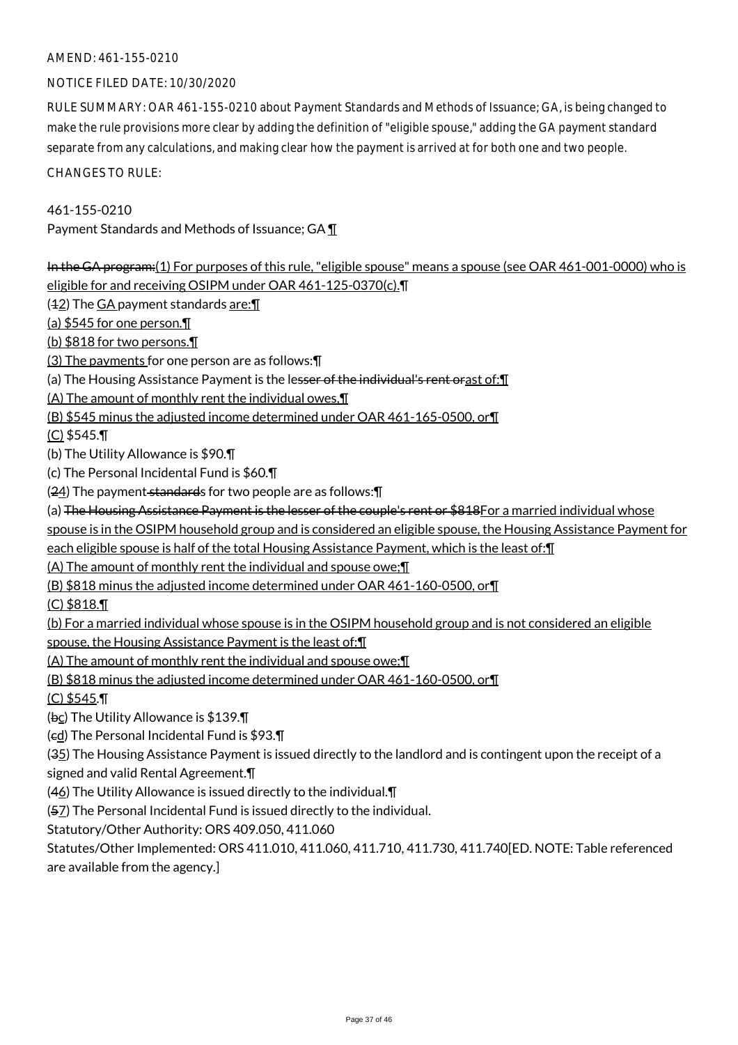AMEND: 461-155-0210

NOTICE FILED DATE: 10/30/2020

RULE SUMMARY: OAR 461-155-0210 about Payment Standards and Methods of Issuance; GA, is being changed to make the rule provisions more clear by adding the definition of "eligible spouse," adding the GA payment standard separate from any calculations, and making clear how the payment is arrived at for both one and two people.

CHANGES TO RULE:

461-155-0210

Payment Standards and Methods of Issuance; GA ¶

~~In the GA program:~~(1) For purposes of this rule, "eligible spouse" means a spouse (see OAR 461-001-0000) who is eligible for and receiving OSIPM under OAR 461-125-0370(c).¶

(~~1~~2) The GA payment standards are:¶

(a) $545 for one person.¶

(b) $818 for two persons.¶

(3) The payments for one person are as follows:¶

(a) The Housing Assistance Payment is the le~~sser of the individual's rent or~~ast of:¶

(A) The amount of monthly rent the individual owes,¶

(B) $545 minus the adjusted income determined under OAR 461-165-0500, or¶

(C) $545.¶

(b) The Utility Allowance is $90.¶

(c) The Personal Incidental Fund is $60.¶

(~~2~~4) The payment~~ standard~~s for two people are as follows:¶

(a) ~~The Housing Assistance Payment is the lesser of the couple's rent or $818~~For a married individual whose spouse is in the OSIPM household group and is considered an eligible spouse, the Housing Assistance Payment for each eligible spouse is half of the total Housing Assistance Payment, which is the least of:¶

(A) The amount of monthly rent the individual and spouse owe;¶

(B) $818 minus the adjusted income determined under OAR 461-160-0500, or¶

(C) $818.¶

(b) For a married individual whose spouse is in the OSIPM household group and is not considered an eligible spouse, the Housing Assistance Payment is the least of:¶

(A) The amount of monthly rent the individual and spouse owe;¶

(B) $818 minus the adjusted income determined under OAR 461-160-0500, or¶

(C) $545.¶

(~~b~~c) The Utility Allowance is $139.¶

(~~c~~d) The Personal Incidental Fund is $93.¶

(~~3~~5) The Housing Assistance Payment is issued directly to the landlord and is contingent upon the receipt of a signed and valid Rental Agreement.¶

(~~4~~6) The Utility Allowance is issued directly to the individual.¶

(~~5~~7) The Personal Incidental Fund is issued directly to the individual.

Statutory/Other Authority: ORS 409.050, 411.060

Statutes/Other Implemented: ORS 411.010, 411.060, 411.710, 411.730, 411.740[ED. NOTE: Table referenced are available from the agency.]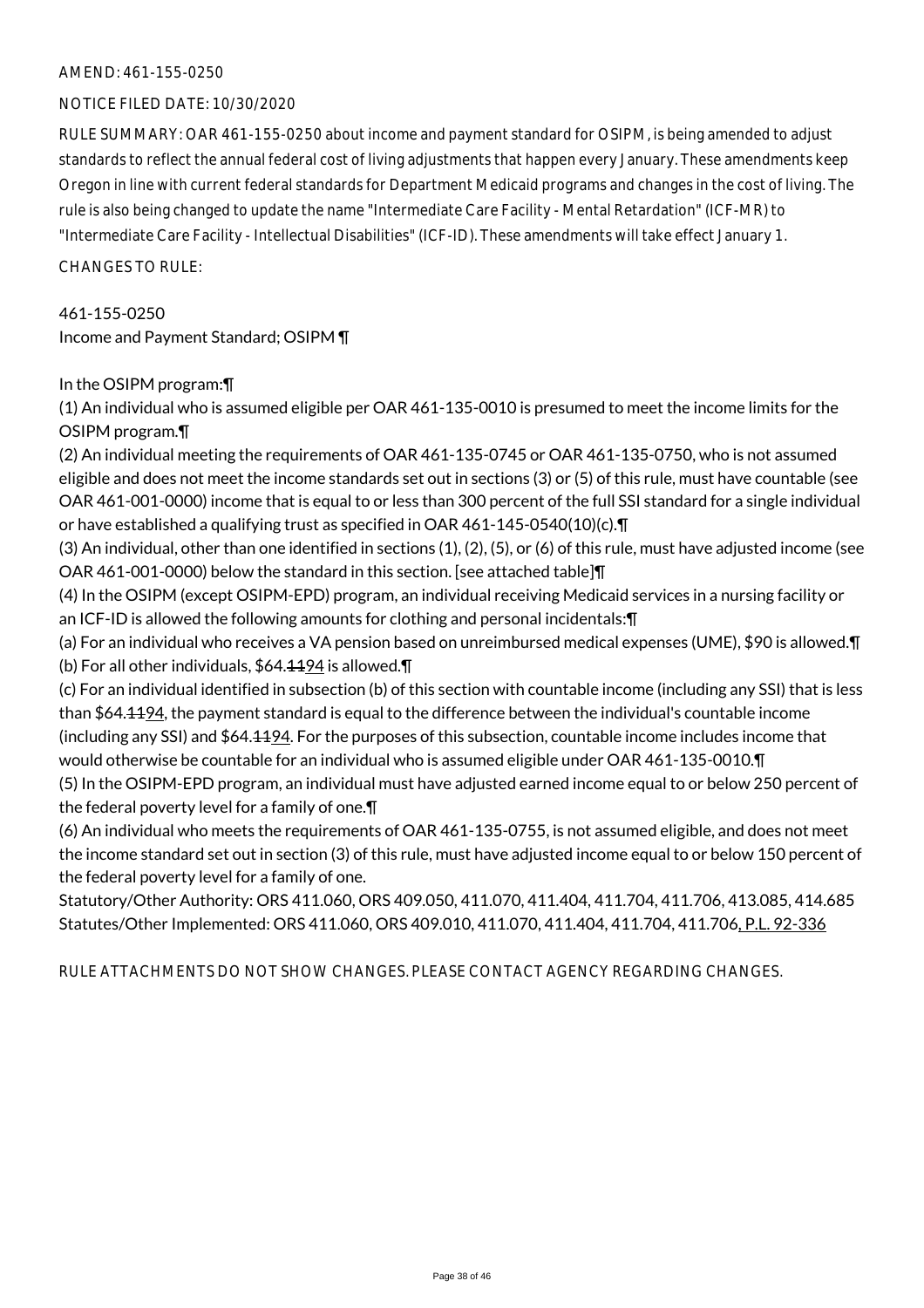AMEND: 461-155-0250

NOTICE FILED DATE: 10/30/2020

RULE SUMMARY: OAR 461-155-0250 about income and payment standard for OSIPM, is being amended to adjust standards to reflect the annual federal cost of living adjustments that happen every January. These amendments keep Oregon in line with current federal standards for Department Medicaid programs and changes in the cost of living. The rule is also being changed to update the name "Intermediate Care Facility - Mental Retardation" (ICF-MR) to "Intermediate Care Facility - Intellectual Disabilities" (ICF-ID). These amendments will take effect January 1.

CHANGES TO RULE:

461-155-0250
Income and Payment Standard; OSIPM ¶

In the OSIPM program:¶

(1) An individual who is assumed eligible per OAR 461-135-0010 is presumed to meet the income limits for the OSIPM program.¶

(2) An individual meeting the requirements of OAR 461-135-0745 or OAR 461-135-0750, who is not assumed eligible and does not meet the income standards set out in sections (3) or (5) of this rule, must have countable (see OAR 461-001-0000) income that is equal to or less than 300 percent of the full SSI standard for a single individual or have established a qualifying trust as specified in OAR 461-145-0540(10)(c).¶

(3) An individual, other than one identified in sections (1), (2), (5), or (6) of this rule, must have adjusted income (see OAR 461-001-0000) below the standard in this section. [see attached table]¶

(4) In the OSIPM (except OSIPM-EPD) program, an individual receiving Medicaid services in a nursing facility or an ICF-ID is allowed the following amounts for clothing and personal incidentals:¶

(a) For an individual who receives a VA pension based on unreimbursed medical expenses (UME), $90 is allowed.¶

(b) For all other individuals, $64.~~11~~94 is allowed.¶

(c) For an individual identified in subsection (b) of this section with countable income (including any SSI) that is less than $64.~~11~~94, the payment standard is equal to the difference between the individual's countable income (including any SSI) and $64.~~11~~94. For the purposes of this subsection, countable income includes income that would otherwise be countable for an individual who is assumed eligible under OAR 461-135-0010.¶

(5) In the OSIPM-EPD program, an individual must have adjusted earned income equal to or below 250 percent of the federal poverty level for a family of one.¶

(6) An individual who meets the requirements of OAR 461-135-0755, is not assumed eligible, and does not meet the income standard set out in section (3) of this rule, must have adjusted income equal to or below 150 percent of the federal poverty level for a family of one.

Statutory/Other Authority: ORS 411.060, ORS 409.050, 411.070, 411.404, 411.704, 411.706, 413.085, 414.685
Statutes/Other Implemented: ORS 411.060, ORS 409.010, 411.070, 411.404, 411.704, 411.706, P.L. 92-336

RULE ATTACHMENTS DO NOT SHOW CHANGES. PLEASE CONTACT AGENCY REGARDING CHANGES.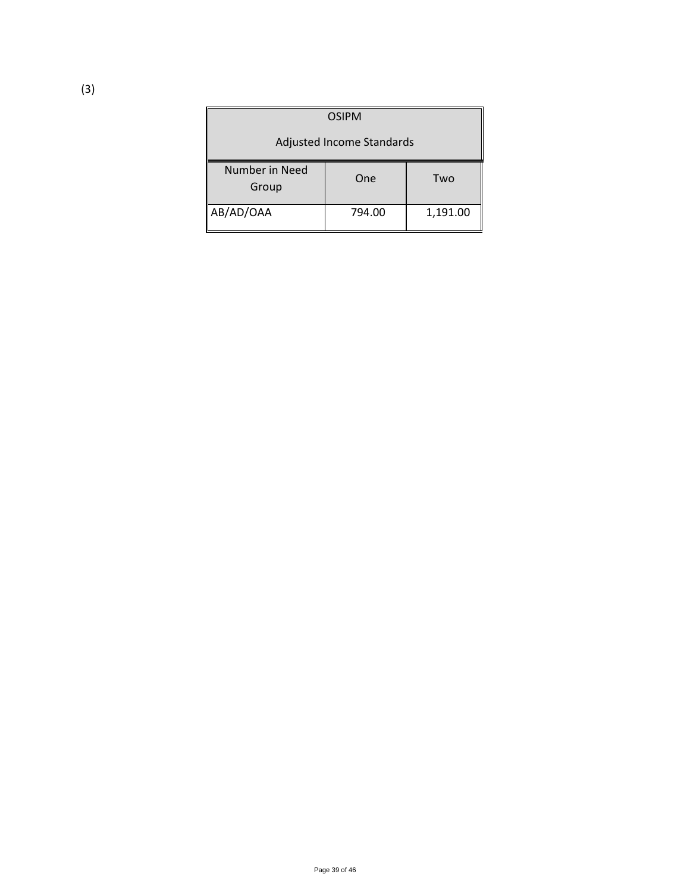(3)

| OSIPM Adjusted Income Standards | | |
|---|---|---|
| Number in Need Group | One | Two |
| AB/AD/OAA | 794.00 | 1,191.00 |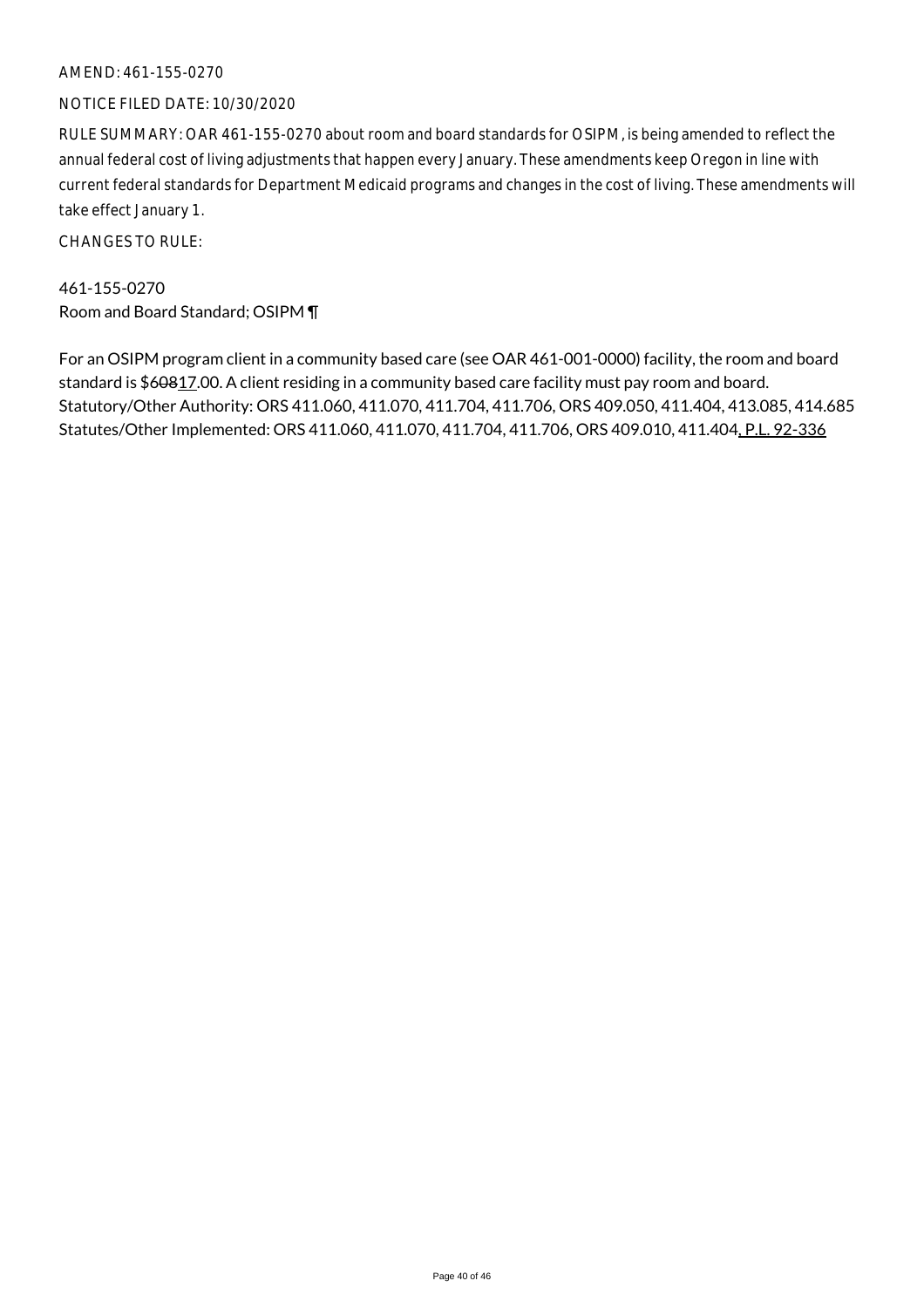AMEND: 461-155-0270

NOTICE FILED DATE: 10/30/2020

RULE SUMMARY: OAR 461-155-0270 about room and board standards for OSIPM, is being amended to reflect the annual federal cost of living adjustments that happen every January. These amendments keep Oregon in line with current federal standards for Department Medicaid programs and changes in the cost of living. These amendments will take effect January 1.

CHANGES TO RULE:

461-155-0270
Room and Board Standard; OSIPM ¶

For an OSIPM program client in a community based care (see OAR 461-001-0000) facility, the room and board standard is $~~608~~17.00. A client residing in a community based care facility must pay room and board.
Statutory/Other Authority: ORS 411.060, 411.070, 411.704, 411.706, ORS 409.050, 411.404, 413.085, 414.685
Statutes/Other Implemented: ORS 411.060, 411.070, 411.704, 411.706, ORS 409.010, 411.404, P.L. 92-336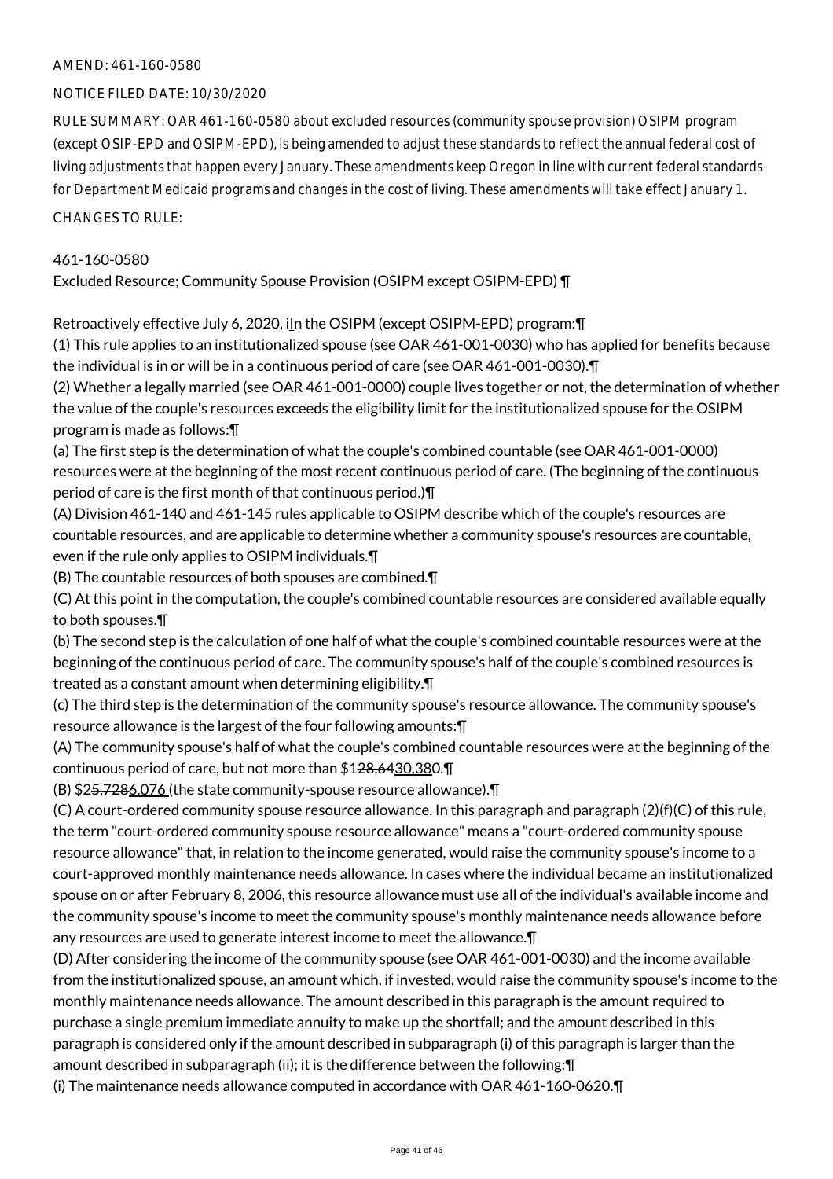AMEND: 461-160-0580

NOTICE FILED DATE: 10/30/2020

RULE SUMMARY: OAR 461-160-0580 about excluded resources (community spouse provision) OSIPM program (except OSIP-EPD and OSIPM-EPD), is being amended to adjust these standards to reflect the annual federal cost of living adjustments that happen every January. These amendments keep Oregon in line with current federal standards for Department Medicaid programs and changes in the cost of living. These amendments will take effect January 1.

CHANGES TO RULE:

461-160-0580

Excluded Resource; Community Spouse Provision (OSIPM except OSIPM-EPD) ¶

~~Retroactively effective July 6, 2020, i~~In the OSIPM (except OSIPM-EPD) program:¶

(1) This rule applies to an institutionalized spouse (see OAR 461-001-0030) who has applied for benefits because the individual is in or will be in a continuous period of care (see OAR 461-001-0030).¶

(2) Whether a legally married (see OAR 461-001-0000) couple lives together or not, the determination of whether the value of the couple's resources exceeds the eligibility limit for the institutionalized spouse for the OSIPM program is made as follows:¶

(a) The first step is the determination of what the couple's combined countable (see OAR 461-001-0000) resources were at the beginning of the most recent continuous period of care. (The beginning of the continuous period of care is the first month of that continuous period.)¶

(A) Division 461-140 and 461-145 rules applicable to OSIPM describe which of the couple's resources are countable resources, and are applicable to determine whether a community spouse's resources are countable, even if the rule only applies to OSIPM individuals.¶

(B) The countable resources of both spouses are combined.¶

(C) At this point in the computation, the couple's combined countable resources are considered available equally to both spouses.¶

(b) The second step is the calculation of one half of what the couple's combined countable resources were at the beginning of the continuous period of care. The community spouse's half of the couple's combined resources is treated as a constant amount when determining eligibility.¶

(c) The third step is the determination of the community spouse's resource allowance. The community spouse's resource allowance is the largest of the four following amounts:¶

(A) The community spouse's half of what the couple's combined countable resources were at the beginning of the continuous period of care, but not more than $1~~28,64~~30,380.¶

(B) $2~~5,728~~6,076 (the state community-spouse resource allowance).¶

(C) A court-ordered community spouse resource allowance. In this paragraph and paragraph (2)(f)(C) of this rule, the term "court-ordered community spouse resource allowance" means a "court-ordered community spouse resource allowance" that, in relation to the income generated, would raise the community spouse's income to a court-approved monthly maintenance needs allowance. In cases where the individual became an institutionalized spouse on or after February 8, 2006, this resource allowance must use all of the individual's available income and the community spouse's income to meet the community spouse's monthly maintenance needs allowance before any resources are used to generate interest income to meet the allowance.¶

(D) After considering the income of the community spouse (see OAR 461-001-0030) and the income available from the institutionalized spouse, an amount which, if invested, would raise the community spouse's income to the monthly maintenance needs allowance. The amount described in this paragraph is the amount required to purchase a single premium immediate annuity to make up the shortfall; and the amount described in this paragraph is considered only if the amount described in subparagraph (i) of this paragraph is larger than the amount described in subparagraph (ii); it is the difference between the following:¶

(i) The maintenance needs allowance computed in accordance with OAR 461-160-0620.¶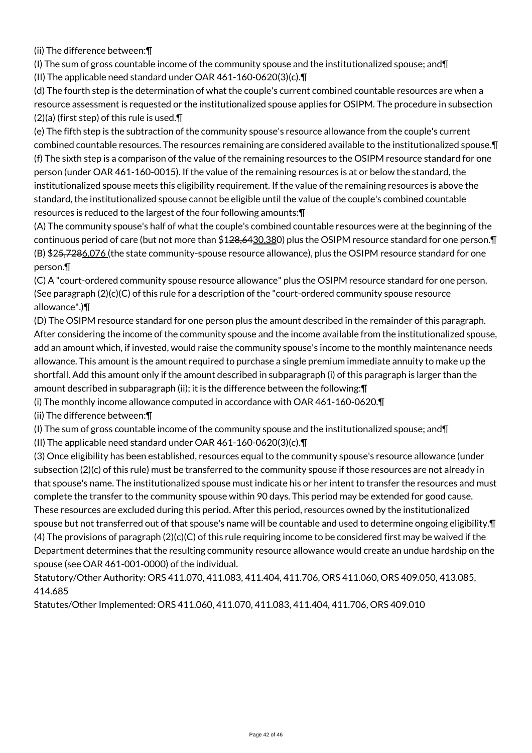(ii) The difference between:¶

(I) The sum of gross countable income of the community spouse and the institutionalized spouse; and¶

(II) The applicable need standard under OAR 461-160-0620(3)(c).¶

(d) The fourth step is the determination of what the couple's current combined countable resources are when a resource assessment is requested or the institutionalized spouse applies for OSIPM. The procedure in subsection (2)(a) (first step) of this rule is used.¶

(e) The fifth step is the subtraction of the community spouse's resource allowance from the couple's current combined countable resources. The resources remaining are considered available to the institutionalized spouse.¶

(f) The sixth step is a comparison of the value of the remaining resources to the OSIPM resource standard for one person (under OAR 461-160-0015). If the value of the remaining resources is at or below the standard, the institutionalized spouse meets this eligibility requirement. If the value of the remaining resources is above the standard, the institutionalized spouse cannot be eligible until the value of the couple's combined countable resources is reduced to the largest of the four following amounts:¶

(A) The community spouse's half of what the couple's combined countable resources were at the beginning of the continuous period of care (but not more than $1~~28,64~~30,380) plus the OSIPM resource standard for one person.¶

(B) $2~~5,728~~6,076 (the state community-spouse resource allowance), plus the OSIPM resource standard for one person.¶

(C) A "court-ordered community spouse resource allowance" plus the OSIPM resource standard for one person. (See paragraph (2)(c)(C) of this rule for a description of the "court-ordered community spouse resource allowance".)¶

(D) The OSIPM resource standard for one person plus the amount described in the remainder of this paragraph. After considering the income of the community spouse and the income available from the institutionalized spouse, add an amount which, if invested, would raise the community spouse's income to the monthly maintenance needs allowance. This amount is the amount required to purchase a single premium immediate annuity to make up the shortfall. Add this amount only if the amount described in subparagraph (i) of this paragraph is larger than the amount described in subparagraph (ii); it is the difference between the following:¶

(i) The monthly income allowance computed in accordance with OAR 461-160-0620.¶

(ii) The difference between:¶

(I) The sum of gross countable income of the community spouse and the institutionalized spouse; and¶

(II) The applicable need standard under OAR 461-160-0620(3)(c).¶

(3) Once eligibility has been established, resources equal to the community spouse's resource allowance (under subsection (2)(c) of this rule) must be transferred to the community spouse if those resources are not already in that spouse's name. The institutionalized spouse must indicate his or her intent to transfer the resources and must complete the transfer to the community spouse within 90 days. This period may be extended for good cause. These resources are excluded during this period. After this period, resources owned by the institutionalized spouse but not transferred out of that spouse's name will be countable and used to determine ongoing eligibility.¶

(4) The provisions of paragraph (2)(c)(C) of this rule requiring income to be considered first may be waived if the Department determines that the resulting community resource allowance would create an undue hardship on the spouse (see OAR 461-001-0000) of the individual.

Statutory/Other Authority: ORS 411.070, 411.083, 411.404, 411.706, ORS 411.060, ORS 409.050, 413.085, 414.685

Statutes/Other Implemented: ORS 411.060, 411.070, 411.083, 411.404, 411.706, ORS 409.010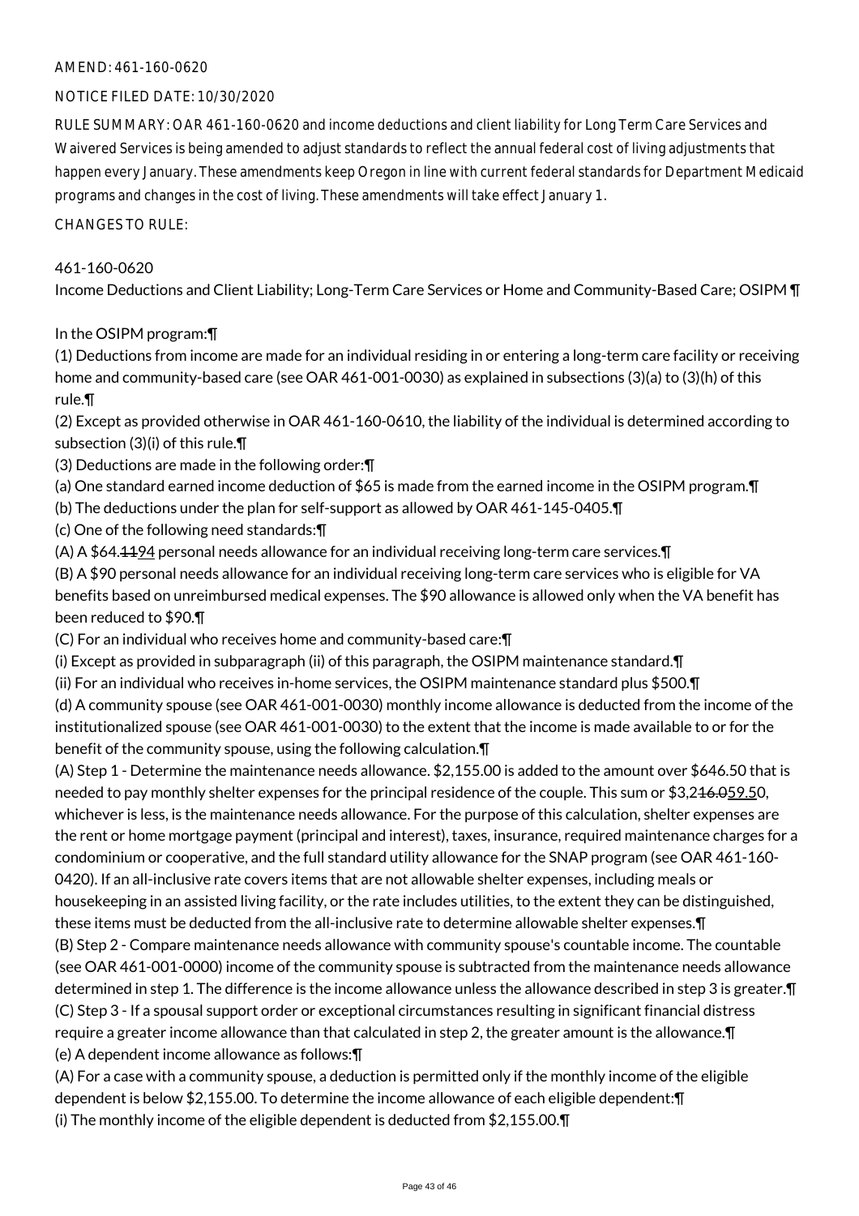AMEND: 461-160-0620

NOTICE FILED DATE: 10/30/2020

RULE SUMMARY: OAR 461-160-0620 and income deductions and client liability for Long Term Care Services and Waivered Services is being amended to adjust standards to reflect the annual federal cost of living adjustments that happen every January. These amendments keep Oregon in line with current federal standards for Department Medicaid programs and changes in the cost of living. These amendments will take effect January 1.

CHANGES TO RULE:

461-160-0620
Income Deductions and Client Liability; Long-Term Care Services or Home and Community-Based Care; OSIPM ¶

In the OSIPM program:¶
(1) Deductions from income are made for an individual residing in or entering a long-term care facility or receiving home and community-based care (see OAR 461-001-0030) as explained in subsections (3)(a) to (3)(h) of this rule.¶
(2) Except as provided otherwise in OAR 461-160-0610, the liability of the individual is determined according to subsection (3)(i) of this rule.¶
(3) Deductions are made in the following order:¶
(a) One standard earned income deduction of $65 is made from the earned income in the OSIPM program.¶
(b) The deductions under the plan for self-support as allowed by OAR 461-145-0405.¶
(c) One of the following need standards:¶
(A) A $64.~~11~~94 personal needs allowance for an individual receiving long-term care services.¶
(B) A $90 personal needs allowance for an individual receiving long-term care services who is eligible for VA benefits based on unreimbursed medical expenses. The $90 allowance is allowed only when the VA benefit has been reduced to $90.¶
(C) For an individual who receives home and community-based care:¶
(i) Except as provided in subparagraph (ii) of this paragraph, the OSIPM maintenance standard.¶
(ii) For an individual who receives in-home services, the OSIPM maintenance standard plus $500.¶
(d) A community spouse (see OAR 461-001-0030) monthly income allowance is deducted from the income of the institutionalized spouse (see OAR 461-001-0030) to the extent that the income is made available to or for the benefit of the community spouse, using the following calculation.¶
(A) Step 1 - Determine the maintenance needs allowance. $2,155.00 is added to the amount over $646.50 that is needed to pay monthly shelter expenses for the principal residence of the couple. This sum or $3,2~~16.0~~59.50, whichever is less, is the maintenance needs allowance. For the purpose of this calculation, shelter expenses are the rent or home mortgage payment (principal and interest), taxes, insurance, required maintenance charges for a condominium or cooperative, and the full standard utility allowance for the SNAP program (see OAR 461-160-0420). If an all-inclusive rate covers items that are not allowable shelter expenses, including meals or housekeeping in an assisted living facility, or the rate includes utilities, to the extent they can be distinguished, these items must be deducted from the all-inclusive rate to determine allowable shelter expenses.¶
(B) Step 2 - Compare maintenance needs allowance with community spouse's countable income. The countable (see OAR 461-001-0000) income of the community spouse is subtracted from the maintenance needs allowance determined in step 1. The difference is the income allowance unless the allowance described in step 3 is greater.¶
(C) Step 3 - If a spousal support order or exceptional circumstances resulting in significant financial distress require a greater income allowance than that calculated in step 2, the greater amount is the allowance.¶
(e) A dependent income allowance as follows:¶
(A) For a case with a community spouse, a deduction is permitted only if the monthly income of the eligible dependent is below $2,155.00. To determine the income allowance of each eligible dependent:¶
(i) The monthly income of the eligible dependent is deducted from $2,155.00.¶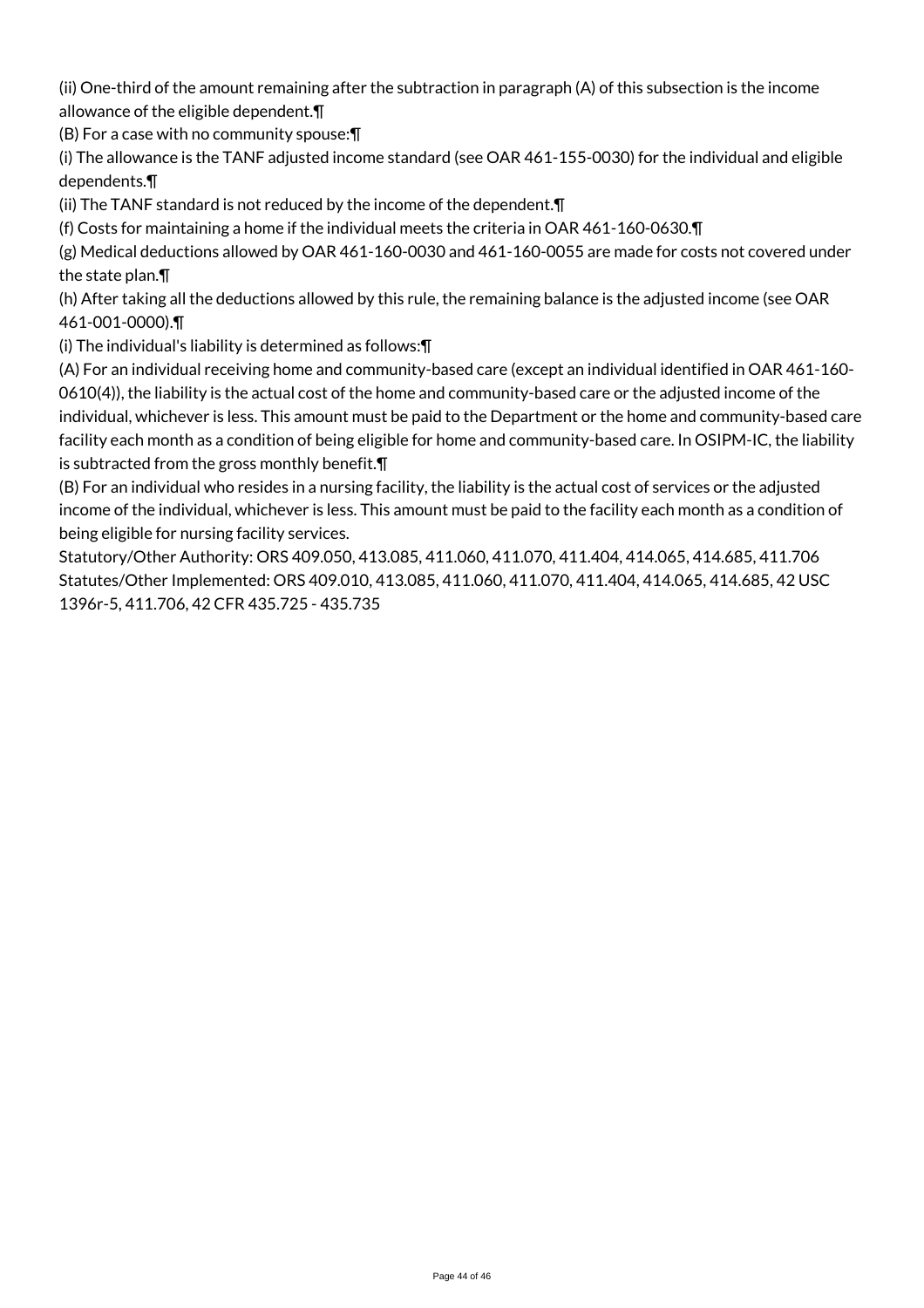(ii) One-third of the amount remaining after the subtraction in paragraph (A) of this subsection is the income allowance of the eligible dependent.¶

(B) For a case with no community spouse:¶

(i) The allowance is the TANF adjusted income standard (see OAR 461-155-0030) for the individual and eligible dependents.¶

(ii) The TANF standard is not reduced by the income of the dependent.¶

(f) Costs for maintaining a home if the individual meets the criteria in OAR 461-160-0630.¶

(g) Medical deductions allowed by OAR 461-160-0030 and 461-160-0055 are made for costs not covered under the state plan.¶

(h) After taking all the deductions allowed by this rule, the remaining balance is the adjusted income (see OAR 461-001-0000).¶

(i) The individual's liability is determined as follows:¶

(A) For an individual receiving home and community-based care (except an individual identified in OAR 461-160-0610(4)), the liability is the actual cost of the home and community-based care or the adjusted income of the individual, whichever is less. This amount must be paid to the Department or the home and community-based care facility each month as a condition of being eligible for home and community-based care. In OSIPM-IC, the liability is subtracted from the gross monthly benefit.¶

(B) For an individual who resides in a nursing facility, the liability is the actual cost of services or the adjusted income of the individual, whichever is less. This amount must be paid to the facility each month as a condition of being eligible for nursing facility services.

Statutory/Other Authority: ORS 409.050, 413.085, 411.060, 411.070, 411.404, 414.065, 414.685, 411.706
Statutes/Other Implemented: ORS 409.010, 413.085, 411.060, 411.070, 411.404, 414.065, 414.685, 42 USC 1396r-5, 411.706, 42 CFR 435.725 - 435.735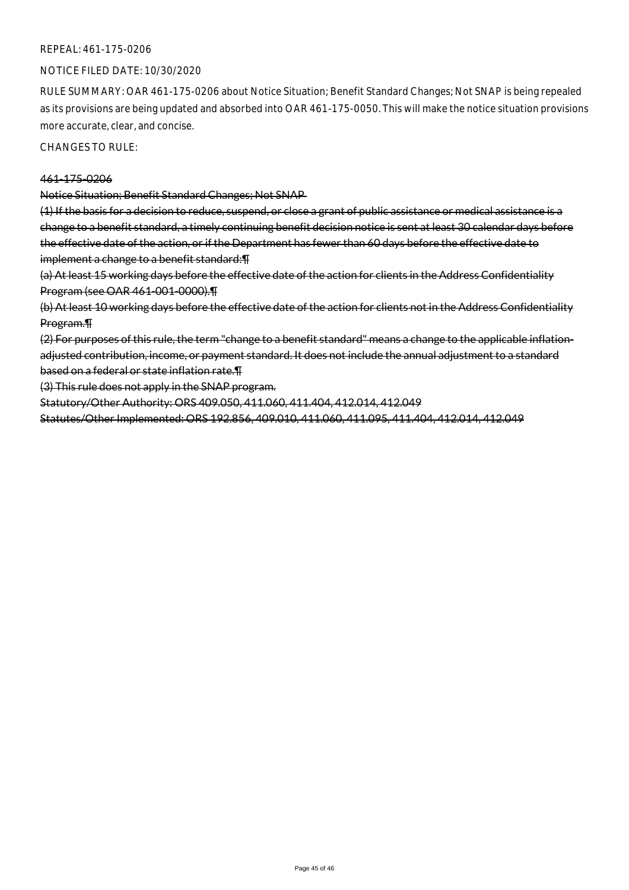REPEAL: 461-175-0206

NOTICE FILED DATE: 10/30/2020

RULE SUMMARY: OAR 461-175-0206 about Notice Situation; Benefit Standard Changes; Not SNAP is being repealed as its provisions are being updated and absorbed into OAR 461-175-0050. This will make the notice situation provisions more accurate, clear, and concise.

CHANGES TO RULE:

~~461-175-0206~~

~~Notice Situation; Benefit Standard Changes; Not SNAP~~

~~(1) If the basis for a decision to reduce, suspend, or close a grant of public assistance or medical assistance is a change to a benefit standard, a timely continuing benefit decision notice is sent at least 30 calendar days before the effective date of the action, or if the Department has fewer than 60 days before the effective date to implement a change to a benefit standard:¶~~

~~(a) At least 15 working days before the effective date of the action for clients in the Address Confidentiality Program (see OAR 461-001-0000).¶~~

~~(b) At least 10 working days before the effective date of the action for clients not in the Address Confidentiality Program.¶~~

~~(2) For purposes of this rule, the term "change to a benefit standard" means a change to the applicable inflation-adjusted contribution, income, or payment standard. It does not include the annual adjustment to a standard based on a federal or state inflation rate.¶~~

~~(3) This rule does not apply in the SNAP program.~~

~~Statutory/Other Authority: ORS 409.050, 411.060, 411.404, 412.014, 412.049~~

~~Statutes/Other Implemented: ORS 192.856, 409.010, 411.060, 411.095, 411.404, 412.014, 412.049~~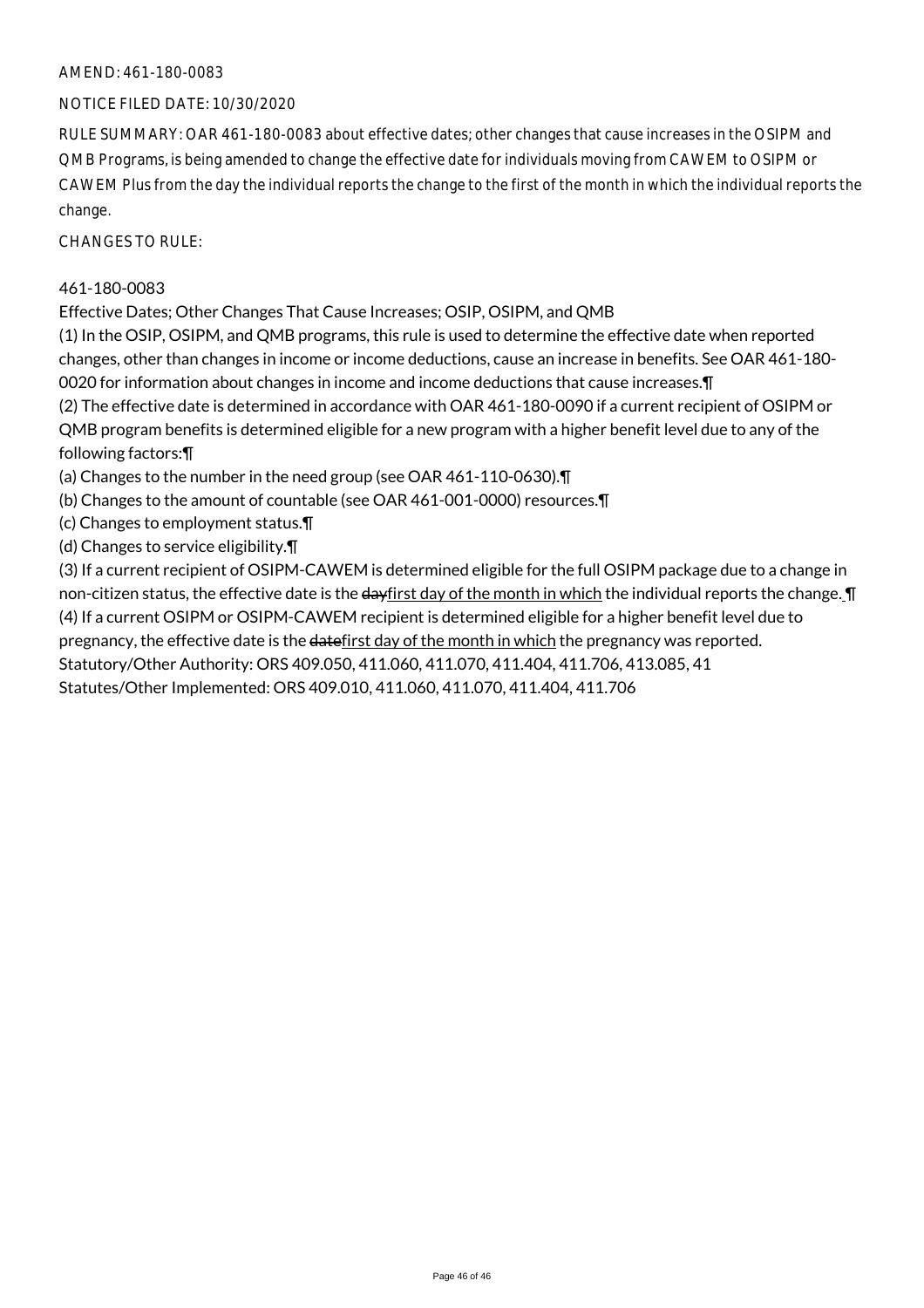AMEND: 461-180-0083

NOTICE FILED DATE: 10/30/2020

RULE SUMMARY: OAR 461-180-0083 about effective dates; other changes that cause increases in the OSIPM and QMB Programs, is being amended to change the effective date for individuals moving from CAWEM to OSIPM or CAWEM Plus from the day the individual reports the change to the first of the month in which the individual reports the change.

CHANGES TO RULE:

461-180-0083

Effective Dates; Other Changes That Cause Increases; OSIP, OSIPM, and QMB

(1) In the OSIP, OSIPM, and QMB programs, this rule is used to determine the effective date when reported changes, other than changes in income or income deductions, cause an increase in benefits. See OAR 461-180-0020 for information about changes in income and income deductions that cause increases.¶

(2) The effective date is determined in accordance with OAR 461-180-0090 if a current recipient of OSIPM or QMB program benefits is determined eligible for a new program with a higher benefit level due to any of the following factors:¶

(a) Changes to the number in the need group (see OAR 461-110-0630).¶

(b) Changes to the amount of countable (see OAR 461-001-0000) resources.¶

(c) Changes to employment status.¶

(d) Changes to service eligibility.¶

(3) If a current recipient of OSIPM-CAWEM is determined eligible for the full OSIPM package due to a change in non-citizen status, the effective date is the ~~day~~first day of the month in which the individual reports the change. ¶

(4) If a current OSIPM or OSIPM-CAWEM recipient is determined eligible for a higher benefit level due to pregnancy, the effective date is the ~~date~~first day of the month in which the pregnancy was reported.

Statutory/Other Authority: ORS 409.050, 411.060, 411.070, 411.404, 411.706, 413.085, 41

Statutes/Other Implemented: ORS 409.010, 411.060, 411.070, 411.404, 411.706